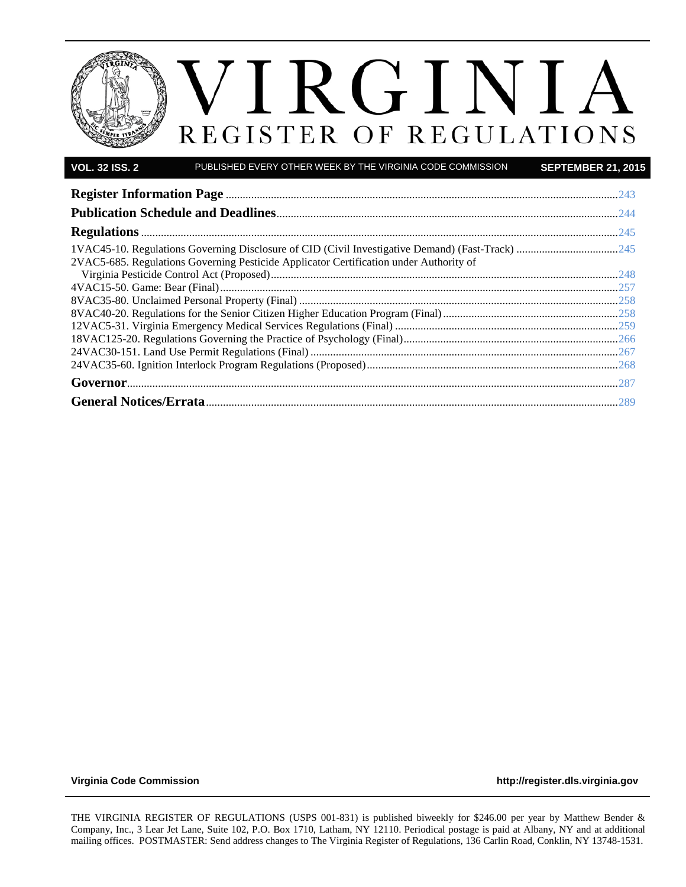# VIRGINIA

## REGISTER OF REGULATIONS

**VOL. 32 ISS. 2** PUBLISHED EVERY OTHER WEEK BY THE VIRGINIA CODE COMMISSION **SEPTEMBER 21, 2015**

**Register Information Page** ..... 243

**Publication Schedule and Deadlines** ..... 244

**Regulations** ..... 245

1VAC45-10. Regulations Governing Disclosure of CID (Civil Investigative Demand) (Fast-Track) ..... 245

2VAC5-685. Regulations Governing Pesticide Applicator Certification under Authority of Virginia Pesticide Control Act (Proposed) ..... 248

4VAC15-50. Game: Bear (Final) ..... 257

8VAC35-80. Unclaimed Personal Property (Final) ..... 258

8VAC40-20. Regulations for the Senior Citizen Higher Education Program (Final) ..... 258

12VAC5-31. Virginia Emergency Medical Services Regulations (Final) ..... 259

18VAC125-20. Regulations Governing the Practice of Psychology (Final) ..... 266

24VAC30-151. Land Use Permit Regulations (Final) ..... 267

24VAC35-60. Ignition Interlock Program Regulations (Proposed) ..... 268

**Governor** ..... 287

**General Notices/Errata** ..... 289

**Virginia Code Commission** **http://register.dls.virginia.gov**

THE VIRGINIA REGISTER OF REGULATIONS (USPS 001-831) is published biweekly for $246.00 per year by Matthew Bender & Company, Inc., 3 Lear Jet Lane, Suite 102, P.O. Box 1710, Latham, NY 12110. Periodical postage is paid at Albany, NY and at additional mailing offices. POSTMASTER: Send address changes to The Virginia Register of Regulations, 136 Carlin Road, Conklin, NY 13748-1531.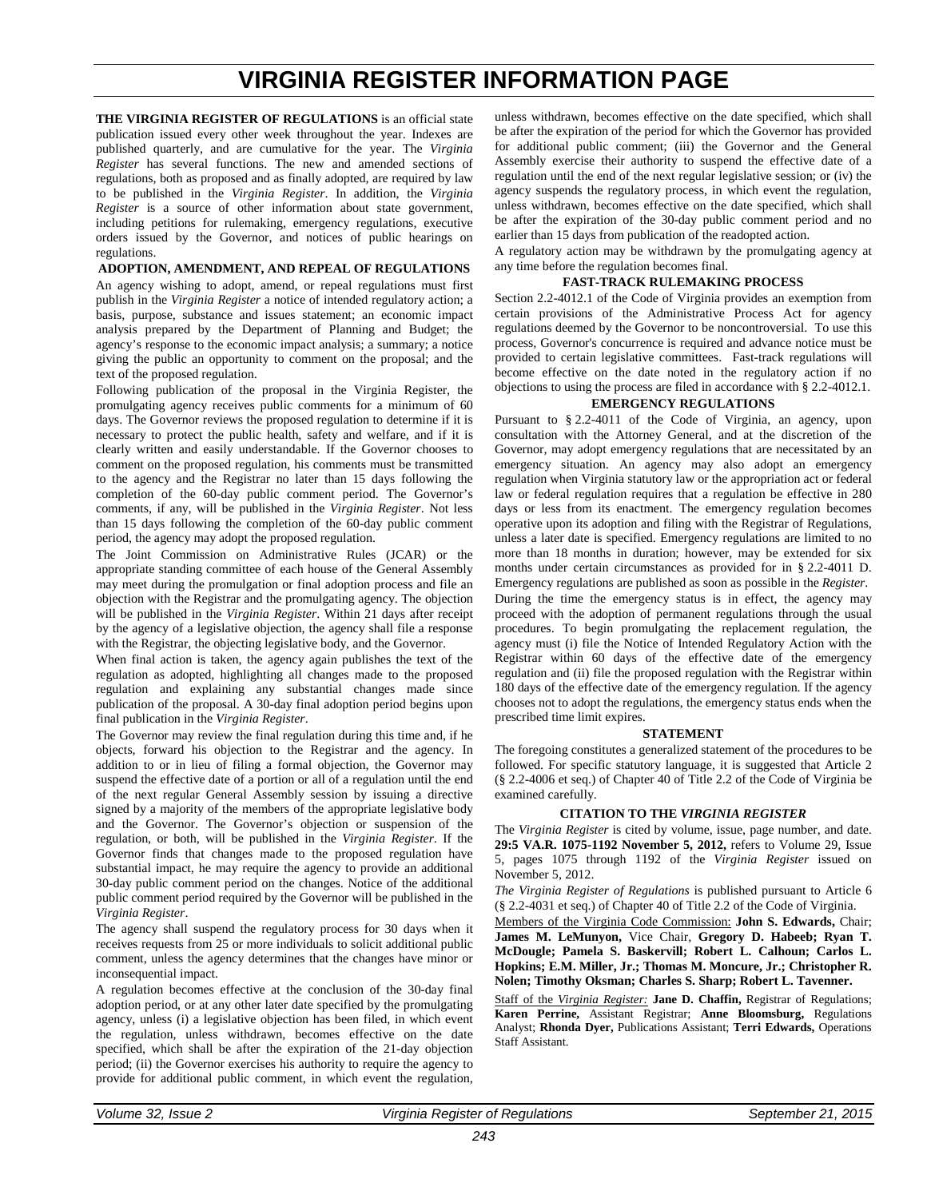# VIRGINIA REGISTER INFORMATION PAGE

**THE VIRGINIA REGISTER OF REGULATIONS** is an official state publication issued every other week throughout the year. Indexes are published quarterly, and are cumulative for the year. The *Virginia Register* has several functions. The new and amended sections of regulations, both as proposed and as finally adopted, are required by law to be published in the *Virginia Register*. In addition, the *Virginia Register* is a source of other information about state government, including petitions for rulemaking, emergency regulations, executive orders issued by the Governor, and notices of public hearings on regulations.

### ADOPTION, AMENDMENT, AND REPEAL OF REGULATIONS

An agency wishing to adopt, amend, or repeal regulations must first publish in the *Virginia Register* a notice of intended regulatory action; a basis, purpose, substance and issues statement; an economic impact analysis prepared by the Department of Planning and Budget; the agency's response to the economic impact analysis; a summary; a notice giving the public an opportunity to comment on the proposal; and the text of the proposed regulation.

Following publication of the proposal in the Virginia Register, the promulgating agency receives public comments for a minimum of 60 days. The Governor reviews the proposed regulation to determine if it is necessary to protect the public health, safety and welfare, and if it is clearly written and easily understandable. If the Governor chooses to comment on the proposed regulation, his comments must be transmitted to the agency and the Registrar no later than 15 days following the completion of the 60-day public comment period. The Governor's comments, if any, will be published in the *Virginia Register*. Not less than 15 days following the completion of the 60-day public comment period, the agency may adopt the proposed regulation.

The Joint Commission on Administrative Rules (JCAR) or the appropriate standing committee of each house of the General Assembly may meet during the promulgation or final adoption process and file an objection with the Registrar and the promulgating agency. The objection will be published in the *Virginia Register*. Within 21 days after receipt by the agency of a legislative objection, the agency shall file a response with the Registrar, the objecting legislative body, and the Governor.

When final action is taken, the agency again publishes the text of the regulation as adopted, highlighting all changes made to the proposed regulation and explaining any substantial changes made since publication of the proposal. A 30-day final adoption period begins upon final publication in the *Virginia Register*.

The Governor may review the final regulation during this time and, if he objects, forward his objection to the Registrar and the agency. In addition to or in lieu of filing a formal objection, the Governor may suspend the effective date of a portion or all of a regulation until the end of the next regular General Assembly session by issuing a directive signed by a majority of the members of the appropriate legislative body and the Governor. The Governor's objection or suspension of the regulation, or both, will be published in the *Virginia Register*. If the Governor finds that changes made to the proposed regulation have substantial impact, he may require the agency to provide an additional 30-day public comment period on the changes. Notice of the additional public comment period required by the Governor will be published in the *Virginia Register*.

The agency shall suspend the regulatory process for 30 days when it receives requests from 25 or more individuals to solicit additional public comment, unless the agency determines that the changes have minor or inconsequential impact.

A regulation becomes effective at the conclusion of the 30-day final adoption period, or at any other later date specified by the promulgating agency, unless (i) a legislative objection has been filed, in which event the regulation, unless withdrawn, becomes effective on the date specified, which shall be after the expiration of the 21-day objection period; (ii) the Governor exercises his authority to require the agency to provide for additional public comment, in which event the regulation, unless withdrawn, becomes effective on the date specified, which shall be after the expiration of the period for which the Governor has provided for additional public comment; (iii) the Governor and the General Assembly exercise their authority to suspend the effective date of a regulation until the end of the next regular legislative session; or (iv) the agency suspends the regulatory process, in which event the regulation, unless withdrawn, becomes effective on the date specified, which shall be after the expiration of the 30-day public comment period and no earlier than 15 days from publication of the readopted action.

A regulatory action may be withdrawn by the promulgating agency at any time before the regulation becomes final.

### FAST-TRACK RULEMAKING PROCESS

Section 2.2-4012.1 of the Code of Virginia provides an exemption from certain provisions of the Administrative Process Act for agency regulations deemed by the Governor to be noncontroversial. To use this process, Governor's concurrence is required and advance notice must be provided to certain legislative committees. Fast-track regulations will become effective on the date noted in the regulatory action if no objections to using the process are filed in accordance with § 2.2-4012.1.

### EMERGENCY REGULATIONS

Pursuant to § 2.2-4011 of the Code of Virginia, an agency, upon consultation with the Attorney General, and at the discretion of the Governor, may adopt emergency regulations that are necessitated by an emergency situation. An agency may also adopt an emergency regulation when Virginia statutory law or the appropriation act or federal law or federal regulation requires that a regulation be effective in 280 days or less from its enactment. The emergency regulation becomes operative upon its adoption and filing with the Registrar of Regulations, unless a later date is specified. Emergency regulations are limited to no more than 18 months in duration; however, may be extended for six months under certain circumstances as provided for in § 2.2-4011 D. Emergency regulations are published as soon as possible in the *Register*.

During the time the emergency status is in effect, the agency may proceed with the adoption of permanent regulations through the usual procedures. To begin promulgating the replacement regulation, the agency must (i) file the Notice of Intended Regulatory Action with the Registrar within 60 days of the effective date of the emergency regulation and (ii) file the proposed regulation with the Registrar within 180 days of the effective date of the emergency regulation. If the agency chooses not to adopt the regulations, the emergency status ends when the prescribed time limit expires.

### STATEMENT

The foregoing constitutes a generalized statement of the procedures to be followed. For specific statutory language, it is suggested that Article 2 (§ 2.2-4006 et seq.) of Chapter 40 of Title 2.2 of the Code of Virginia be examined carefully.

### CITATION TO THE *VIRGINIA REGISTER*

The *Virginia Register* is cited by volume, issue, page number, and date. **29:5 VA.R. 1075-1192 November 5, 2012,** refers to Volume 29, Issue 5, pages 1075 through 1192 of the *Virginia Register* issued on November 5, 2012.

*The Virginia Register of Regulations* is published pursuant to Article 6 (§ 2.2-4031 et seq.) of Chapter 40 of Title 2.2 of the Code of Virginia.

Members of the Virginia Code Commission: **John S. Edwards,** Chair; **James M. LeMunyon,** Vice Chair, **Gregory D. Habeeb; Ryan T. McDougle; Pamela S. Baskervill; Robert L. Calhoun; Carlos L. Hopkins; E.M. Miller, Jr.; Thomas M. Moncure, Jr.; Christopher R. Nolen; Timothy Oksman; Charles S. Sharp; Robert L. Tavenner.**

Staff of the *Virginia Register:* **Jane D. Chaffin,** Registrar of Regulations; **Karen Perrine,** Assistant Registrar; **Anne Bloomsburg,** Regulations Analyst; **Rhonda Dyer,** Publications Assistant; **Terri Edwards,** Operations Staff Assistant.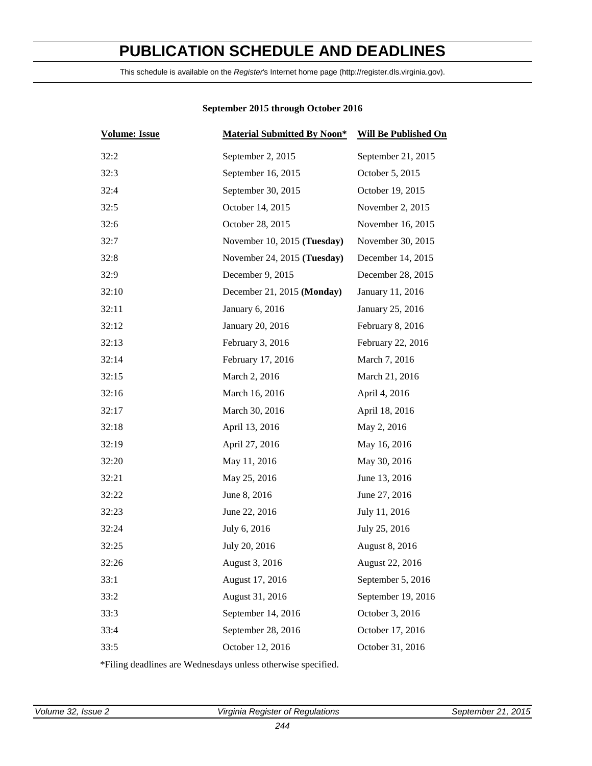# PUBLICATION SCHEDULE AND DEADLINES

This schedule is available on the *Register*'s Internet home page (http://register.dls.virginia.gov).

**September 2015 through October 2016**

| Volume: Issue | Material Submitted By Noon* | Will Be Published On |
|---|---|---|
| 32:2 | September 2, 2015 | September 21, 2015 |
| 32:3 | September 16, 2015 | October 5, 2015 |
| 32:4 | September 30, 2015 | October 19, 2015 |
| 32:5 | October 14, 2015 | November 2, 2015 |
| 32:6 | October 28, 2015 | November 16, 2015 |
| 32:7 | November 10, 2015 **(Tuesday)** | November 30, 2015 |
| 32:8 | November 24, 2015 **(Tuesday)** | December 14, 2015 |
| 32:9 | December 9, 2015 | December 28, 2015 |
| 32:10 | December 21, 2015 **(Monday)** | January 11, 2016 |
| 32:11 | January 6, 2016 | January 25, 2016 |
| 32:12 | January 20, 2016 | February 8, 2016 |
| 32:13 | February 3, 2016 | February 22, 2016 |
| 32:14 | February 17, 2016 | March 7, 2016 |
| 32:15 | March 2, 2016 | March 21, 2016 |
| 32:16 | March 16, 2016 | April 4, 2016 |
| 32:17 | March 30, 2016 | April 18, 2016 |
| 32:18 | April 13, 2016 | May 2, 2016 |
| 32:19 | April 27, 2016 | May 16, 2016 |
| 32:20 | May 11, 2016 | May 30, 2016 |
| 32:21 | May 25, 2016 | June 13, 2016 |
| 32:22 | June 8, 2016 | June 27, 2016 |
| 32:23 | June 22, 2016 | July 11, 2016 |
| 32:24 | July 6, 2016 | July 25, 2016 |
| 32:25 | July 20, 2016 | August 8, 2016 |
| 32:26 | August 3, 2016 | August 22, 2016 |
| 33:1 | August 17, 2016 | September 5, 2016 |
| 33:2 | August 31, 2016 | September 19, 2016 |
| 33:3 | September 14, 2016 | October 3, 2016 |
| 33:4 | September 28, 2016 | October 17, 2016 |
| 33:5 | October 12, 2016 | October 31, 2016 |

*Filing deadlines are Wednesdays unless otherwise specified.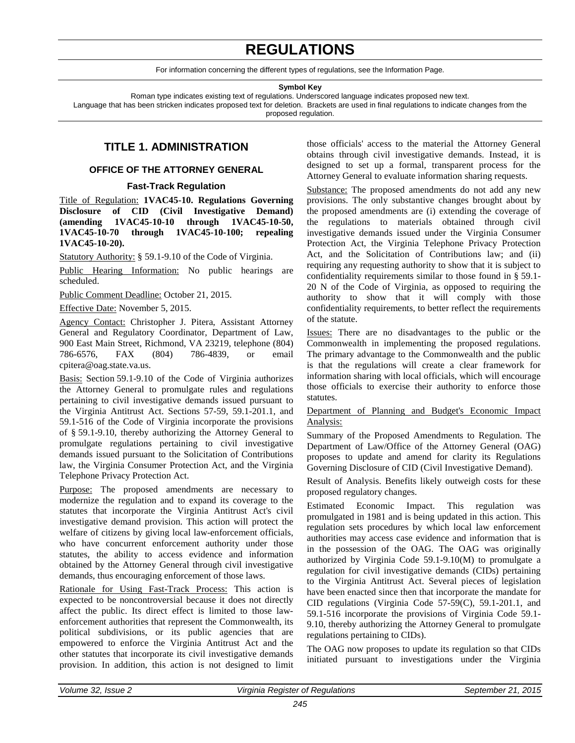# REGULATIONS

For information concerning the different types of regulations, see the Information Page.

**Symbol Key**

Roman type indicates existing text of regulations. Underscored language indicates proposed new text.
Language that has been stricken indicates proposed text for deletion. Brackets are used in final regulations to indicate changes from the proposed regulation.

## TITLE 1. ADMINISTRATION

### OFFICE OF THE ATTORNEY GENERAL

#### Fast-Track Regulation

Title of Regulation: **1VAC45-10. Regulations Governing Disclosure of CID (Civil Investigative Demand) (amending 1VAC45-10-10 through 1VAC45-10-50, 1VAC45-10-70 through 1VAC45-10-100; repealing 1VAC45-10-20).**

Statutory Authority: § 59.1-9.10 of the Code of Virginia.

Public Hearing Information: No public hearings are scheduled.

Public Comment Deadline: October 21, 2015.

Effective Date: November 5, 2015.

Agency Contact: Christopher J. Pitera, Assistant Attorney General and Regulatory Coordinator, Department of Law, 900 East Main Street, Richmond, VA 23219, telephone (804) 786-6576, FAX (804) 786-4839, or email cpitera@oag.state.va.us.

Basis: Section 59.1-9.10 of the Code of Virginia authorizes the Attorney General to promulgate rules and regulations pertaining to civil investigative demands issued pursuant to the Virginia Antitrust Act. Sections 57-59, 59.1-201.1, and 59.1-516 of the Code of Virginia incorporate the provisions of § 59.1-9.10, thereby authorizing the Attorney General to promulgate regulations pertaining to civil investigative demands issued pursuant to the Solicitation of Contributions law, the Virginia Consumer Protection Act, and the Virginia Telephone Privacy Protection Act.

Purpose: The proposed amendments are necessary to modernize the regulation and to expand its coverage to the statutes that incorporate the Virginia Antitrust Act's civil investigative demand provision. This action will protect the welfare of citizens by giving local law-enforcement officials, who have concurrent enforcement authority under those statutes, the ability to access evidence and information obtained by the Attorney General through civil investigative demands, thus encouraging enforcement of those laws.

Rationale for Using Fast-Track Process: This action is expected to be noncontroversial because it does not directly affect the public. Its direct effect is limited to those law-enforcement authorities that represent the Commonwealth, its political subdivisions, or its public agencies that are empowered to enforce the Virginia Antitrust Act and the other statutes that incorporate its civil investigative demands provision. In addition, this action is not designed to limit those officials' access to the material the Attorney General obtains through civil investigative demands. Instead, it is designed to set up a formal, transparent process for the Attorney General to evaluate information sharing requests.

Substance: The proposed amendments do not add any new provisions. The only substantive changes brought about by the proposed amendments are (i) extending the coverage of the regulations to materials obtained through civil investigative demands issued under the Virginia Consumer Protection Act, the Virginia Telephone Privacy Protection Act, and the Solicitation of Contributions law; and (ii) requiring any requesting authority to show that it is subject to confidentiality requirements similar to those found in § 59.1-20 N of the Code of Virginia, as opposed to requiring the authority to show that it will comply with those confidentiality requirements, to better reflect the requirements of the statute.

Issues: There are no disadvantages to the public or the Commonwealth in implementing the proposed regulations. The primary advantage to the Commonwealth and the public is that the regulations will create a clear framework for information sharing with local officials, which will encourage those officials to exercise their authority to enforce those statutes.

Department of Planning and Budget's Economic Impact Analysis:

Summary of the Proposed Amendments to Regulation. The Department of Law/Office of the Attorney General (OAG) proposes to update and amend for clarity its Regulations Governing Disclosure of CID (Civil Investigative Demand).

Result of Analysis. Benefits likely outweigh costs for these proposed regulatory changes.

Estimated Economic Impact. This regulation was promulgated in 1981 and is being updated in this action. This regulation sets procedures by which local law enforcement authorities may access case evidence and information that is in the possession of the OAG. The OAG was originally authorized by Virginia Code 59.1-9.10(M) to promulgate a regulation for civil investigative demands (CIDs) pertaining to the Virginia Antitrust Act. Several pieces of legislation have been enacted since then that incorporate the mandate for CID regulations (Virginia Code 57-59(C), 59.1-201.1, and 59.1-516 incorporate the provisions of Virginia Code 59.1-9.10, thereby authorizing the Attorney General to promulgate regulations pertaining to CIDs).

The OAG now proposes to update its regulation so that CIDs initiated pursuant to investigations under the Virginia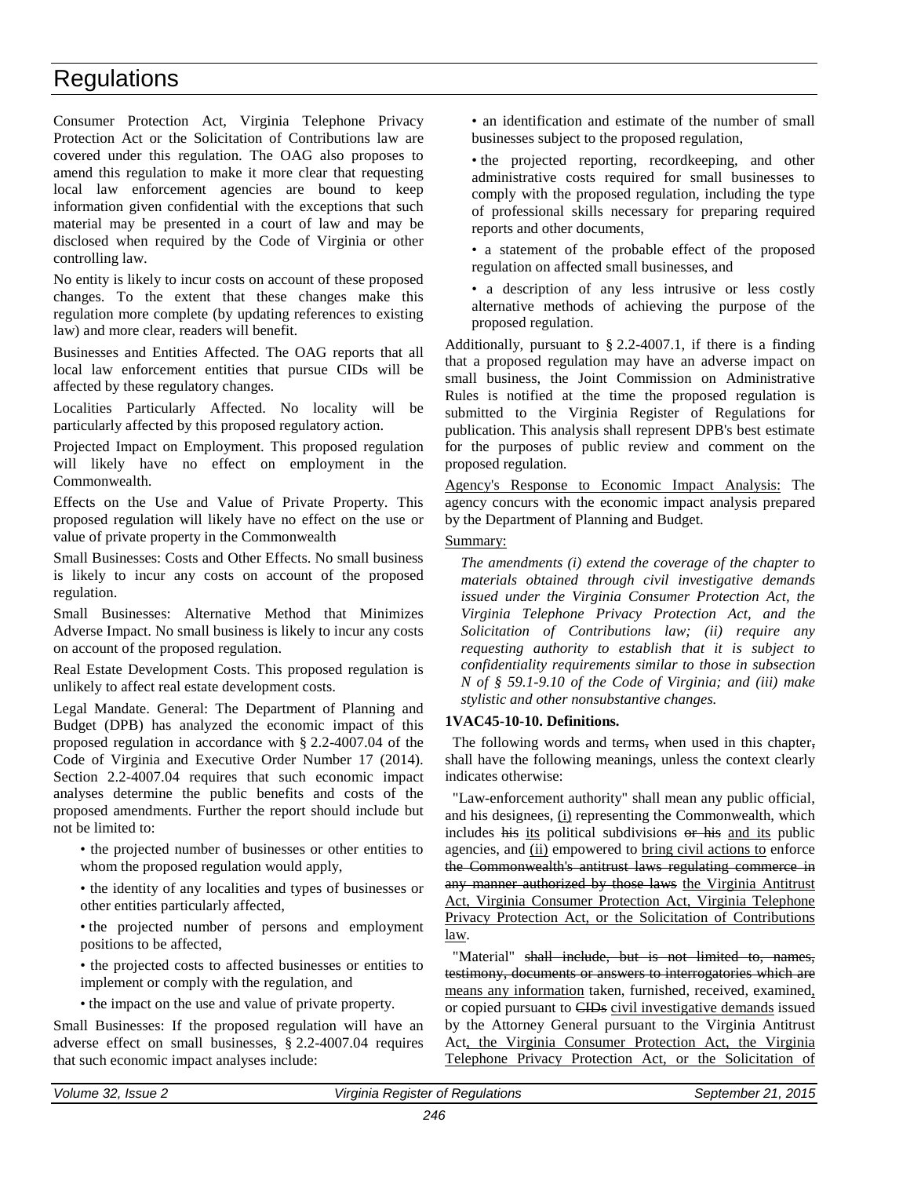Consumer Protection Act, Virginia Telephone Privacy Protection Act or the Solicitation of Contributions law are covered under this regulation. The OAG also proposes to amend this regulation to make it more clear that requesting local law enforcement agencies are bound to keep information given confidential with the exceptions that such material may be presented in a court of law and may be disclosed when required by the Code of Virginia or other controlling law.

No entity is likely to incur costs on account of these proposed changes. To the extent that these changes make this regulation more complete (by updating references to existing law) and more clear, readers will benefit.

Businesses and Entities Affected. The OAG reports that all local law enforcement entities that pursue CIDs will be affected by these regulatory changes.

Localities Particularly Affected. No locality will be particularly affected by this proposed regulatory action.

Projected Impact on Employment. This proposed regulation will likely have no effect on employment in the Commonwealth.

Effects on the Use and Value of Private Property. This proposed regulation will likely have no effect on the use or value of private property in the Commonwealth

Small Businesses: Costs and Other Effects. No small business is likely to incur any costs on account of the proposed regulation.

Small Businesses: Alternative Method that Minimizes Adverse Impact. No small business is likely to incur any costs on account of the proposed regulation.

Real Estate Development Costs. This proposed regulation is unlikely to affect real estate development costs.

Legal Mandate. General: The Department of Planning and Budget (DPB) has analyzed the economic impact of this proposed regulation in accordance with § 2.2-4007.04 of the Code of Virginia and Executive Order Number 17 (2014). Section 2.2-4007.04 requires that such economic impact analyses determine the public benefits and costs of the proposed amendments. Further the report should include but not be limited to:

- the projected number of businesses or other entities to whom the proposed regulation would apply,
- the identity of any localities and types of businesses or other entities particularly affected,
- the projected number of persons and employment positions to be affected,
- the projected costs to affected businesses or entities to implement or comply with the regulation, and
- the impact on the use and value of private property.

Small Businesses: If the proposed regulation will have an adverse effect on small businesses, § 2.2-4007.04 requires that such economic impact analyses include:

- an identification and estimate of the number of small businesses subject to the proposed regulation,
- the projected reporting, recordkeeping, and other administrative costs required for small businesses to comply with the proposed regulation, including the type of professional skills necessary for preparing required reports and other documents,
- a statement of the probable effect of the proposed regulation on affected small businesses, and
- a description of any less intrusive or less costly alternative methods of achieving the purpose of the proposed regulation.

Additionally, pursuant to § 2.2-4007.1, if there is a finding that a proposed regulation may have an adverse impact on small business, the Joint Commission on Administrative Rules is notified at the time the proposed regulation is submitted to the Virginia Register of Regulations for publication. This analysis shall represent DPB's best estimate for the purposes of public review and comment on the proposed regulation.

<u>Agency's Response to Economic Impact Analysis:</u> The agency concurs with the economic impact analysis prepared by the Department of Planning and Budget.

<u>Summary:</u>

*The amendments (i) extend the coverage of the chapter to materials obtained through civil investigative demands issued under the Virginia Consumer Protection Act, the Virginia Telephone Privacy Protection Act, and the Solicitation of Contributions law; (ii) require any requesting authority to establish that it is subject to confidentiality requirements similar to those in subsection N of § 59.1-9.10 of the Code of Virginia; and (iii) make stylistic and other nonsubstantive changes.*

**1VAC45-10-10. Definitions.**

The following words and terms~~,~~ when used in this chapter~~,~~ shall have the following meanings, unless the context clearly indicates otherwise:

"Law-enforcement authority" shall mean any public official, and his designees, <u>(i)</u> representing the Commonwealth, which includes ~~his~~ <u>its</u> political subdivisions ~~or his~~ <u>and its</u> public agencies, and <u>(ii)</u> empowered to <u>bring civil actions to</u> enforce ~~the Commonwealth's antitrust laws regulating commerce in any manner authorized by those laws~~ <u>the Virginia Antitrust Act, Virginia Consumer Protection Act, Virginia Telephone Privacy Protection Act, or the Solicitation of Contributions law</u>.

"Material" ~~shall include, but is not limited to, names, testimony, documents or answers to interrogatories which are~~ <u>means any information</u> taken, furnished, received, examined<u>,</u> or copied pursuant to ~~CIDs~~ <u>civil investigative demands</u> issued by the Attorney General pursuant to the Virginia Antitrust Act<u>, the Virginia Consumer Protection Act, the Virginia Telephone Privacy Protection Act, or the Solicitation of</u>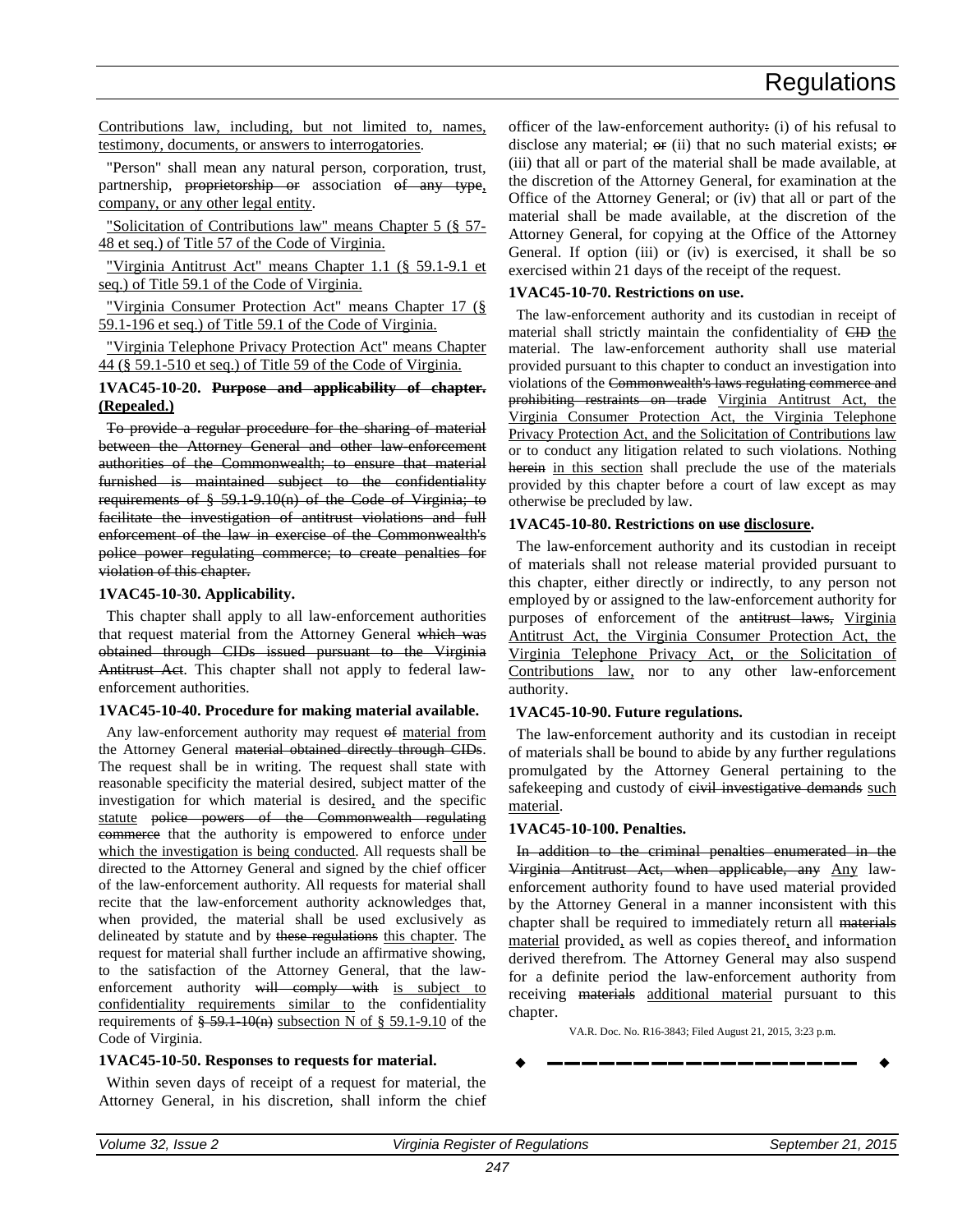<u>Contributions law, including, but not limited to, names, testimony, documents, or answers to interrogatories</u>.

"Person" shall mean any natural person, corporation, trust, partnership, ~~proprietorship or~~ association ~~of any type~~<u>, company, or any other legal entity</u>.

<u>"Solicitation of Contributions law" means Chapter 5 (§ 57-48 et seq.) of Title 57 of the Code of Virginia.</u>

<u>"Virginia Antitrust Act" means Chapter 1.1 (§ 59.1-9.1 et seq.) of Title 59.1 of the Code of Virginia.</u>

<u>"Virginia Consumer Protection Act" means Chapter 17 (§ 59.1-196 et seq.) of Title 59.1 of the Code of Virginia.</u>

<u>"Virginia Telephone Privacy Protection Act" means Chapter 44 (§ 59.1-510 et seq.) of Title 59 of the Code of Virginia.</u>

**1VAC45-10-20. ~~Purpose and applicability of chapter.~~ <u>(Repealed.)</u>**

~~To provide a regular procedure for the sharing of material between the Attorney General and other law-enforcement authorities of the Commonwealth; to ensure that material furnished is maintained subject to the confidentiality requirements of § 59.1-9.10(n) of the Code of Virginia; to facilitate the investigation of antitrust violations and full enforcement of the law in exercise of the Commonwealth's police power regulating commerce; to create penalties for violation of this chapter.~~

**1VAC45-10-30. Applicability.**

This chapter shall apply to all law-enforcement authorities that request material from the Attorney General ~~which was obtained through CIDs issued pursuant to the Virginia Antitrust Act~~. This chapter shall not apply to federal law-enforcement authorities.

**1VAC45-10-40. Procedure for making material available.**

Any law-enforcement authority may request ~~of~~ <u>material from</u> the Attorney General ~~material obtained directly through CIDs~~. The request shall be in writing. The request shall state with reasonable specificity the material desired, subject matter of the investigation for which material is desired<u>,</u> and the specific <u>statute</u> ~~police powers of the Commonwealth regulating commerce~~ that the authority is empowered to enforce <u>under which the investigation is being conducted</u>. All requests shall be directed to the Attorney General and signed by the chief officer of the law-enforcement authority. All requests for material shall recite that the law-enforcement authority acknowledges that, when provided, the material shall be used exclusively as delineated by statute and by ~~these regulations~~ <u>this chapter</u>. The request for material shall further include an affirmative showing, to the satisfaction of the Attorney General, that the law-enforcement authority ~~will comply with~~ <u>is subject to confidentiality requirements similar to</u> the confidentiality requirements of ~~§ 59.1-10(n)~~ <u>subsection N of § 59.1-9.10</u> of the Code of Virginia.

**1VAC45-10-50. Responses to requests for material.**

Within seven days of receipt of a request for material, the Attorney General, in his discretion, shall inform the chief officer of the law-enforcement authority~~:~~ (i) of his refusal to disclose any material; ~~or~~ (ii) that no such material exists; ~~or~~ (iii) that all or part of the material shall be made available, at the discretion of the Attorney General, for examination at the Office of the Attorney General; or (iv) that all or part of the material shall be made available, at the discretion of the Attorney General, for copying at the Office of the Attorney General. If option (iii) or (iv) is exercised, it shall be so exercised within 21 days of the receipt of the request.

**1VAC45-10-70. Restrictions on use.**

The law-enforcement authority and its custodian in receipt of material shall strictly maintain the confidentiality of ~~CID~~ <u>the</u> material. The law-enforcement authority shall use material provided pursuant to this chapter to conduct an investigation into violations of the ~~Commonwealth's laws regulating commerce and prohibiting restraints on trade~~ <u>Virginia Antitrust Act, the Virginia Consumer Protection Act, the Virginia Telephone Privacy Protection Act, and the Solicitation of Contributions law</u> or to conduct any litigation related to such violations. Nothing ~~herein~~ <u>in this section</u> shall preclude the use of the materials provided by this chapter before a court of law except as may otherwise be precluded by law.

**1VAC45-10-80. Restrictions on ~~use~~ <u>disclosure</u>.**

The law-enforcement authority and its custodian in receipt of materials shall not release material provided pursuant to this chapter, either directly or indirectly, to any person not employed by or assigned to the law-enforcement authority for purposes of enforcement of the ~~antitrust laws,~~ <u>Virginia Antitrust Act, the Virginia Consumer Protection Act, the Virginia Telephone Privacy Act, or the Solicitation of Contributions law,</u> nor to any other law-enforcement authority.

**1VAC45-10-90. Future regulations.**

The law-enforcement authority and its custodian in receipt of materials shall be bound to abide by any further regulations promulgated by the Attorney General pertaining to the safekeeping and custody of ~~civil investigative demands~~ <u>such material</u>.

**1VAC45-10-100. Penalties.**

~~In addition to the criminal penalties enumerated in the Virginia Antitrust Act, when applicable, any~~ <u>Any</u> law-enforcement authority found to have used material provided by the Attorney General in a manner inconsistent with this chapter shall be required to immediately return all ~~materials~~ <u>material</u> provided<u>,</u> as well as copies thereof<u>,</u> and information derived therefrom. The Attorney General may also suspend for a definite period the law-enforcement authority from receiving ~~materials~~ <u>additional material</u> pursuant to this chapter.

VA.R. Doc. No. R16-3843; Filed August 21, 2015, 3:23 p.m.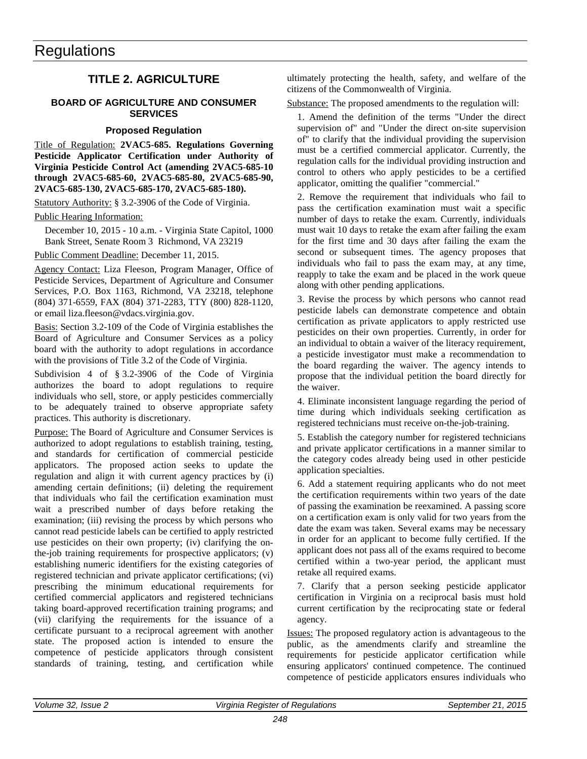# Regulations

## TITLE 2. AGRICULTURE

### BOARD OF AGRICULTURE AND CONSUMER SERVICES

#### Proposed Regulation

Title of Regulation: **2VAC5-685. Regulations Governing Pesticide Applicator Certification under Authority of Virginia Pesticide Control Act (amending 2VAC5-685-10 through 2VAC5-685-60, 2VAC5-685-80, 2VAC5-685-90, 2VAC5-685-130, 2VAC5-685-170, 2VAC5-685-180).**

Statutory Authority: § 3.2-3906 of the Code of Virginia.

Public Hearing Information:

December 10, 2015 - 10 a.m. - Virginia State Capitol, 1000 Bank Street, Senate Room 3 Richmond, VA 23219

Public Comment Deadline: December 11, 2015.

Agency Contact: Liza Fleeson, Program Manager, Office of Pesticide Services, Department of Agriculture and Consumer Services, P.O. Box 1163, Richmond, VA 23218, telephone (804) 371-6559, FAX (804) 371-2283, TTY (800) 828-1120, or email liza.fleeson@vdacs.virginia.gov.

Basis: Section 3.2-109 of the Code of Virginia establishes the Board of Agriculture and Consumer Services as a policy board with the authority to adopt regulations in accordance with the provisions of Title 3.2 of the Code of Virginia.

Subdivision 4 of § 3.2-3906 of the Code of Virginia authorizes the board to adopt regulations to require individuals who sell, store, or apply pesticides commercially to be adequately trained to observe appropriate safety practices. This authority is discretionary.

Purpose: The Board of Agriculture and Consumer Services is authorized to adopt regulations to establish training, testing, and standards for certification of commercial pesticide applicators. The proposed action seeks to update the regulation and align it with current agency practices by (i) amending certain definitions; (ii) deleting the requirement that individuals who fail the certification examination must wait a prescribed number of days before retaking the examination; (iii) revising the process by which persons who cannot read pesticide labels can be certified to apply restricted use pesticides on their own property; (iv) clarifying the on-the-job training requirements for prospective applicators; (v) establishing numeric identifiers for the existing categories of registered technician and private applicator certifications; (vi) prescribing the minimum educational requirements for certified commercial applicators and registered technicians taking board-approved recertification training programs; and (vii) clarifying the requirements for the issuance of a certificate pursuant to a reciprocal agreement with another state. The proposed action is intended to ensure the competence of pesticide applicators through consistent standards of training, testing, and certification while ultimately protecting the health, safety, and welfare of the citizens of the Commonwealth of Virginia.

Substance: The proposed amendments to the regulation will:

1. Amend the definition of the terms "Under the direct supervision of" and "Under the direct on-site supervision of" to clarify that the individual providing the supervision must be a certified commercial applicator. Currently, the regulation calls for the individual providing instruction and control to others who apply pesticides to be a certified applicator, omitting the qualifier "commercial."

2. Remove the requirement that individuals who fail to pass the certification examination must wait a specific number of days to retake the exam. Currently, individuals must wait 10 days to retake the exam after failing the exam for the first time and 30 days after failing the exam the second or subsequent times. The agency proposes that individuals who fail to pass the exam may, at any time, reapply to take the exam and be placed in the work queue along with other pending applications.

3. Revise the process by which persons who cannot read pesticide labels can demonstrate competence and obtain certification as private applicators to apply restricted use pesticides on their own properties. Currently, in order for an individual to obtain a waiver of the literacy requirement, a pesticide investigator must make a recommendation to the board regarding the waiver. The agency intends to propose that the individual petition the board directly for the waiver.

4. Eliminate inconsistent language regarding the period of time during which individuals seeking certification as registered technicians must receive on-the-job-training.

5. Establish the category number for registered technicians and private applicator certifications in a manner similar to the category codes already being used in other pesticide application specialties.

6. Add a statement requiring applicants who do not meet the certification requirements within two years of the date of passing the examination be reexamined. A passing score on a certification exam is only valid for two years from the date the exam was taken. Several exams may be necessary in order for an applicant to become fully certified. If the applicant does not pass all of the exams required to become certified within a two-year period, the applicant must retake all required exams.

7. Clarify that a person seeking pesticide applicator certification in Virginia on a reciprocal basis must hold current certification by the reciprocating state or federal agency.

Issues: The proposed regulatory action is advantageous to the public, as the amendments clarify and streamline the requirements for pesticide applicator certification while ensuring applicators' continued competence. The continued competence of pesticide applicators ensures individuals who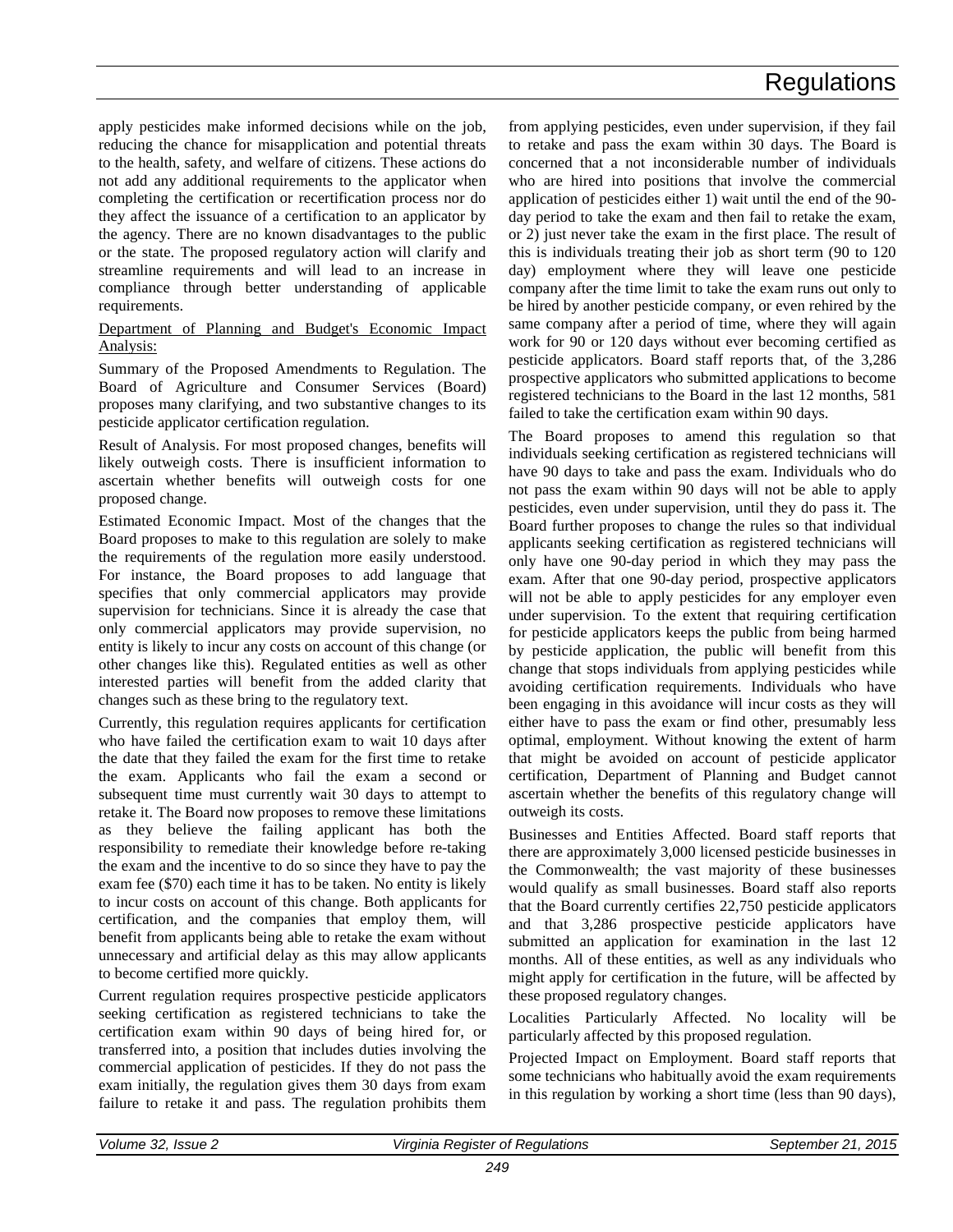apply pesticides make informed decisions while on the job, reducing the chance for misapplication and potential threats to the health, safety, and welfare of citizens. These actions do not add any additional requirements to the applicator when completing the certification or recertification process nor do they affect the issuance of a certification to an applicator by the agency. There are no known disadvantages to the public or the state. The proposed regulatory action will clarify and streamline requirements and will lead to an increase in compliance through better understanding of applicable requirements.

Department of Planning and Budget's Economic Impact Analysis:

Summary of the Proposed Amendments to Regulation. The Board of Agriculture and Consumer Services (Board) proposes many clarifying, and two substantive changes to its pesticide applicator certification regulation.

Result of Analysis. For most proposed changes, benefits will likely outweigh costs. There is insufficient information to ascertain whether benefits will outweigh costs for one proposed change.

Estimated Economic Impact. Most of the changes that the Board proposes to make to this regulation are solely to make the requirements of the regulation more easily understood. For instance, the Board proposes to add language that specifies that only commercial applicators may provide supervision for technicians. Since it is already the case that only commercial applicators may provide supervision, no entity is likely to incur any costs on account of this change (or other changes like this). Regulated entities as well as other interested parties will benefit from the added clarity that changes such as these bring to the regulatory text.

Currently, this regulation requires applicants for certification who have failed the certification exam to wait 10 days after the date that they failed the exam for the first time to retake the exam. Applicants who fail the exam a second or subsequent time must currently wait 30 days to attempt to retake it. The Board now proposes to remove these limitations as they believe the failing applicant has both the responsibility to remediate their knowledge before re-taking the exam and the incentive to do so since they have to pay the exam fee ($70) each time it has to be taken. No entity is likely to incur costs on account of this change. Both applicants for certification, and the companies that employ them, will benefit from applicants being able to retake the exam without unnecessary and artificial delay as this may allow applicants to become certified more quickly.

Current regulation requires prospective pesticide applicators seeking certification as registered technicians to take the certification exam within 90 days of being hired for, or transferred into, a position that includes duties involving the commercial application of pesticides. If they do not pass the exam initially, the regulation gives them 30 days from exam failure to retake it and pass. The regulation prohibits them from applying pesticides, even under supervision, if they fail to retake and pass the exam within 30 days. The Board is concerned that a not inconsiderable number of individuals who are hired into positions that involve the commercial application of pesticides either 1) wait until the end of the 90-day period to take the exam and then fail to retake the exam, or 2) just never take the exam in the first place. The result of this is individuals treating their job as short term (90 to 120 day) employment where they will leave one pesticide company after the time limit to take the exam runs out only to be hired by another pesticide company, or even rehired by the same company after a period of time, where they will again work for 90 or 120 days without ever becoming certified as pesticide applicators. Board staff reports that, of the 3,286 prospective applicators who submitted applications to become registered technicians to the Board in the last 12 months, 581 failed to take the certification exam within 90 days.

The Board proposes to amend this regulation so that individuals seeking certification as registered technicians will have 90 days to take and pass the exam. Individuals who do not pass the exam within 90 days will not be able to apply pesticides, even under supervision, until they do pass it. The Board further proposes to change the rules so that individual applicants seeking certification as registered technicians will only have one 90-day period in which they may pass the exam. After that one 90-day period, prospective applicators will not be able to apply pesticides for any employer even under supervision. To the extent that requiring certification for pesticide applicators keeps the public from being harmed by pesticide application, the public will benefit from this change that stops individuals from applying pesticides while avoiding certification requirements. Individuals who have been engaging in this avoidance will incur costs as they will either have to pass the exam or find other, presumably less optimal, employment. Without knowing the extent of harm that might be avoided on account of pesticide applicator certification, Department of Planning and Budget cannot ascertain whether the benefits of this regulatory change will outweigh its costs.

Businesses and Entities Affected. Board staff reports that there are approximately 3,000 licensed pesticide businesses in the Commonwealth; the vast majority of these businesses would qualify as small businesses. Board staff also reports that the Board currently certifies 22,750 pesticide applicators and that 3,286 prospective pesticide applicators have submitted an application for examination in the last 12 months. All of these entities, as well as any individuals who might apply for certification in the future, will be affected by these proposed regulatory changes.

Localities Particularly Affected. No locality will be particularly affected by this proposed regulation.

Projected Impact on Employment. Board staff reports that some technicians who habitually avoid the exam requirements in this regulation by working a short time (less than 90 days),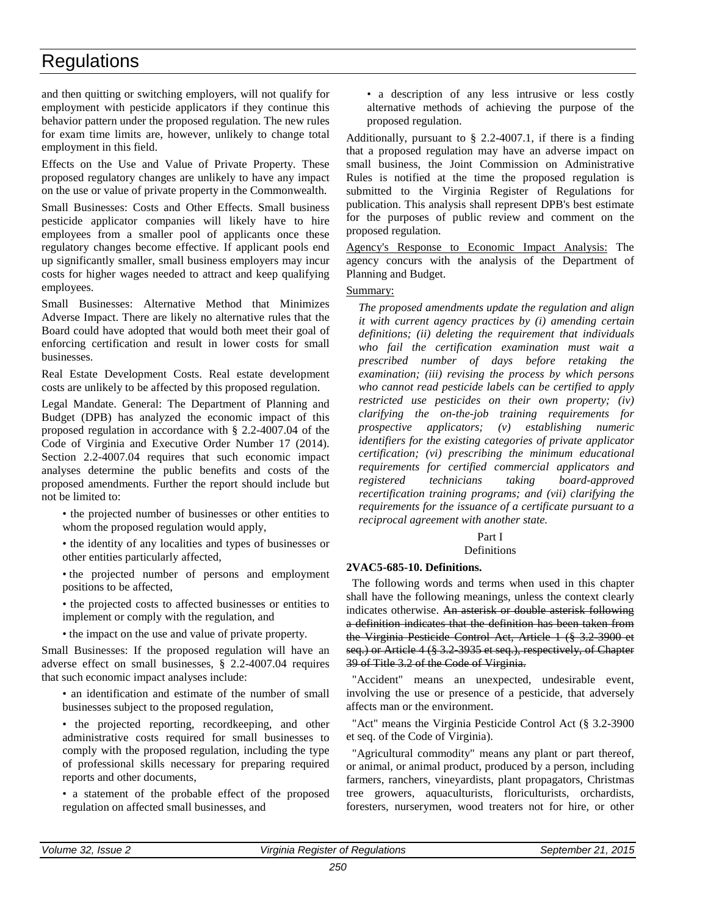and then quitting or switching employers, will not qualify for employment with pesticide applicators if they continue this behavior pattern under the proposed regulation. The new rules for exam time limits are, however, unlikely to change total employment in this field.

Effects on the Use and Value of Private Property. These proposed regulatory changes are unlikely to have any impact on the use or value of private property in the Commonwealth.

Small Businesses: Costs and Other Effects. Small business pesticide applicator companies will likely have to hire employees from a smaller pool of applicants once these regulatory changes become effective. If applicant pools end up significantly smaller, small business employers may incur costs for higher wages needed to attract and keep qualifying employees.

Small Businesses: Alternative Method that Minimizes Adverse Impact. There are likely no alternative rules that the Board could have adopted that would both meet their goal of enforcing certification and result in lower costs for small businesses.

Real Estate Development Costs. Real estate development costs are unlikely to be affected by this proposed regulation.

Legal Mandate. General: The Department of Planning and Budget (DPB) has analyzed the economic impact of this proposed regulation in accordance with § 2.2-4007.04 of the Code of Virginia and Executive Order Number 17 (2014). Section 2.2-4007.04 requires that such economic impact analyses determine the public benefits and costs of the proposed amendments. Further the report should include but not be limited to:

- the projected number of businesses or other entities to whom the proposed regulation would apply,
- the identity of any localities and types of businesses or other entities particularly affected,
- the projected number of persons and employment positions to be affected,
- the projected costs to affected businesses or entities to implement or comply with the regulation, and
- the impact on the use and value of private property.

Small Businesses: If the proposed regulation will have an adverse effect on small businesses, § 2.2-4007.04 requires that such economic impact analyses include:

- an identification and estimate of the number of small businesses subject to the proposed regulation,
- the projected reporting, recordkeeping, and other administrative costs required for small businesses to comply with the proposed regulation, including the type of professional skills necessary for preparing required reports and other documents,
- a statement of the probable effect of the proposed regulation on affected small businesses, and
- a description of any less intrusive or less costly alternative methods of achieving the purpose of the proposed regulation.

Additionally, pursuant to § 2.2-4007.1, if there is a finding that a proposed regulation may have an adverse impact on small business, the Joint Commission on Administrative Rules is notified at the time the proposed regulation is submitted to the Virginia Register of Regulations for publication. This analysis shall represent DPB's best estimate for the purposes of public review and comment on the proposed regulation.

Agency's Response to Economic Impact Analysis: The agency concurs with the analysis of the Department of Planning and Budget.

Summary:

*The proposed amendments update the regulation and align it with current agency practices by (i) amending certain definitions; (ii) deleting the requirement that individuals who fail the certification examination must wait a prescribed number of days before retaking the examination; (iii) revising the process by which persons who cannot read pesticide labels can be certified to apply restricted use pesticides on their own property; (iv) clarifying the on-the-job training requirements for prospective applicators; (v) establishing numeric identifiers for the existing categories of private applicator certification; (vi) prescribing the minimum educational requirements for certified commercial applicators and registered technicians taking board-approved recertification training programs; and (vii) clarifying the requirements for the issuance of a certificate pursuant to a reciprocal agreement with another state.*

Part I
Definitions

**2VAC5-685-10. Definitions.**

The following words and terms when used in this chapter shall have the following meanings, unless the context clearly indicates otherwise. ~~An asterisk or double asterisk following a definition indicates that the definition has been taken from the Virginia Pesticide Control Act, Article 1 (§ 3.2-3900 et seq.) or Article 4 (§ 3.2-3935 et seq.), respectively, of Chapter 39 of Title 3.2 of the Code of Virginia.~~

"Accident" means an unexpected, undesirable event, involving the use or presence of a pesticide, that adversely affects man or the environment.

"Act" means the Virginia Pesticide Control Act (§ 3.2-3900 et seq. of the Code of Virginia).

"Agricultural commodity" means any plant or part thereof, or animal, or animal product, produced by a person, including farmers, ranchers, vineyardists, plant propagators, Christmas tree growers, aquaculturists, floriculturists, orchardists, foresters, nurserymen, wood treaters not for hire, or other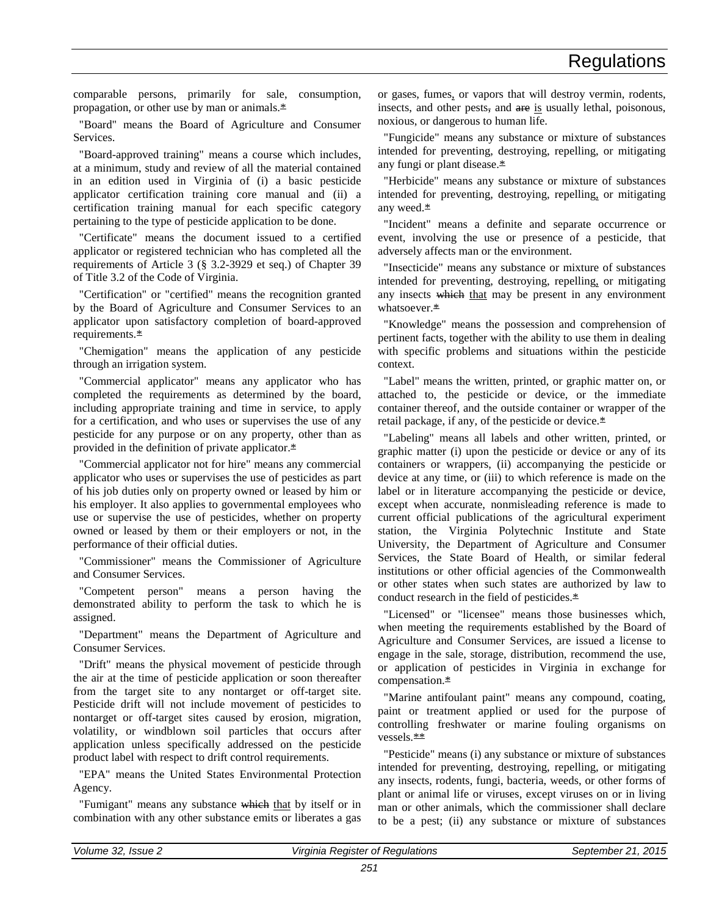comparable persons, primarily for sale, consumption, propagation, or other use by man or animals.*

"Board" means the Board of Agriculture and Consumer Services.

"Board-approved training" means a course which includes, at a minimum, study and review of all the material contained in an edition used in Virginia of (i) a basic pesticide applicator certification training core manual and (ii) a certification training manual for each specific category pertaining to the type of pesticide application to be done.

"Certificate" means the document issued to a certified applicator or registered technician who has completed all the requirements of Article 3 (§ 3.2-3929 et seq.) of Chapter 39 of Title 3.2 of the Code of Virginia.

"Certification" or "certified" means the recognition granted by the Board of Agriculture and Consumer Services to an applicator upon satisfactory completion of board-approved requirements.*

"Chemigation" means the application of any pesticide through an irrigation system.

"Commercial applicator" means any applicator who has completed the requirements as determined by the board, including appropriate training and time in service, to apply for a certification, and who uses or supervises the use of any pesticide for any purpose or on any property, other than as provided in the definition of private applicator.*

"Commercial applicator not for hire" means any commercial applicator who uses or supervises the use of pesticides as part of his job duties only on property owned or leased by him or his employer. It also applies to governmental employees who use or supervise the use of pesticides, whether on property owned or leased by them or their employers or not, in the performance of their official duties.

"Commissioner" means the Commissioner of Agriculture and Consumer Services.

"Competent person" means a person having the demonstrated ability to perform the task to which he is assigned.

"Department" means the Department of Agriculture and Consumer Services.

"Drift" means the physical movement of pesticide through the air at the time of pesticide application or soon thereafter from the target site to any nontarget or off-target site. Pesticide drift will not include movement of pesticides to nontarget or off-target sites caused by erosion, migration, volatility, or windblown soil particles that occurs after application unless specifically addressed on the pesticide product label with respect to drift control requirements.

"EPA" means the United States Environmental Protection Agency.

"Fumigant" means any substance ~~which~~ that by itself or in combination with any other substance emits or liberates a gas or gases, fumes, or vapors that will destroy vermin, rodents, insects, and other pests~~,~~ and ~~are~~ is usually lethal, poisonous, noxious, or dangerous to human life.

"Fungicide" means any substance or mixture of substances intended for preventing, destroying, repelling, or mitigating any fungi or plant disease.*

"Herbicide" means any substance or mixture of substances intended for preventing, destroying, repelling, or mitigating any weed.*

"Incident" means a definite and separate occurrence or event, involving the use or presence of a pesticide, that adversely affects man or the environment.

"Insecticide" means any substance or mixture of substances intended for preventing, destroying, repelling, or mitigating any insects ~~which~~ that may be present in any environment whatsoever.*

"Knowledge" means the possession and comprehension of pertinent facts, together with the ability to use them in dealing with specific problems and situations within the pesticide context.

"Label" means the written, printed, or graphic matter on, or attached to, the pesticide or device, or the immediate container thereof, and the outside container or wrapper of the retail package, if any, of the pesticide or device.*

"Labeling" means all labels and other written, printed, or graphic matter (i) upon the pesticide or device or any of its containers or wrappers, (ii) accompanying the pesticide or device at any time, or (iii) to which reference is made on the label or in literature accompanying the pesticide or device, except when accurate, nonmisleading reference is made to current official publications of the agricultural experiment station, the Virginia Polytechnic Institute and State University, the Department of Agriculture and Consumer Services, the State Board of Health, or similar federal institutions or other official agencies of the Commonwealth or other states when such states are authorized by law to conduct research in the field of pesticides.*

"Licensed" or "licensee" means those businesses which, when meeting the requirements established by the Board of Agriculture and Consumer Services, are issued a license to engage in the sale, storage, distribution, recommend the use, or application of pesticides in Virginia in exchange for compensation.*

"Marine antifoulant paint" means any compound, coating, paint or treatment applied or used for the purpose of controlling freshwater or marine fouling organisms on vessels.**

"Pesticide" means (i) any substance or mixture of substances intended for preventing, destroying, repelling, or mitigating any insects, rodents, fungi, bacteria, weeds, or other forms of plant or animal life or viruses, except viruses on or in living man or other animals, which the commissioner shall declare to be a pest; (ii) any substance or mixture of substances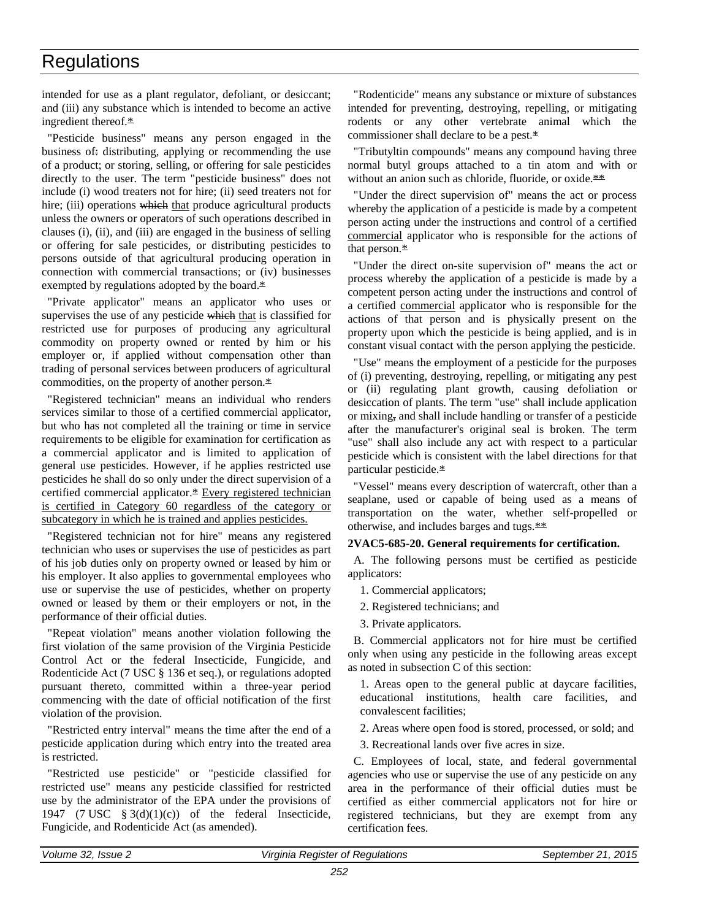intended for use as a plant regulator, defoliant, or desiccant; and (iii) any substance which is intended to become an active ingredient thereof.*

"Pesticide business" means any person engaged in the business of: distributing, applying or recommending the use of a product; or storing, selling, or offering for sale pesticides directly to the user. The term "pesticide business" does not include (i) wood treaters not for hire; (ii) seed treaters not for hire; (iii) operations which that produce agricultural products unless the owners or operators of such operations described in clauses (i), (ii), and (iii) are engaged in the business of selling or offering for sale pesticides, or distributing pesticides to persons outside of that agricultural producing operation in connection with commercial transactions; or (iv) businesses exempted by regulations adopted by the board.*

"Private applicator" means an applicator who uses or supervises the use of any pesticide which that is classified for restricted use for purposes of producing any agricultural commodity on property owned or rented by him or his employer or, if applied without compensation other than trading of personal services between producers of agricultural commodities, on the property of another person.*

"Registered technician" means an individual who renders services similar to those of a certified commercial applicator, but who has not completed all the training or time in service requirements to be eligible for examination for certification as a commercial applicator and is limited to application of general use pesticides. However, if he applies restricted use pesticides he shall do so only under the direct supervision of a certified commercial applicator.* Every registered technician is certified in Category 60 regardless of the category or subcategory in which he is trained and applies pesticides.

"Registered technician not for hire" means any registered technician who uses or supervises the use of pesticides as part of his job duties only on property owned or leased by him or his employer. It also applies to governmental employees who use or supervise the use of pesticides, whether on property owned or leased by them or their employers or not, in the performance of their official duties.

"Repeat violation" means another violation following the first violation of the same provision of the Virginia Pesticide Control Act or the federal Insecticide, Fungicide, and Rodenticide Act (7 USC § 136 et seq.), or regulations adopted pursuant thereto, committed within a three-year period commencing with the date of official notification of the first violation of the provision.

"Restricted entry interval" means the time after the end of a pesticide application during which entry into the treated area is restricted.

"Restricted use pesticide" or "pesticide classified for restricted use" means any pesticide classified for restricted use by the administrator of the EPA under the provisions of 1947 (7 USC § 3(d)(1)(c)) of the federal Insecticide, Fungicide, and Rodenticide Act (as amended).

"Rodenticide" means any substance or mixture of substances intended for preventing, destroying, repelling, or mitigating rodents or any other vertebrate animal which the commissioner shall declare to be a pest.*

"Tributyltin compounds" means any compound having three normal butyl groups attached to a tin atom and with or without an anion such as chloride, fluoride, or oxide.**

"Under the direct supervision of" means the act or process whereby the application of a pesticide is made by a competent person acting under the instructions and control of a certified commercial applicator who is responsible for the actions of that person.*

"Under the direct on-site supervision of" means the act or process whereby the application of a pesticide is made by a competent person acting under the instructions and control of a certified commercial applicator who is responsible for the actions of that person and is physically present on the property upon which the pesticide is being applied, and is in constant visual contact with the person applying the pesticide.

"Use" means the employment of a pesticide for the purposes of (i) preventing, destroying, repelling, or mitigating any pest or (ii) regulating plant growth, causing defoliation or desiccation of plants. The term "use" shall include application or mixing, and shall include handling or transfer of a pesticide after the manufacturer's original seal is broken. The term "use" shall also include any act with respect to a particular pesticide which is consistent with the label directions for that particular pesticide.*

"Vessel" means every description of watercraft, other than a seaplane, used or capable of being used as a means of transportation on the water, whether self-propelled or otherwise, and includes barges and tugs.**

**2VAC5-685-20. General requirements for certification.**

A. The following persons must be certified as pesticide applicators:

1. Commercial applicators;

2. Registered technicians; and

3. Private applicators.

B. Commercial applicators not for hire must be certified only when using any pesticide in the following areas except as noted in subsection C of this section:

1. Areas open to the general public at daycare facilities, educational institutions, health care facilities, and convalescent facilities;

2. Areas where open food is stored, processed, or sold; and

3. Recreational lands over five acres in size.

C. Employees of local, state, and federal governmental agencies who use or supervise the use of any pesticide on any area in the performance of their official duties must be certified as either commercial applicators not for hire or registered technicians, but they are exempt from any certification fees.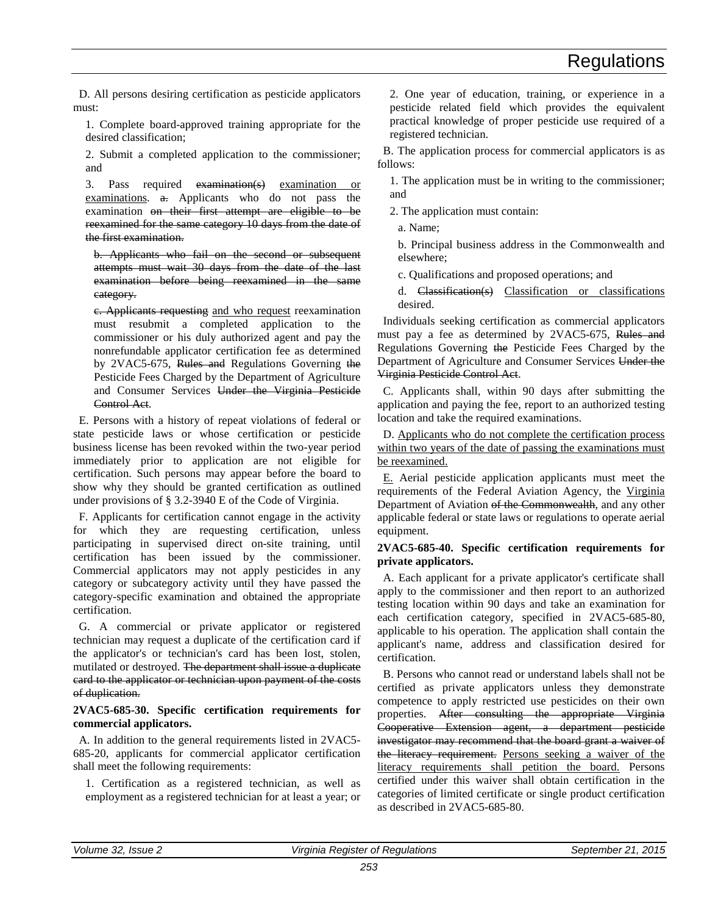D. All persons desiring certification as pesticide applicators must:

1. Complete board-approved training appropriate for the desired classification;

2. Submit a completed application to the commissioner; and

3. Pass required ~~examination(s)~~ examination or examinations. ~~a.~~ Applicants who do not pass the examination ~~on their first attempt are eligible to be reexamined for the same category 10 days from the date of the first examination.~~

~~b. Applicants who fail on the second or subsequent attempts must wait 30 days from the date of the last examination before being reexamined in the same category.~~

~~c. Applicants requesting~~ and who request reexamination must resubmit a completed application to the commissioner or his duly authorized agent and pay the nonrefundable applicator certification fee as determined by 2VAC5-675, ~~Rules and~~ Regulations Governing ~~the~~ Pesticide Fees Charged by the Department of Agriculture and Consumer Services ~~Under the Virginia Pesticide Control Act~~.

E. Persons with a history of repeat violations of federal or state pesticide laws or whose certification or pesticide business license has been revoked within the two-year period immediately prior to application are not eligible for certification. Such persons may appear before the board to show why they should be granted certification as outlined under provisions of § 3.2-3940 E of the Code of Virginia.

F. Applicants for certification cannot engage in the activity for which they are requesting certification, unless participating in supervised direct on-site training, until certification has been issued by the commissioner. Commercial applicators may not apply pesticides in any category or subcategory activity until they have passed the category-specific examination and obtained the appropriate certification.

G. A commercial or private applicator or registered technician may request a duplicate of the certification card if the applicator's or technician's card has been lost, stolen, mutilated or destroyed. ~~The department shall issue a duplicate card to the applicator or technician upon payment of the costs of duplication.~~

**2VAC5-685-30. Specific certification requirements for commercial applicators.**

A. In addition to the general requirements listed in 2VAC5-685-20, applicants for commercial applicator certification shall meet the following requirements:

1. Certification as a registered technician, as well as employment as a registered technician for at least a year; or

2. One year of education, training, or experience in a pesticide related field which provides the equivalent practical knowledge of proper pesticide use required of a registered technician.

B. The application process for commercial applicators is as follows:

1. The application must be in writing to the commissioner; and

2. The application must contain:

a. Name;

b. Principal business address in the Commonwealth and elsewhere;

c. Qualifications and proposed operations; and

d. ~~Classification(s)~~ Classification or classifications desired.

Individuals seeking certification as commercial applicators must pay a fee as determined by 2VAC5-675, ~~Rules and~~ Regulations Governing ~~the~~ Pesticide Fees Charged by the Department of Agriculture and Consumer Services ~~Under the Virginia Pesticide Control Act~~.

C. Applicants shall, within 90 days after submitting the application and paying the fee, report to an authorized testing location and take the required examinations.

D. Applicants who do not complete the certification process within two years of the date of passing the examinations must be reexamined.

E. Aerial pesticide application applicants must meet the requirements of the Federal Aviation Agency, the Virginia Department of Aviation ~~of the Commonwealth~~, and any other applicable federal or state laws or regulations to operate aerial equipment.

**2VAC5-685-40. Specific certification requirements for private applicators.**

A. Each applicant for a private applicator's certificate shall apply to the commissioner and then report to an authorized testing location within 90 days and take an examination for each certification category, specified in 2VAC5-685-80, applicable to his operation. The application shall contain the applicant's name, address and classification desired for certification.

B. Persons who cannot read or understand labels shall not be certified as private applicators unless they demonstrate competence to apply restricted use pesticides on their own properties. ~~After consulting the appropriate Virginia Cooperative Extension agent, a department pesticide investigator may recommend that the board grant a waiver of the literacy requirement.~~ Persons seeking a waiver of the literacy requirements shall petition the board. Persons certified under this waiver shall obtain certification in the categories of limited certificate or single product certification as described in 2VAC5-685-80.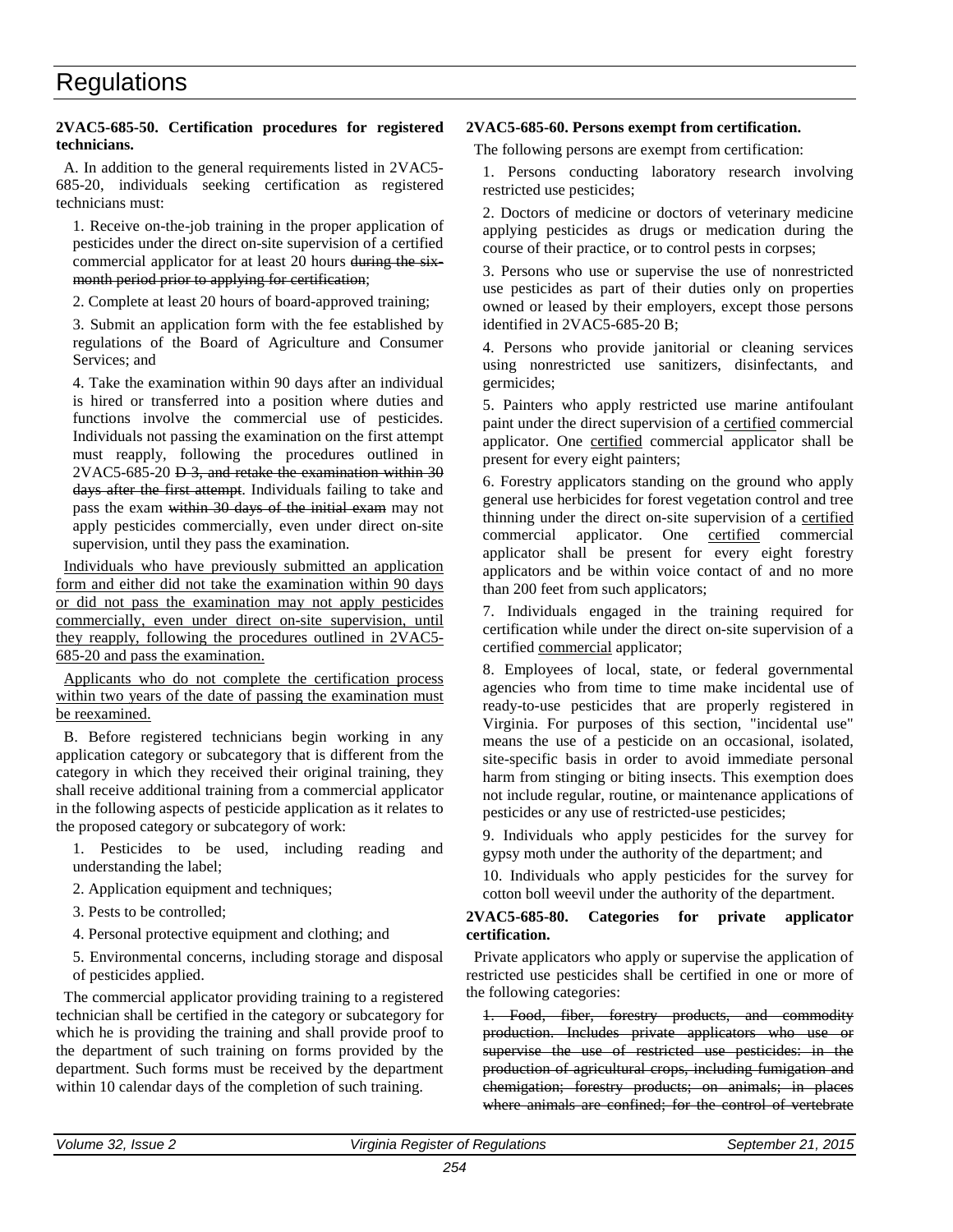**2VAC5-685-50. Certification procedures for registered technicians.**

A. In addition to the general requirements listed in 2VAC5-685-20, individuals seeking certification as registered technicians must:

1. Receive on-the-job training in the proper application of pesticides under the direct on-site supervision of a certified commercial applicator for at least 20 hours ~~during the six-month period prior to applying for certification~~;

2. Complete at least 20 hours of board-approved training;

3. Submit an application form with the fee established by regulations of the Board of Agriculture and Consumer Services; and

4. Take the examination within 90 days after an individual is hired or transferred into a position where duties and functions involve the commercial use of pesticides. Individuals not passing the examination on the first attempt must reapply, following the procedures outlined in 2VAC5-685-20 ~~D 3, and retake the examination within 30 days after the first attempt~~. Individuals failing to take and pass the exam ~~within 30 days of the initial exam~~ may not apply pesticides commercially, even under direct on-site supervision, until they pass the examination.

<u>Individuals who have previously submitted an application form and either did not take the examination within 90 days or did not pass the examination may not apply pesticides commercially, even under direct on-site supervision, until they reapply, following the procedures outlined in 2VAC5-685-20 and pass the examination.</u>

<u>Applicants who do not complete the certification process within two years of the date of passing the examination must be reexamined.</u>

B. Before registered technicians begin working in any application category or subcategory that is different from the category in which they received their original training, they shall receive additional training from a commercial applicator in the following aspects of pesticide application as it relates to the proposed category or subcategory of work:

1. Pesticides to be used, including reading and understanding the label;

2. Application equipment and techniques;

3. Pests to be controlled;

4. Personal protective equipment and clothing; and

5. Environmental concerns, including storage and disposal of pesticides applied.

The commercial applicator providing training to a registered technician shall be certified in the category or subcategory for which he is providing the training and shall provide proof to the department of such training on forms provided by the department. Such forms must be received by the department within 10 calendar days of the completion of such training.

**2VAC5-685-60. Persons exempt from certification.**

The following persons are exempt from certification:

1. Persons conducting laboratory research involving restricted use pesticides;

2. Doctors of medicine or doctors of veterinary medicine applying pesticides as drugs or medication during the course of their practice, or to control pests in corpses;

3. Persons who use or supervise the use of nonrestricted use pesticides as part of their duties only on properties owned or leased by their employers, except those persons identified in 2VAC5-685-20 B;

4. Persons who provide janitorial or cleaning services using nonrestricted use sanitizers, disinfectants, and germicides;

5. Painters who apply restricted use marine antifoulant paint under the direct supervision of a <u>certified</u> commercial applicator. One <u>certified</u> commercial applicator shall be present for every eight painters;

6. Forestry applicators standing on the ground who apply general use herbicides for forest vegetation control and tree thinning under the direct on-site supervision of a <u>certified</u> commercial applicator. One <u>certified</u> commercial applicator shall be present for every eight forestry applicators and be within voice contact of and no more than 200 feet from such applicators;

7. Individuals engaged in the training required for certification while under the direct on-site supervision of a certified <u>commercial</u> applicator;

8. Employees of local, state, or federal governmental agencies who from time to time make incidental use of ready-to-use pesticides that are properly registered in Virginia. For purposes of this section, "incidental use" means the use of a pesticide on an occasional, isolated, site-specific basis in order to avoid immediate personal harm from stinging or biting insects. This exemption does not include regular, routine, or maintenance applications of pesticides or any use of restricted-use pesticides;

9. Individuals who apply pesticides for the survey for gypsy moth under the authority of the department; and

10. Individuals who apply pesticides for the survey for cotton boll weevil under the authority of the department.

**2VAC5-685-80. Categories for private applicator certification.**

Private applicators who apply or supervise the application of restricted use pesticides shall be certified in one or more of the following categories:

~~1. Food, fiber, forestry products, and commodity production. Includes private applicators who use or supervise the use of restricted use pesticides: in the production of agricultural crops, including fumigation and chemigation; forestry products; on animals; in places where animals are confined; for the control of vertebrate~~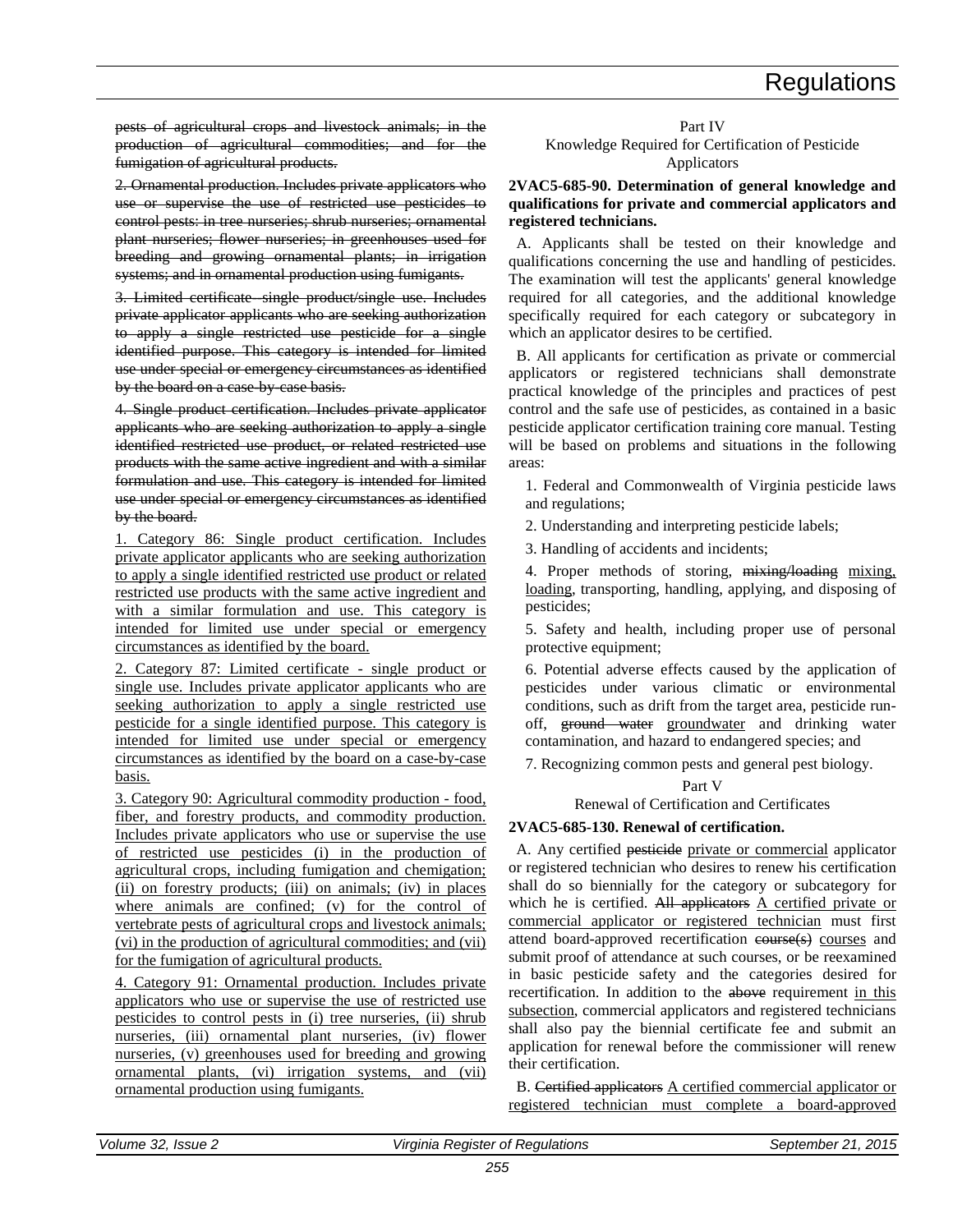~~pests of agricultural crops and livestock animals; in the production of agricultural commodities; and for the fumigation of agricultural products.~~

~~2. Ornamental production. Includes private applicators who use or supervise the use of restricted use pesticides to control pests: in tree nurseries; shrub nurseries; ornamental plant nurseries; flower nurseries; in greenhouses used for breeding and growing ornamental plants; in irrigation systems; and in ornamental production using fumigants.~~

~~3. Limited certificate single product/single use. Includes private applicator applicants who are seeking authorization to apply a single restricted use pesticide for a single identified purpose. This category is intended for limited use under special or emergency circumstances as identified by the board on a case-by-case basis.~~

~~4. Single product certification. Includes private applicator applicants who are seeking authorization to apply a single identified restricted use product, or related restricted use products with the same active ingredient and with a similar formulation and use. This category is intended for limited use under special or emergency circumstances as identified by the board.~~

<u>1. Category 86: Single product certification. Includes private applicator applicants who are seeking authorization to apply a single identified restricted use product or related restricted use products with the same active ingredient and with a similar formulation and use. This category is intended for limited use under special or emergency circumstances as identified by the board.</u>

<u>2. Category 87: Limited certificate - single product or single use. Includes private applicator applicants who are seeking authorization to apply a single restricted use pesticide for a single identified purpose. This category is intended for limited use under special or emergency circumstances as identified by the board on a case-by-case basis.</u>

<u>3. Category 90: Agricultural commodity production - food, fiber, and forestry products, and commodity production. Includes private applicators who use or supervise the use of restricted use pesticides (i) in the production of agricultural crops, including fumigation and chemigation; (ii) on forestry products; (iii) on animals; (iv) in places where animals are confined; (v) for the control of vertebrate pests of agricultural crops and livestock animals; (vi) in the production of agricultural commodities; and (vii) for the fumigation of agricultural products.</u>

<u>4. Category 91: Ornamental production. Includes private applicators who use or supervise the use of restricted use pesticides to control pests in (i) tree nurseries, (ii) shrub nurseries, (iii) ornamental plant nurseries, (iv) flower nurseries, (v) greenhouses used for breeding and growing ornamental plants, (vi) irrigation systems, and (vii) ornamental production using fumigants.</u>

Part IV
Knowledge Required for Certification of Pesticide Applicators

**2VAC5-685-90. Determination of general knowledge and qualifications for private and commercial applicators and registered technicians.**

A. Applicants shall be tested on their knowledge and qualifications concerning the use and handling of pesticides. The examination will test the applicants' general knowledge required for all categories, and the additional knowledge specifically required for each category or subcategory in which an applicator desires to be certified.

B. All applicants for certification as private or commercial applicators or registered technicians shall demonstrate practical knowledge of the principles and practices of pest control and the safe use of pesticides, as contained in a basic pesticide applicator certification training core manual. Testing will be based on problems and situations in the following areas:

1. Federal and Commonwealth of Virginia pesticide laws and regulations;

2. Understanding and interpreting pesticide labels;

3. Handling of accidents and incidents;

4. Proper methods of storing, ~~mixing/loading~~ <u>mixing, loading</u>, transporting, handling, applying, and disposing of pesticides;

5. Safety and health, including proper use of personal protective equipment;

6. Potential adverse effects caused by the application of pesticides under various climatic or environmental conditions, such as drift from the target area, pesticide run-off, ~~ground water~~ <u>groundwater</u> and drinking water contamination, and hazard to endangered species; and

7. Recognizing common pests and general pest biology.

Part V
Renewal of Certification and Certificates

**2VAC5-685-130. Renewal of certification.**

A. Any certified ~~pesticide~~ <u>private or commercial</u> applicator or registered technician who desires to renew his certification shall do so biennially for the category or subcategory for which he is certified. ~~All applicators~~ <u>A certified private or commercial applicator or registered technician</u> must first attend board-approved recertification ~~course(s)~~ <u>courses</u> and submit proof of attendance at such courses, or be reexamined in basic pesticide safety and the categories desired for recertification. In addition to the ~~above~~ requirement <u>in this subsection</u>, commercial applicators and registered technicians shall also pay the biennial certificate fee and submit an application for renewal before the commissioner will renew their certification.

B. ~~Certified applicators~~ <u>A certified commercial applicator or registered technician must complete a board-approved</u>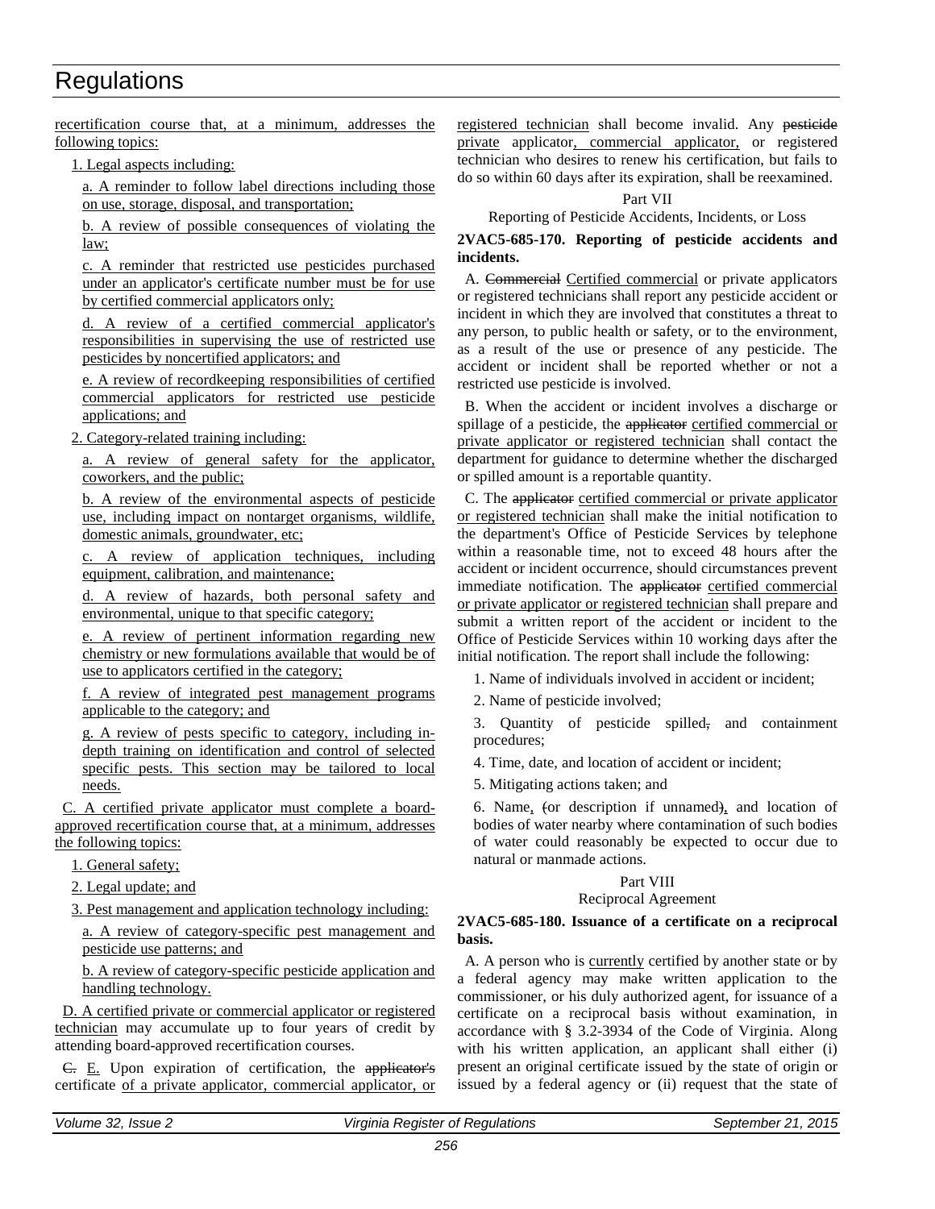recertification course that, at a minimum, addresses the following topics:

1. Legal aspects including:

a. A reminder to follow label directions including those on use, storage, disposal, and transportation;

b. A review of possible consequences of violating the law;

c. A reminder that restricted use pesticides purchased under an applicator's certificate number must be for use by certified commercial applicators only;

d. A review of a certified commercial applicator's responsibilities in supervising the use of restricted use pesticides by noncertified applicators; and

e. A review of recordkeeping responsibilities of certified commercial applicators for restricted use pesticide applications; and

2. Category-related training including:

a. A review of general safety for the applicator, coworkers, and the public;

b. A review of the environmental aspects of pesticide use, including impact on nontarget organisms, wildlife, domestic animals, groundwater, etc;

c. A review of application techniques, including equipment, calibration, and maintenance;

d. A review of hazards, both personal safety and environmental, unique to that specific category;

e. A review of pertinent information regarding new chemistry or new formulations available that would be of use to applicators certified in the category;

f. A review of integrated pest management programs applicable to the category; and

g. A review of pests specific to category, including in-depth training on identification and control of selected specific pests. This section may be tailored to local needs.

C. A certified private applicator must complete a board-approved recertification course that, at a minimum, addresses the following topics:

1. General safety;

2. Legal update; and

3. Pest management and application technology including:

a. A review of category-specific pest management and pesticide use patterns; and

b. A review of category-specific pesticide application and handling technology.

D. A certified private or commercial applicator or registered technician may accumulate up to four years of credit by attending board-approved recertification courses.

~~C.~~ E. Upon expiration of certification, the ~~applicator's~~ certificate of a private applicator, commercial applicator, or registered technician shall become invalid. Any ~~pesticide~~ private applicator, commercial applicator, or registered technician who desires to renew his certification, but fails to do so within 60 days after its expiration, shall be reexamined.

Part VII
Reporting of Pesticide Accidents, Incidents, or Loss

**2VAC5-685-170. Reporting of pesticide accidents and incidents.**

A. ~~Commercial~~ Certified commercial or private applicators or registered technicians shall report any pesticide accident or incident in which they are involved that constitutes a threat to any person, to public health or safety, or to the environment, as a result of the use or presence of any pesticide. The accident or incident shall be reported whether or not a restricted use pesticide is involved.

B. When the accident or incident involves a discharge or spillage of a pesticide, the ~~applicator~~ certified commercial or private applicator or registered technician shall contact the department for guidance to determine whether the discharged or spilled amount is a reportable quantity.

C. The ~~applicator~~ certified commercial or private applicator or registered technician shall make the initial notification to the department's Office of Pesticide Services by telephone within a reasonable time, not to exceed 48 hours after the accident or incident occurrence, should circumstances prevent immediate notification. The ~~applicator~~ certified commercial or private applicator or registered technician shall prepare and submit a written report of the accident or incident to the Office of Pesticide Services within 10 working days after the initial notification. The report shall include the following:

1. Name of individuals involved in accident or incident;

2. Name of pesticide involved;

3. Quantity of pesticide spilled~~,~~ and containment procedures;

4. Time, date, and location of accident or incident;

5. Mitigating actions taken; and

6. Name, ~~(~~or description if unnamed~~)~~, and location of bodies of water nearby where contamination of such bodies of water could reasonably be expected to occur due to natural or manmade actions.

Part VIII
Reciprocal Agreement

**2VAC5-685-180. Issuance of a certificate on a reciprocal basis.**

A. A person who is currently certified by another state or by a federal agency may make written application to the commissioner, or his duly authorized agent, for issuance of a certificate on a reciprocal basis without examination, in accordance with § 3.2-3934 of the Code of Virginia. Along with his written application, an applicant shall either (i) present an original certificate issued by the state of origin or issued by a federal agency or (ii) request that the state of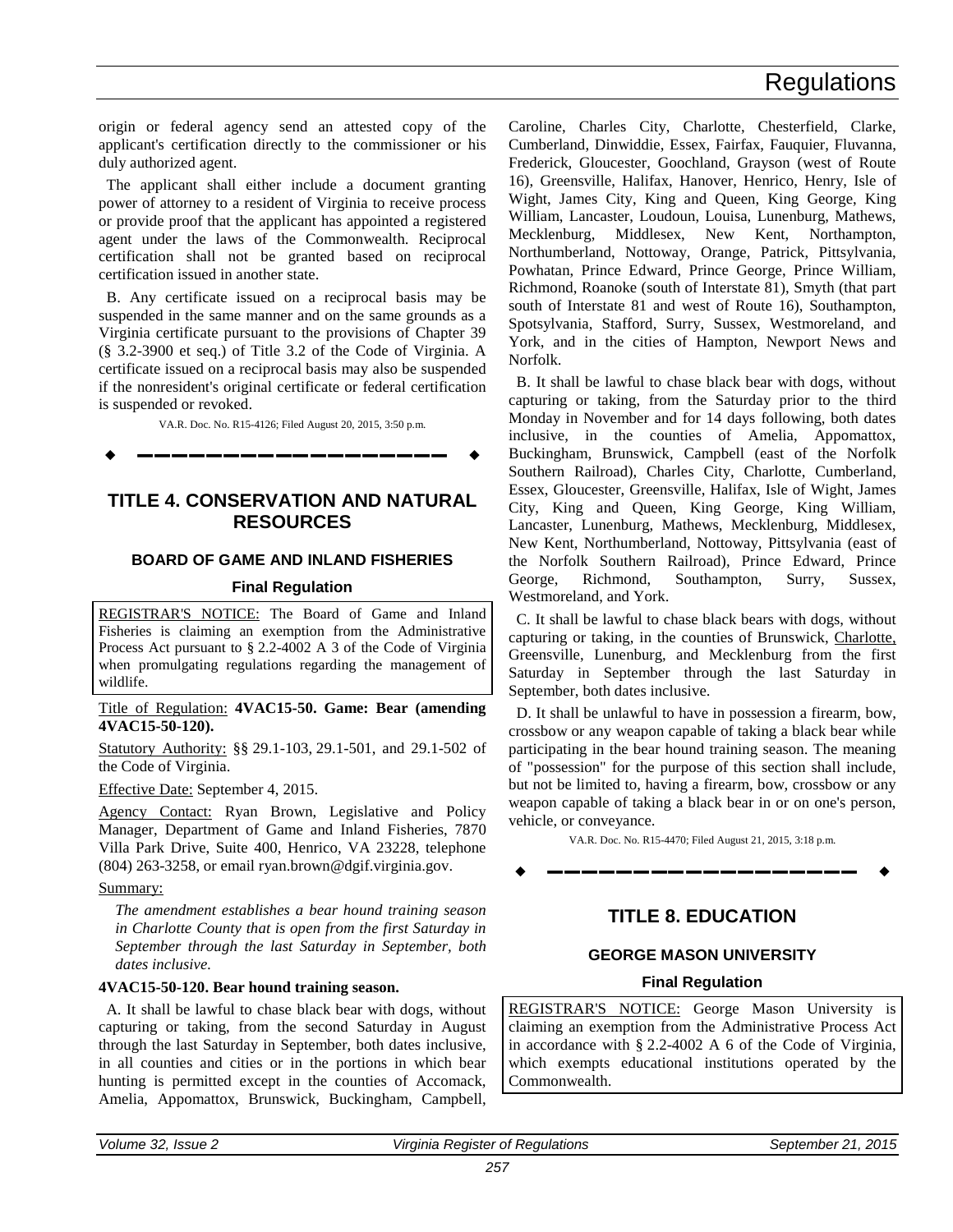origin or federal agency send an attested copy of the applicant's certification directly to the commissioner or his duly authorized agent.

The applicant shall either include a document granting power of attorney to a resident of Virginia to receive process or provide proof that the applicant has appointed a registered agent under the laws of the Commonwealth. Reciprocal certification shall not be granted based on reciprocal certification issued in another state.

B. Any certificate issued on a reciprocal basis may be suspended in the same manner and on the same grounds as a Virginia certificate pursuant to the provisions of Chapter 39 (§ 3.2-3900 et seq.) of Title 3.2 of the Code of Virginia. A certificate issued on a reciprocal basis may also be suspended if the nonresident's original certificate or federal certification is suspended or revoked.

VA.R. Doc. No. R15-4126; Filed August 20, 2015, 3:50 p.m.

# TITLE 4. CONSERVATION AND NATURAL RESOURCES

## BOARD OF GAME AND INLAND FISHERIES

### Final Regulation

REGISTRAR'S NOTICE: The Board of Game and Inland Fisheries is claiming an exemption from the Administrative Process Act pursuant to § 2.2-4002 A 3 of the Code of Virginia when promulgating regulations regarding the management of wildlife.

Title of Regulation: **4VAC15-50. Game: Bear (amending 4VAC15-50-120).**

Statutory Authority: §§ 29.1-103, 29.1-501, and 29.1-502 of the Code of Virginia.

Effective Date: September 4, 2015.

Agency Contact: Ryan Brown, Legislative and Policy Manager, Department of Game and Inland Fisheries, 7870 Villa Park Drive, Suite 400, Henrico, VA 23228, telephone (804) 263-3258, or email ryan.brown@dgif.virginia.gov.

Summary:

*The amendment establishes a bear hound training season in Charlotte County that is open from the first Saturday in September through the last Saturday in September, both dates inclusive.*

**4VAC15-50-120. Bear hound training season.**

A. It shall be lawful to chase black bear with dogs, without capturing or taking, from the second Saturday in August through the last Saturday in September, both dates inclusive, in all counties and cities or in the portions in which bear hunting is permitted except in the counties of Accomack, Amelia, Appomattox, Brunswick, Buckingham, Campbell, Caroline, Charles City, Charlotte, Chesterfield, Clarke, Cumberland, Dinwiddie, Essex, Fairfax, Fauquier, Fluvanna, Frederick, Gloucester, Goochland, Grayson (west of Route 16), Greensville, Halifax, Hanover, Henrico, Henry, Isle of Wight, James City, King and Queen, King George, King William, Lancaster, Loudoun, Louisa, Lunenburg, Mathews, Mecklenburg, Middlesex, New Kent, Northampton, Northumberland, Nottoway, Orange, Patrick, Pittsylvania, Powhatan, Prince Edward, Prince George, Prince William, Richmond, Roanoke (south of Interstate 81), Smyth (that part south of Interstate 81 and west of Route 16), Southampton, Spotsylvania, Stafford, Surry, Sussex, Westmoreland, and York, and in the cities of Hampton, Newport News and Norfolk.

B. It shall be lawful to chase black bear with dogs, without capturing or taking, from the Saturday prior to the third Monday in November and for 14 days following, both dates inclusive, in the counties of Amelia, Appomattox, Buckingham, Brunswick, Campbell (east of the Norfolk Southern Railroad), Charles City, Charlotte, Cumberland, Essex, Gloucester, Greensville, Halifax, Isle of Wight, James City, King and Queen, King George, King William, Lancaster, Lunenburg, Mathews, Mecklenburg, Middlesex, New Kent, Northumberland, Nottoway, Pittsylvania (east of the Norfolk Southern Railroad), Prince Edward, Prince George, Richmond, Southampton, Surry, Sussex, Westmoreland, and York.

C. It shall be lawful to chase black bears with dogs, without capturing or taking, in the counties of Brunswick, Charlotte, Greensville, Lunenburg, and Mecklenburg from the first Saturday in September through the last Saturday in September, both dates inclusive.

D. It shall be unlawful to have in possession a firearm, bow, crossbow or any weapon capable of taking a black bear while participating in the bear hound training season. The meaning of "possession" for the purpose of this section shall include, but not be limited to, having a firearm, bow, crossbow or any weapon capable of taking a black bear in or on one's person, vehicle, or conveyance.

VA.R. Doc. No. R15-4470; Filed August 21, 2015, 3:18 p.m.

# TITLE 8. EDUCATION

## GEORGE MASON UNIVERSITY

### Final Regulation

REGISTRAR'S NOTICE: George Mason University is claiming an exemption from the Administrative Process Act in accordance with § 2.2-4002 A 6 of the Code of Virginia, which exempts educational institutions operated by the Commonwealth.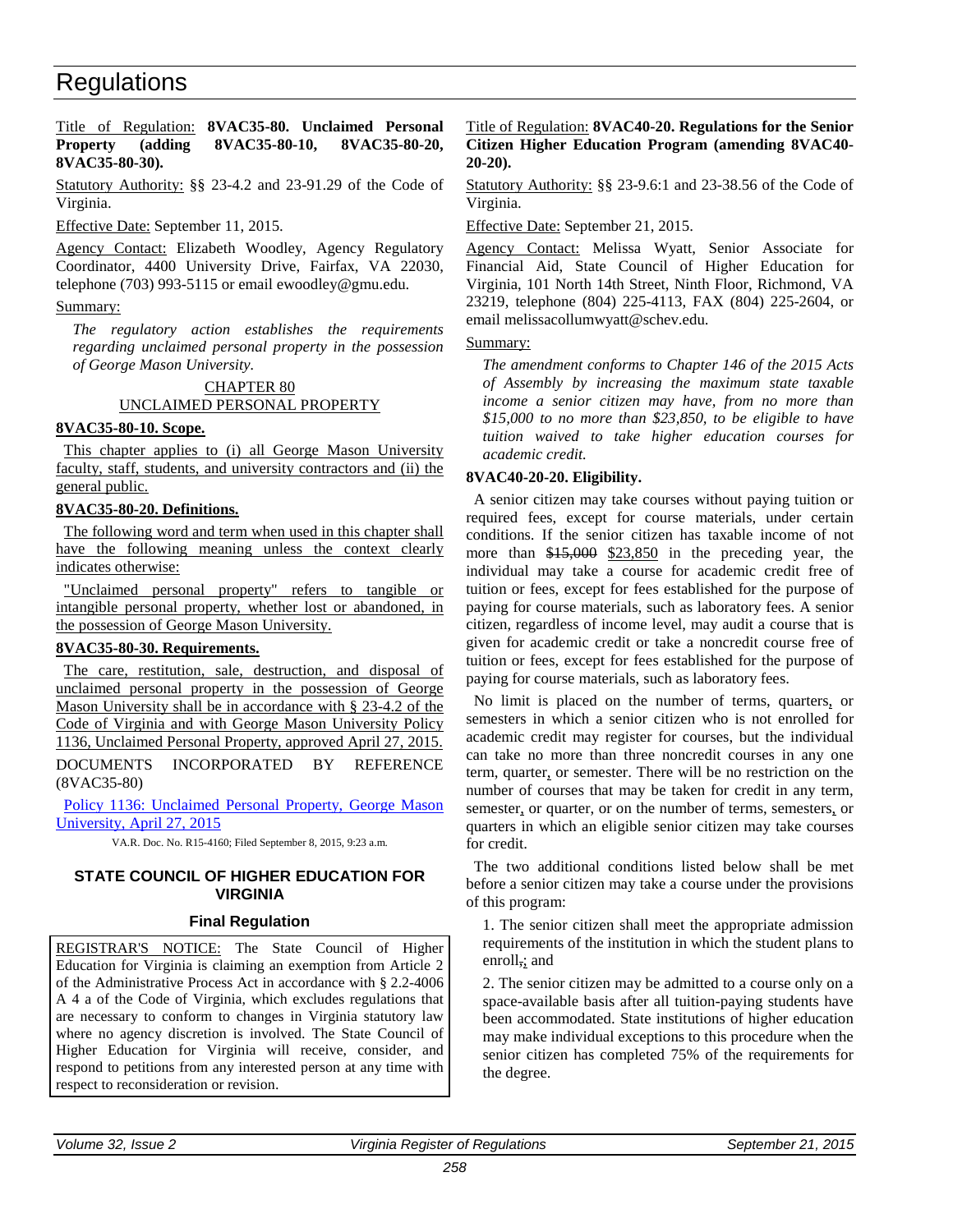# Regulations

Title of Regulation: **8VAC35-80. Unclaimed Personal Property (adding 8VAC35-80-10, 8VAC35-80-20, 8VAC35-80-30).**

Statutory Authority: §§ 23-4.2 and 23-91.29 of the Code of Virginia.

Effective Date: September 11, 2015.

Agency Contact: Elizabeth Woodley, Agency Regulatory Coordinator, 4400 University Drive, Fairfax, VA 22030, telephone (703) 993-5115 or email ewoodley@gmu.edu.

Summary:

*The regulatory action establishes the requirements regarding unclaimed personal property in the possession of George Mason University.*

CHAPTER 80
UNCLAIMED PERSONAL PROPERTY

**8VAC35-80-10. Scope.**

This chapter applies to (i) all George Mason University faculty, staff, students, and university contractors and (ii) the general public.

**8VAC35-80-20. Definitions.**

The following word and term when used in this chapter shall have the following meaning unless the context clearly indicates otherwise:

"Unclaimed personal property" refers to tangible or intangible personal property, whether lost or abandoned, in the possession of George Mason University.

**8VAC35-80-30. Requirements.**

The care, restitution, sale, destruction, and disposal of unclaimed personal property in the possession of George Mason University shall be in accordance with § 23-4.2 of the Code of Virginia and with George Mason University Policy 1136, Unclaimed Personal Property, approved April 27, 2015.

DOCUMENTS INCORPORATED BY REFERENCE (8VAC35-80)

Policy 1136: Unclaimed Personal Property, George Mason University, April 27, 2015

VA.R. Doc. No. R15-4160; Filed September 8, 2015, 9:23 a.m.

## STATE COUNCIL OF HIGHER EDUCATION FOR VIRGINIA

### Final Regulation

REGISTRAR'S NOTICE: The State Council of Higher Education for Virginia is claiming an exemption from Article 2 of the Administrative Process Act in accordance with § 2.2-4006 A 4 a of the Code of Virginia, which excludes regulations that are necessary to conform to changes in Virginia statutory law where no agency discretion is involved. The State Council of Higher Education for Virginia will receive, consider, and respond to petitions from any interested person at any time with respect to reconsideration or revision.

Title of Regulation: **8VAC40-20. Regulations for the Senior Citizen Higher Education Program (amending 8VAC40-20-20).**

Statutory Authority: §§ 23-9.6:1 and 23-38.56 of the Code of Virginia.

Effective Date: September 21, 2015.

Agency Contact: Melissa Wyatt, Senior Associate for Financial Aid, State Council of Higher Education for Virginia, 101 North 14th Street, Ninth Floor, Richmond, VA 23219, telephone (804) 225-4113, FAX (804) 225-2604, or email melissacollumwyatt@schev.edu.

Summary:

*The amendment conforms to Chapter 146 of the 2015 Acts of Assembly by increasing the maximum state taxable income a senior citizen may have, from no more than $15,000 to no more than $23,850, to be eligible to have tuition waived to take higher education courses for academic credit.*

**8VAC40-20-20. Eligibility.**

A senior citizen may take courses without paying tuition or required fees, except for course materials, under certain conditions. If the senior citizen has taxable income of not more than ~~$15,000~~ $23,850 in the preceding year, the individual may take a course for academic credit free of tuition or fees, except for fees established for the purpose of paying for course materials, such as laboratory fees. A senior citizen, regardless of income level, may audit a course that is given for academic credit or take a noncredit course free of tuition or fees, except for fees established for the purpose of paying for course materials, such as laboratory fees.

No limit is placed on the number of terms, quarters, or semesters in which a senior citizen who is not enrolled for academic credit may register for courses, but the individual can take no more than three noncredit courses in any one term, quarter, or semester. There will be no restriction on the number of courses that may be taken for credit in any term, semester, or quarter, or on the number of terms, semesters, or quarters in which an eligible senior citizen may take courses for credit.

The two additional conditions listed below shall be met before a senior citizen may take a course under the provisions of this program:

1. The senior citizen shall meet the appropriate admission requirements of the institution in which the student plans to enroll~~,~~; and

2. The senior citizen may be admitted to a course only on a space-available basis after all tuition-paying students have been accommodated. State institutions of higher education may make individual exceptions to this procedure when the senior citizen has completed 75% of the requirements for the degree.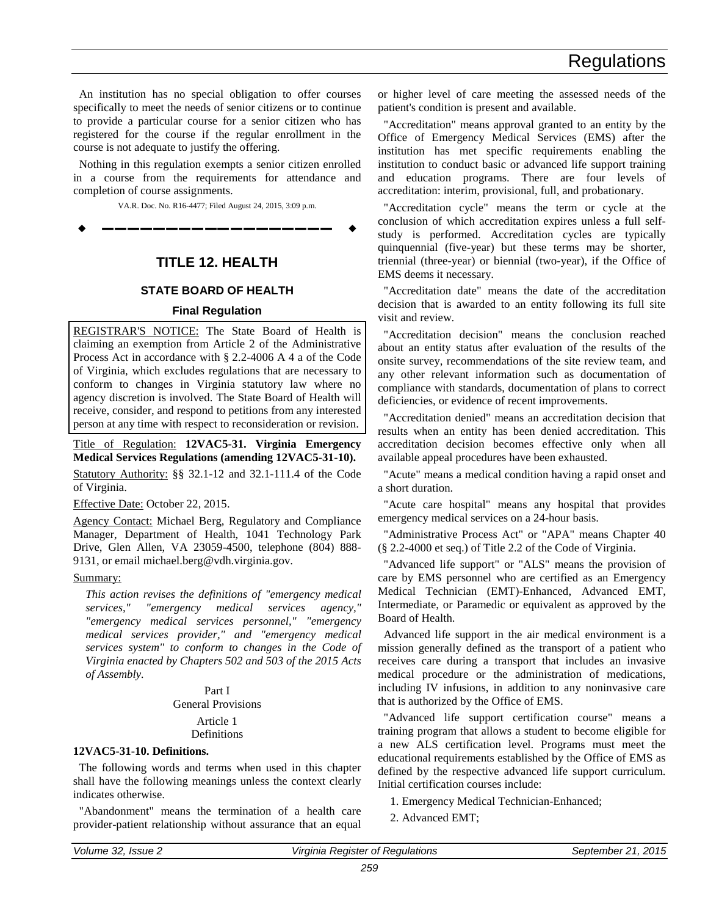An institution has no special obligation to offer courses specifically to meet the needs of senior citizens or to continue to provide a particular course for a senior citizen who has registered for the course if the regular enrollment in the course is not adequate to justify the offering.

Nothing in this regulation exempts a senior citizen enrolled in a course from the requirements for attendance and completion of course assignments.

VA.R. Doc. No. R16-4477; Filed August 24, 2015, 3:09 p.m.

---

## TITLE 12. HEALTH

### STATE BOARD OF HEALTH

#### Final Regulation

REGISTRAR'S NOTICE: The State Board of Health is claiming an exemption from Article 2 of the Administrative Process Act in accordance with § 2.2-4006 A 4 a of the Code of Virginia, which excludes regulations that are necessary to conform to changes in Virginia statutory law where no agency discretion is involved. The State Board of Health will receive, consider, and respond to petitions from any interested person at any time with respect to reconsideration or revision.

Title of Regulation: **12VAC5-31. Virginia Emergency Medical Services Regulations (amending 12VAC5-31-10).**

Statutory Authority: §§ 32.1-12 and 32.1-111.4 of the Code of Virginia.

Effective Date: October 22, 2015.

Agency Contact: Michael Berg, Regulatory and Compliance Manager, Department of Health, 1041 Technology Park Drive, Glen Allen, VA 23059-4500, telephone (804) 888-9131, or email michael.berg@vdh.virginia.gov.

Summary:

*This action revises the definitions of "emergency medical services," "emergency medical services agency," "emergency medical services personnel," "emergency medical services provider," and "emergency medical services system" to conform to changes in the Code of Virginia enacted by Chapters 502 and 503 of the 2015 Acts of Assembly.*

Part I
General Provisions

Article 1
Definitions

**12VAC5-31-10. Definitions.**

The following words and terms when used in this chapter shall have the following meanings unless the context clearly indicates otherwise.

"Abandonment" means the termination of a health care provider-patient relationship without assurance that an equal or higher level of care meeting the assessed needs of the patient's condition is present and available.

"Accreditation" means approval granted to an entity by the Office of Emergency Medical Services (EMS) after the institution has met specific requirements enabling the institution to conduct basic or advanced life support training and education programs. There are four levels of accreditation: interim, provisional, full, and probationary.

"Accreditation cycle" means the term or cycle at the conclusion of which accreditation expires unless a full self-study is performed. Accreditation cycles are typically quinquennial (five-year) but these terms may be shorter, triennial (three-year) or biennial (two-year), if the Office of EMS deems it necessary.

"Accreditation date" means the date of the accreditation decision that is awarded to an entity following its full site visit and review.

"Accreditation decision" means the conclusion reached about an entity status after evaluation of the results of the onsite survey, recommendations of the site review team, and any other relevant information such as documentation of compliance with standards, documentation of plans to correct deficiencies, or evidence of recent improvements.

"Accreditation denied" means an accreditation decision that results when an entity has been denied accreditation. This accreditation decision becomes effective only when all available appeal procedures have been exhausted.

"Acute" means a medical condition having a rapid onset and a short duration.

"Acute care hospital" means any hospital that provides emergency medical services on a 24-hour basis.

"Administrative Process Act" or "APA" means Chapter 40 (§ 2.2-4000 et seq.) of Title 2.2 of the Code of Virginia.

"Advanced life support" or "ALS" means the provision of care by EMS personnel who are certified as an Emergency Medical Technician (EMT)-Enhanced, Advanced EMT, Intermediate, or Paramedic or equivalent as approved by the Board of Health.

Advanced life support in the air medical environment is a mission generally defined as the transport of a patient who receives care during a transport that includes an invasive medical procedure or the administration of medications, including IV infusions, in addition to any noninvasive care that is authorized by the Office of EMS.

"Advanced life support certification course" means a training program that allows a student to become eligible for a new ALS certification level. Programs must meet the educational requirements established by the Office of EMS as defined by the respective advanced life support curriculum. Initial certification courses include:

1. Emergency Medical Technician-Enhanced;

2. Advanced EMT;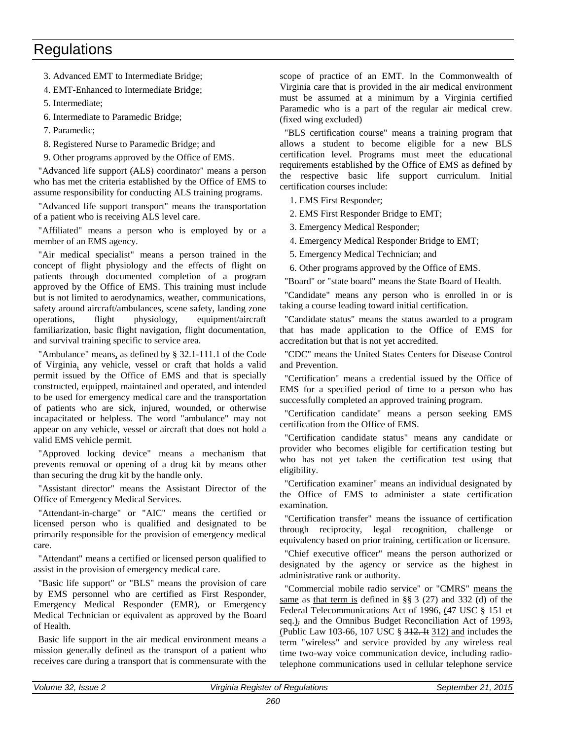3. Advanced EMT to Intermediate Bridge;

4. EMT-Enhanced to Intermediate Bridge;

5. Intermediate;

6. Intermediate to Paramedic Bridge;

7. Paramedic;

8. Registered Nurse to Paramedic Bridge; and

9. Other programs approved by the Office of EMS.

"Advanced life support (ALS) coordinator" means a person who has met the criteria established by the Office of EMS to assume responsibility for conducting ALS training programs.

"Advanced life support transport" means the transportation of a patient who is receiving ALS level care.

"Affiliated" means a person who is employed by or a member of an EMS agency.

"Air medical specialist" means a person trained in the concept of flight physiology and the effects of flight on patients through documented completion of a program approved by the Office of EMS. This training must include but is not limited to aerodynamics, weather, communications, safety around aircraft/ambulances, scene safety, landing zone operations, flight physiology, equipment/aircraft familiarization, basic flight navigation, flight documentation, and survival training specific to service area.

"Ambulance" means, as defined by § 32.1-111.1 of the Code of Virginia, any vehicle, vessel or craft that holds a valid permit issued by the Office of EMS and that is specially constructed, equipped, maintained and operated, and intended to be used for emergency medical care and the transportation of patients who are sick, injured, wounded, or otherwise incapacitated or helpless. The word "ambulance" may not appear on any vehicle, vessel or aircraft that does not hold a valid EMS vehicle permit.

"Approved locking device" means a mechanism that prevents removal or opening of a drug kit by means other than securing the drug kit by the handle only.

"Assistant director" means the Assistant Director of the Office of Emergency Medical Services.

"Attendant-in-charge" or "AIC" means the certified or licensed person who is qualified and designated to be primarily responsible for the provision of emergency medical care.

"Attendant" means a certified or licensed person qualified to assist in the provision of emergency medical care.

"Basic life support" or "BLS" means the provision of care by EMS personnel who are certified as First Responder, Emergency Medical Responder (EMR), or Emergency Medical Technician or equivalent as approved by the Board of Health.

Basic life support in the air medical environment means a mission generally defined as the transport of a patient who receives care during a transport that is commensurate with the scope of practice of an EMT. In the Commonwealth of Virginia care that is provided in the air medical environment must be assumed at a minimum by a Virginia certified Paramedic who is a part of the regular air medical crew. (fixed wing excluded)

"BLS certification course" means a training program that allows a student to become eligible for a new BLS certification level. Programs must meet the educational requirements established by the Office of EMS as defined by the respective basic life support curriculum. Initial certification courses include:

1. EMS First Responder;

2. EMS First Responder Bridge to EMT;

3. Emergency Medical Responder;

4. Emergency Medical Responder Bridge to EMT;

5. Emergency Medical Technician; and

6. Other programs approved by the Office of EMS.

"Board" or "state board" means the State Board of Health.

"Candidate" means any person who is enrolled in or is taking a course leading toward initial certification.

"Candidate status" means the status awarded to a program that has made application to the Office of EMS for accreditation but that is not yet accredited.

"CDC" means the United States Centers for Disease Control and Prevention.

"Certification" means a credential issued by the Office of EMS for a specified period of time to a person who has successfully completed an approved training program.

"Certification candidate" means a person seeking EMS certification from the Office of EMS.

"Certification candidate status" means any candidate or provider who becomes eligible for certification testing but who has not yet taken the certification test using that eligibility.

"Certification examiner" means an individual designated by the Office of EMS to administer a state certification examination.

"Certification transfer" means the issuance of certification through reciprocity, legal recognition, challenge or equivalency based on prior training, certification or licensure.

"Chief executive officer" means the person authorized or designated by the agency or service as the highest in administrative rank or authority.

"Commercial mobile radio service" or "CMRS" means the same as that term is defined in §§ 3 (27) and 332 (d) of the Federal Telecommunications Act of 1996, (47 USC § 151 et seq.), and the Omnibus Budget Reconciliation Act of 1993, (Public Law 103-66, 107 USC § 312. It 312) and includes the term "wireless" and service provided by any wireless real time two-way voice communication device, including radio-telephone communications used in cellular telephone service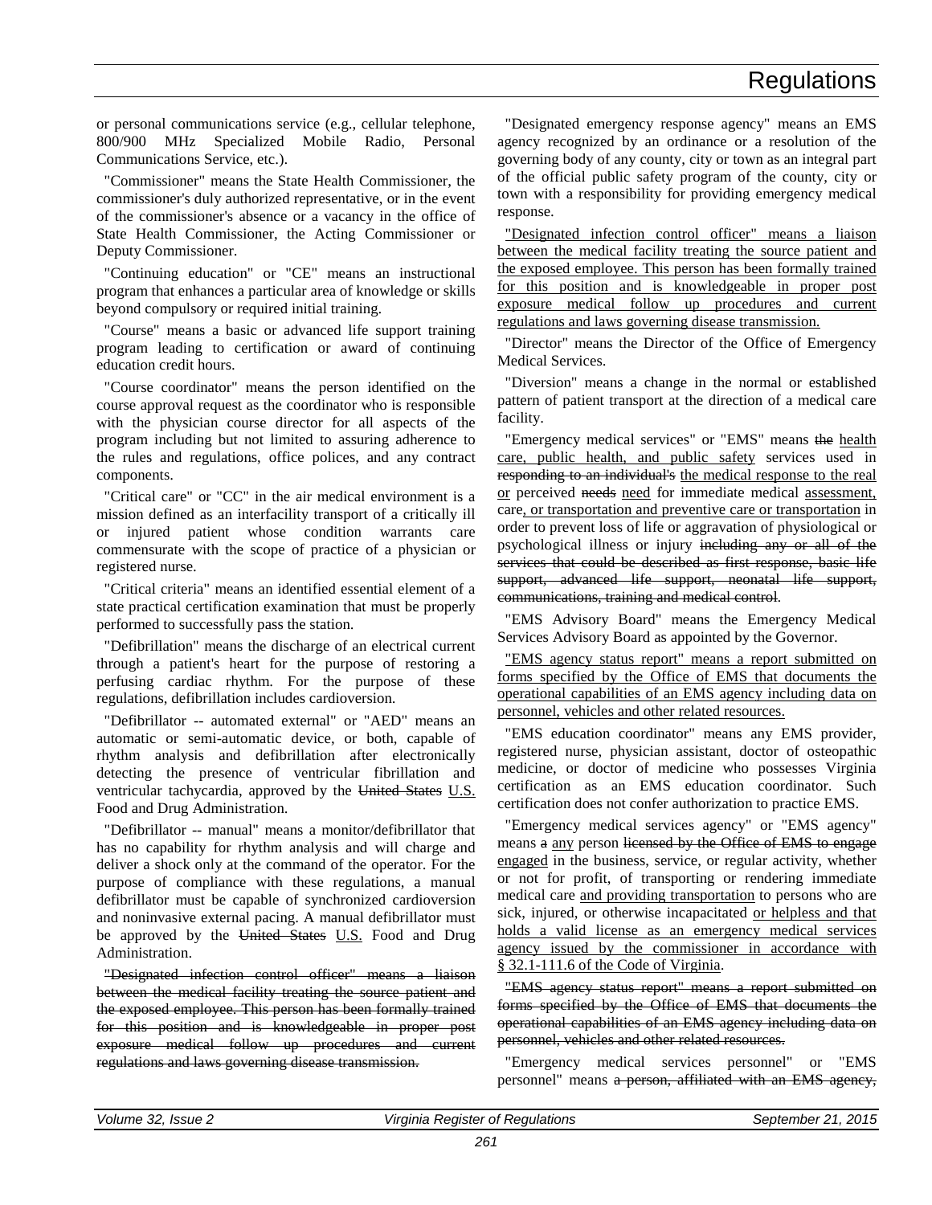or personal communications service (e.g., cellular telephone, 800/900 MHz Specialized Mobile Radio, Personal Communications Service, etc.).

"Commissioner" means the State Health Commissioner, the commissioner's duly authorized representative, or in the event of the commissioner's absence or a vacancy in the office of State Health Commissioner, the Acting Commissioner or Deputy Commissioner.

"Continuing education" or "CE" means an instructional program that enhances a particular area of knowledge or skills beyond compulsory or required initial training.

"Course" means a basic or advanced life support training program leading to certification or award of continuing education credit hours.

"Course coordinator" means the person identified on the course approval request as the coordinator who is responsible with the physician course director for all aspects of the program including but not limited to assuring adherence to the rules and regulations, office polices, and any contract components.

"Critical care" or "CC" in the air medical environment is a mission defined as an interfacility transport of a critically ill or injured patient whose condition warrants care commensurate with the scope of practice of a physician or registered nurse.

"Critical criteria" means an identified essential element of a state practical certification examination that must be properly performed to successfully pass the station.

"Defibrillation" means the discharge of an electrical current through a patient's heart for the purpose of restoring a perfusing cardiac rhythm. For the purpose of these regulations, defibrillation includes cardioversion.

"Defibrillator -- automated external" or "AED" means an automatic or semi-automatic device, or both, capable of rhythm analysis and defibrillation after electronically detecting the presence of ventricular fibrillation and ventricular tachycardia, approved by the ~~United States~~ <u>U.S.</u> Food and Drug Administration.

"Defibrillator -- manual" means a monitor/defibrillator that has no capability for rhythm analysis and will charge and deliver a shock only at the command of the operator. For the purpose of compliance with these regulations, a manual defibrillator must be capable of synchronized cardioversion and noninvasive external pacing. A manual defibrillator must be approved by the ~~United States~~ <u>U.S.</u> Food and Drug Administration.

~~"Designated infection control officer" means a liaison between the medical facility treating the source patient and the exposed employee. This person has been formally trained for this position and is knowledgeable in proper post exposure medical follow up procedures and current regulations and laws governing disease transmission.~~

"Designated emergency response agency" means an EMS agency recognized by an ordinance or a resolution of the governing body of any county, city or town as an integral part of the official public safety program of the county, city or town with a responsibility for providing emergency medical response.

<u>"Designated infection control officer" means a liaison between the medical facility treating the source patient and the exposed employee. This person has been formally trained for this position and is knowledgeable in proper post exposure medical follow up procedures and current regulations and laws governing disease transmission.</u>

"Director" means the Director of the Office of Emergency Medical Services.

"Diversion" means a change in the normal or established pattern of patient transport at the direction of a medical care facility.

"Emergency medical services" or "EMS" means ~~the~~ <u>health care, public health, and public safety</u> services used in ~~responding to an individual's~~ <u>the medical response to the real or</u> perceived ~~needs~~ <u>need</u> for immediate medical <u>assessment,</u> care<u>, or transportation and preventive care or transportation</u> in order to prevent loss of life or aggravation of physiological or psychological illness or injury ~~including any or all of the services that could be described as first response, basic life support, advanced life support, neonatal life support, communications, training and medical control~~.

"EMS Advisory Board" means the Emergency Medical Services Advisory Board as appointed by the Governor.

<u>"EMS agency status report" means a report submitted on forms specified by the Office of EMS that documents the operational capabilities of an EMS agency including data on personnel, vehicles and other related resources.</u>

"EMS education coordinator" means any EMS provider, registered nurse, physician assistant, doctor of osteopathic medicine, or doctor of medicine who possesses Virginia certification as an EMS education coordinator. Such certification does not confer authorization to practice EMS.

"Emergency medical services agency" or "EMS agency" means ~~a~~ <u>any</u> person ~~licensed by the Office of EMS to engage~~ <u>engaged</u> in the business, service, or regular activity, whether or not for profit, of transporting or rendering immediate medical care <u>and providing transportation</u> to persons who are sick, injured, or otherwise incapacitated <u>or helpless and that holds a valid license as an emergency medical services agency issued by the commissioner in accordance with § 32.1-111.6 of the Code of Virginia</u>.

~~"EMS agency status report" means a report submitted on forms specified by the Office of EMS that documents the operational capabilities of an EMS agency including data on personnel, vehicles and other related resources.~~

"Emergency medical services personnel" or "EMS personnel" means ~~a person, affiliated with an EMS agency,~~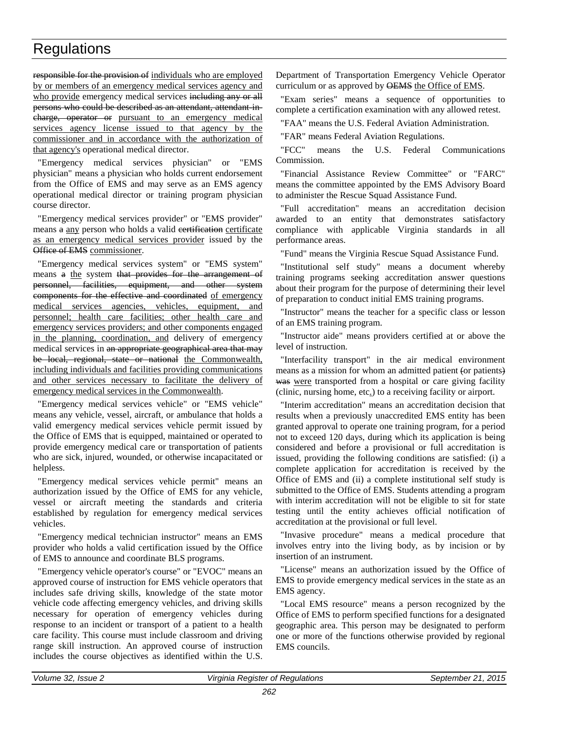~~responsible for the provision of~~ individuals who are employed by or members of an emergency medical services agency and who provide emergency medical services ~~including any or all persons who could be described as an attendant, attendant-in-charge, operator or~~ pursuant to an emergency medical services agency license issued to that agency by the commissioner and in accordance with the authorization of that agency's operational medical director.

"Emergency medical services physician" or "EMS physician" means a physician who holds current endorsement from the Office of EMS and may serve as an EMS agency operational medical director or training program physician course director.

"Emergency medical services provider" or "EMS provider" means ~~a~~ any person who holds a valid ~~certification~~ certificate as an emergency medical services provider issued by the ~~Office of EMS~~ commissioner.

"Emergency medical services system" or "EMS system" means ~~a~~ the system ~~that provides for the arrangement of personnel, facilities, equipment, and other system components for the effective and coordinated~~ of emergency medical services agencies, vehicles, equipment, and personnel; health care facilities; other health care and emergency services providers; and other components engaged in the planning, coordination, and delivery of emergency medical services in ~~an appropriate geographical area that may be local, regional, state or national~~ the Commonwealth, including individuals and facilities providing communications and other services necessary to facilitate the delivery of emergency medical services in the Commonwealth.

"Emergency medical services vehicle" or "EMS vehicle" means any vehicle, vessel, aircraft, or ambulance that holds a valid emergency medical services vehicle permit issued by the Office of EMS that is equipped, maintained or operated to provide emergency medical care or transportation of patients who are sick, injured, wounded, or otherwise incapacitated or helpless.

"Emergency medical services vehicle permit" means an authorization issued by the Office of EMS for any vehicle, vessel or aircraft meeting the standards and criteria established by regulation for emergency medical services vehicles.

"Emergency medical technician instructor" means an EMS provider who holds a valid certification issued by the Office of EMS to announce and coordinate BLS programs.

"Emergency vehicle operator's course" or "EVOC" means an approved course of instruction for EMS vehicle operators that includes safe driving skills, knowledge of the state motor vehicle code affecting emergency vehicles, and driving skills necessary for operation of emergency vehicles during response to an incident or transport of a patient to a health care facility. This course must include classroom and driving range skill instruction. An approved course of instruction includes the course objectives as identified within the U.S. Department of Transportation Emergency Vehicle Operator curriculum or as approved by ~~OEMS~~ the Office of EMS.

"Exam series" means a sequence of opportunities to complete a certification examination with any allowed retest.

"FAA" means the U.S. Federal Aviation Administration.

"FAR" means Federal Aviation Regulations.

"FCC" means the U.S. Federal Communications Commission.

"Financial Assistance Review Committee" or "FARC" means the committee appointed by the EMS Advisory Board to administer the Rescue Squad Assistance Fund.

"Full accreditation" means an accreditation decision awarded to an entity that demonstrates satisfactory compliance with applicable Virginia standards in all performance areas.

"Fund" means the Virginia Rescue Squad Assistance Fund.

"Institutional self study" means a document whereby training programs seeking accreditation answer questions about their program for the purpose of determining their level of preparation to conduct initial EMS training programs.

"Instructor" means the teacher for a specific class or lesson of an EMS training program.

"Instructor aide" means providers certified at or above the level of instruction.

"Interfacility transport" in the air medical environment means as a mission for whom an admitted patient ~~(~~or patients~~)~~ ~~was~~ were transported from a hospital or care giving facility (clinic, nursing home, etc.) to a receiving facility or airport.

"Interim accreditation" means an accreditation decision that results when a previously unaccredited EMS entity has been granted approval to operate one training program, for a period not to exceed 120 days, during which its application is being considered and before a provisional or full accreditation is issued, providing the following conditions are satisfied: (i) a complete application for accreditation is received by the Office of EMS and (ii) a complete institutional self study is submitted to the Office of EMS. Students attending a program with interim accreditation will not be eligible to sit for state testing until the entity achieves official notification of accreditation at the provisional or full level.

"Invasive procedure" means a medical procedure that involves entry into the living body, as by incision or by insertion of an instrument.

"License" means an authorization issued by the Office of EMS to provide emergency medical services in the state as an EMS agency.

"Local EMS resource" means a person recognized by the Office of EMS to perform specified functions for a designated geographic area. This person may be designated to perform one or more of the functions otherwise provided by regional EMS councils.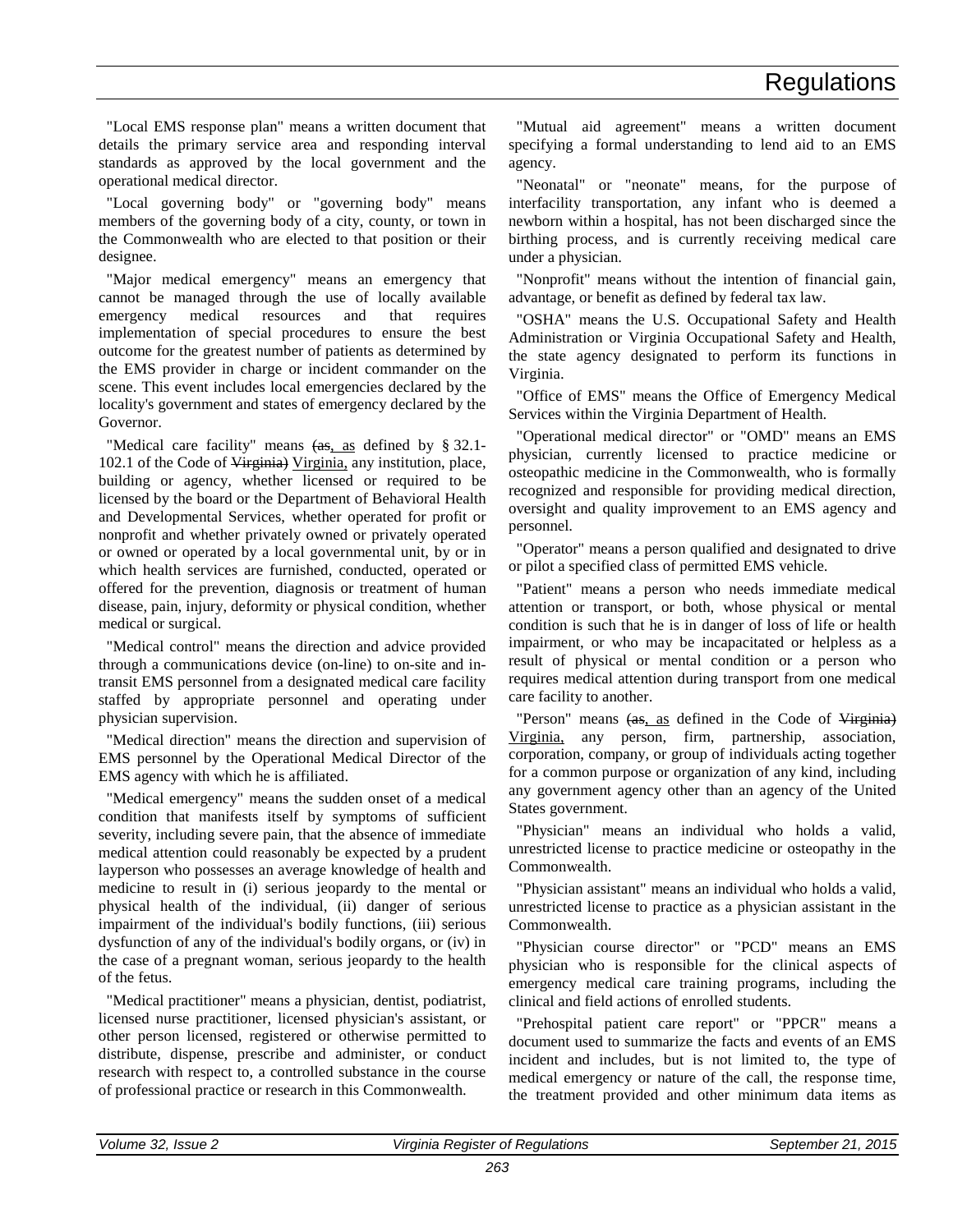"Local EMS response plan" means a written document that details the primary service area and responding interval standards as approved by the local government and the operational medical director.

"Local governing body" or "governing body" means members of the governing body of a city, county, or town in the Commonwealth who are elected to that position or their designee.

"Major medical emergency" means an emergency that cannot be managed through the use of locally available emergency medical resources and that requires implementation of special procedures to ensure the best outcome for the greatest number of patients as determined by the EMS provider in charge or incident commander on the scene. This event includes local emergencies declared by the locality's government and states of emergency declared by the Governor.

"Medical care facility" means ~~(as~~<u>, as</u> defined by § 32.1-102.1 of the Code of ~~Virginia)~~ <u>Virginia,</u> any institution, place, building or agency, whether licensed or required to be licensed by the board or the Department of Behavioral Health and Developmental Services, whether operated for profit or nonprofit and whether privately owned or privately operated or owned or operated by a local governmental unit, by or in which health services are furnished, conducted, operated or offered for the prevention, diagnosis or treatment of human disease, pain, injury, deformity or physical condition, whether medical or surgical.

"Medical control" means the direction and advice provided through a communications device (on-line) to on-site and in-transit EMS personnel from a designated medical care facility staffed by appropriate personnel and operating under physician supervision.

"Medical direction" means the direction and supervision of EMS personnel by the Operational Medical Director of the EMS agency with which he is affiliated.

"Medical emergency" means the sudden onset of a medical condition that manifests itself by symptoms of sufficient severity, including severe pain, that the absence of immediate medical attention could reasonably be expected by a prudent layperson who possesses an average knowledge of health and medicine to result in (i) serious jeopardy to the mental or physical health of the individual, (ii) danger of serious impairment of the individual's bodily functions, (iii) serious dysfunction of any of the individual's bodily organs, or (iv) in the case of a pregnant woman, serious jeopardy to the health of the fetus.

"Medical practitioner" means a physician, dentist, podiatrist, licensed nurse practitioner, licensed physician's assistant, or other person licensed, registered or otherwise permitted to distribute, dispense, prescribe and administer, or conduct research with respect to, a controlled substance in the course of professional practice or research in this Commonwealth.

"Mutual aid agreement" means a written document specifying a formal understanding to lend aid to an EMS agency.

"Neonatal" or "neonate" means, for the purpose of interfacility transportation, any infant who is deemed a newborn within a hospital, has not been discharged since the birthing process, and is currently receiving medical care under a physician.

"Nonprofit" means without the intention of financial gain, advantage, or benefit as defined by federal tax law.

"OSHA" means the U.S. Occupational Safety and Health Administration or Virginia Occupational Safety and Health, the state agency designated to perform its functions in Virginia.

"Office of EMS" means the Office of Emergency Medical Services within the Virginia Department of Health.

"Operational medical director" or "OMD" means an EMS physician, currently licensed to practice medicine or osteopathic medicine in the Commonwealth, who is formally recognized and responsible for providing medical direction, oversight and quality improvement to an EMS agency and personnel.

"Operator" means a person qualified and designated to drive or pilot a specified class of permitted EMS vehicle.

"Patient" means a person who needs immediate medical attention or transport, or both, whose physical or mental condition is such that he is in danger of loss of life or health impairment, or who may be incapacitated or helpless as a result of physical or mental condition or a person who requires medical attention during transport from one medical care facility to another.

"Person" means ~~(as~~<u>, as</u> defined in the Code of ~~Virginia)~~ <u>Virginia,</u> any person, firm, partnership, association, corporation, company, or group of individuals acting together for a common purpose or organization of any kind, including any government agency other than an agency of the United States government.

"Physician" means an individual who holds a valid, unrestricted license to practice medicine or osteopathy in the Commonwealth.

"Physician assistant" means an individual who holds a valid, unrestricted license to practice as a physician assistant in the Commonwealth.

"Physician course director" or "PCD" means an EMS physician who is responsible for the clinical aspects of emergency medical care training programs, including the clinical and field actions of enrolled students.

"Prehospital patient care report" or "PPCR" means a document used to summarize the facts and events of an EMS incident and includes, but is not limited to, the type of medical emergency or nature of the call, the response time, the treatment provided and other minimum data items as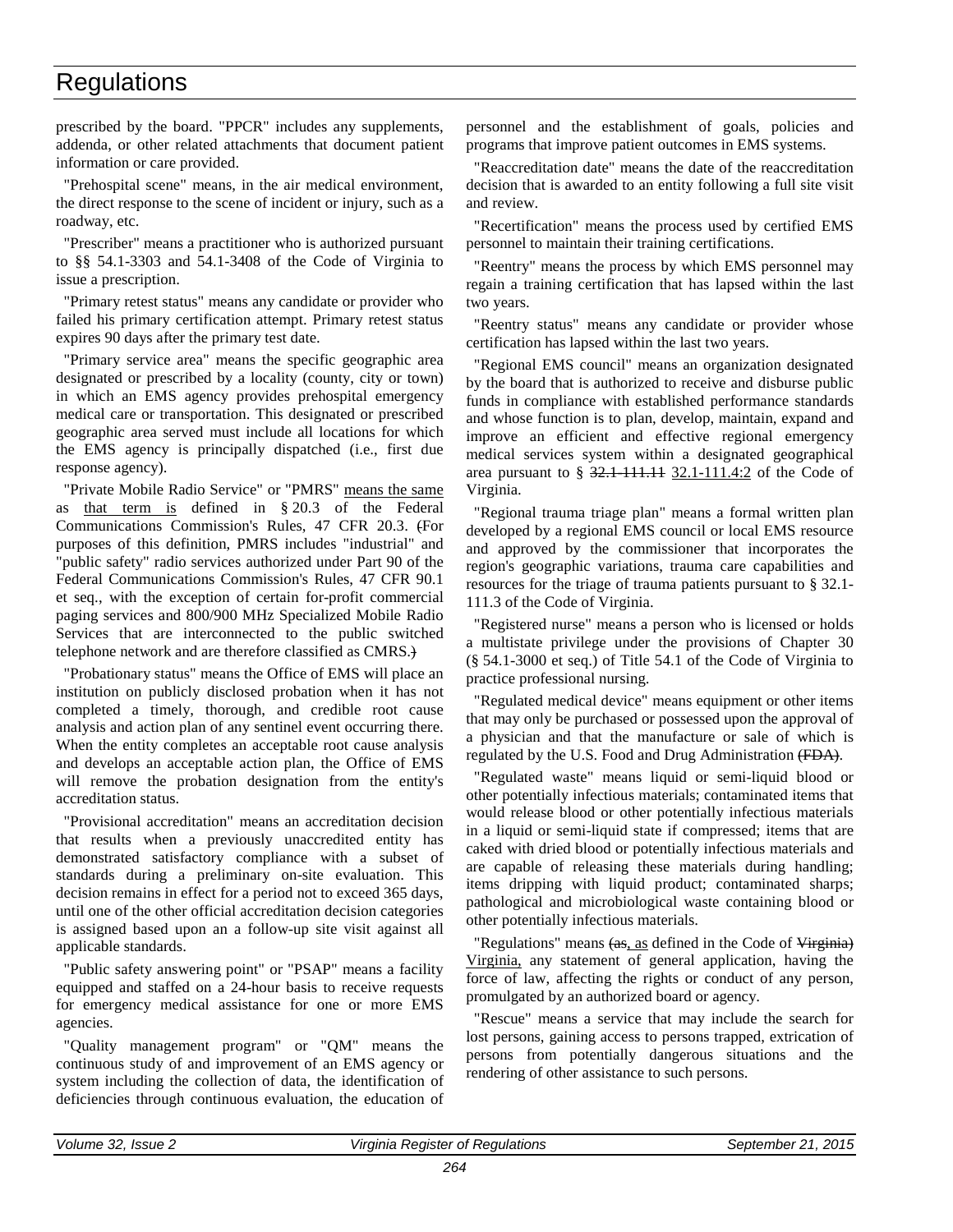prescribed by the board. "PPCR" includes any supplements, addenda, or other related attachments that document patient information or care provided.

"Prehospital scene" means, in the air medical environment, the direct response to the scene of incident or injury, such as a roadway, etc.

"Prescriber" means a practitioner who is authorized pursuant to §§ 54.1-3303 and 54.1-3408 of the Code of Virginia to issue a prescription.

"Primary retest status" means any candidate or provider who failed his primary certification attempt. Primary retest status expires 90 days after the primary test date.

"Primary service area" means the specific geographic area designated or prescribed by a locality (county, city or town) in which an EMS agency provides prehospital emergency medical care or transportation. This designated or prescribed geographic area served must include all locations for which the EMS agency is principally dispatched (i.e., first due response agency).

"Private Mobile Radio Service" or "PMRS" means the same as that term is defined in § 20.3 of the Federal Communications Commission's Rules, 47 CFR 20.3. ~~(~~For purposes of this definition, PMRS includes "industrial" and "public safety" radio services authorized under Part 90 of the Federal Communications Commission's Rules, 47 CFR 90.1 et seq., with the exception of certain for-profit commercial paging services and 800/900 MHz Specialized Mobile Radio Services that are interconnected to the public switched telephone network and are therefore classified as CMRS.~~)~~

"Probationary status" means the Office of EMS will place an institution on publicly disclosed probation when it has not completed a timely, thorough, and credible root cause analysis and action plan of any sentinel event occurring there. When the entity completes an acceptable root cause analysis and develops an acceptable action plan, the Office of EMS will remove the probation designation from the entity's accreditation status.

"Provisional accreditation" means an accreditation decision that results when a previously unaccredited entity has demonstrated satisfactory compliance with a subset of standards during a preliminary on-site evaluation. This decision remains in effect for a period not to exceed 365 days, until one of the other official accreditation decision categories is assigned based upon an a follow-up site visit against all applicable standards.

"Public safety answering point" or "PSAP" means a facility equipped and staffed on a 24-hour basis to receive requests for emergency medical assistance for one or more EMS agencies.

"Quality management program" or "QM" means the continuous study of and improvement of an EMS agency or system including the collection of data, the identification of deficiencies through continuous evaluation, the education of personnel and the establishment of goals, policies and programs that improve patient outcomes in EMS systems.

"Reaccreditation date" means the date of the reaccreditation decision that is awarded to an entity following a full site visit and review.

"Recertification" means the process used by certified EMS personnel to maintain their training certifications.

"Reentry" means the process by which EMS personnel may regain a training certification that has lapsed within the last two years.

"Reentry status" means any candidate or provider whose certification has lapsed within the last two years.

"Regional EMS council" means an organization designated by the board that is authorized to receive and disburse public funds in compliance with established performance standards and whose function is to plan, develop, maintain, expand and improve an efficient and effective regional emergency medical services system within a designated geographical area pursuant to § ~~32.1-111.11~~ 32.1-111.4:2 of the Code of Virginia.

"Regional trauma triage plan" means a formal written plan developed by a regional EMS council or local EMS resource and approved by the commissioner that incorporates the region's geographic variations, trauma care capabilities and resources for the triage of trauma patients pursuant to § 32.1-111.3 of the Code of Virginia.

"Registered nurse" means a person who is licensed or holds a multistate privilege under the provisions of Chapter 30 (§ 54.1-3000 et seq.) of Title 54.1 of the Code of Virginia to practice professional nursing.

"Regulated medical device" means equipment or other items that may only be purchased or possessed upon the approval of a physician and that the manufacture or sale of which is regulated by the U.S. Food and Drug Administration ~~(FDA)~~.

"Regulated waste" means liquid or semi-liquid blood or other potentially infectious materials; contaminated items that would release blood or other potentially infectious materials in a liquid or semi-liquid state if compressed; items that are caked with dried blood or potentially infectious materials and are capable of releasing these materials during handling; items dripping with liquid product; contaminated sharps; pathological and microbiological waste containing blood or other potentially infectious materials.

"Regulations" means ~~(as,~~ as defined in the Code of ~~Virginia)~~ Virginia, any statement of general application, having the force of law, affecting the rights or conduct of any person, promulgated by an authorized board or agency.

"Rescue" means a service that may include the search for lost persons, gaining access to persons trapped, extrication of persons from potentially dangerous situations and the rendering of other assistance to such persons.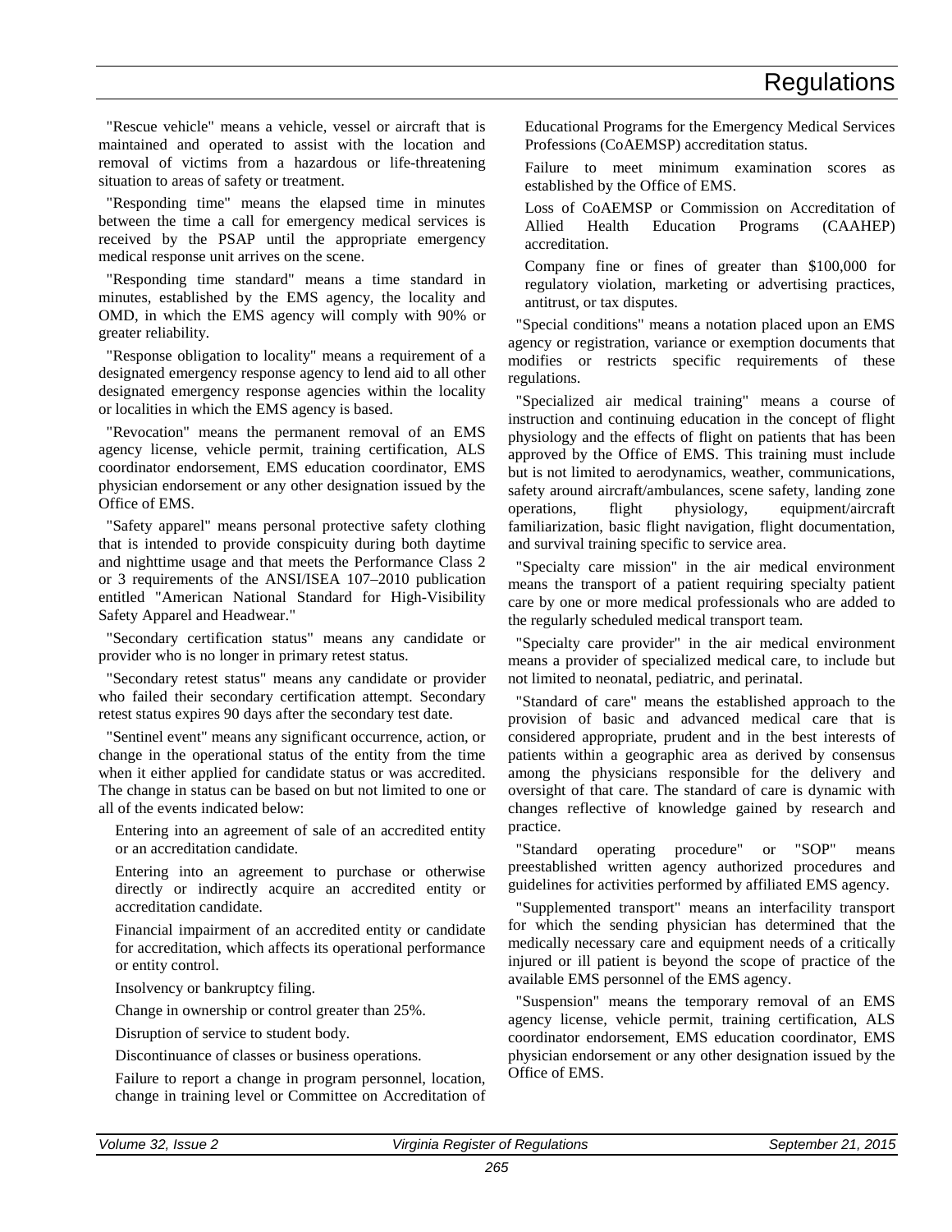"Rescue vehicle" means a vehicle, vessel or aircraft that is maintained and operated to assist with the location and removal of victims from a hazardous or life-threatening situation to areas of safety or treatment.

"Responding time" means the elapsed time in minutes between the time a call for emergency medical services is received by the PSAP until the appropriate emergency medical response unit arrives on the scene.

"Responding time standard" means a time standard in minutes, established by the EMS agency, the locality and OMD, in which the EMS agency will comply with 90% or greater reliability.

"Response obligation to locality" means a requirement of a designated emergency response agency to lend aid to all other designated emergency response agencies within the locality or localities in which the EMS agency is based.

"Revocation" means the permanent removal of an EMS agency license, vehicle permit, training certification, ALS coordinator endorsement, EMS education coordinator, EMS physician endorsement or any other designation issued by the Office of EMS.

"Safety apparel" means personal protective safety clothing that is intended to provide conspicuity during both daytime and nighttime usage and that meets the Performance Class 2 or 3 requirements of the ANSI/ISEA 107–2010 publication entitled "American National Standard for High-Visibility Safety Apparel and Headwear."

"Secondary certification status" means any candidate or provider who is no longer in primary retest status.

"Secondary retest status" means any candidate or provider who failed their secondary certification attempt. Secondary retest status expires 90 days after the secondary test date.

"Sentinel event" means any significant occurrence, action, or change in the operational status of the entity from the time when it either applied for candidate status or was accredited. The change in status can be based on but not limited to one or all of the events indicated below:

Entering into an agreement of sale of an accredited entity or an accreditation candidate.

Entering into an agreement to purchase or otherwise directly or indirectly acquire an accredited entity or accreditation candidate.

Financial impairment of an accredited entity or candidate for accreditation, which affects its operational performance or entity control.

Insolvency or bankruptcy filing.

Change in ownership or control greater than 25%.

Disruption of service to student body.

Discontinuance of classes or business operations.

Failure to report a change in program personnel, location, change in training level or Committee on Accreditation of Educational Programs for the Emergency Medical Services Professions (CoAEMSP) accreditation status.

Failure to meet minimum examination scores as established by the Office of EMS.

Loss of CoAEMSP or Commission on Accreditation of Allied Health Education Programs (CAAHEP) accreditation.

Company fine or fines of greater than $100,000 for regulatory violation, marketing or advertising practices, antitrust, or tax disputes.

"Special conditions" means a notation placed upon an EMS agency or registration, variance or exemption documents that modifies or restricts specific requirements of these regulations.

"Specialized air medical training" means a course of instruction and continuing education in the concept of flight physiology and the effects of flight on patients that has been approved by the Office of EMS. This training must include but is not limited to aerodynamics, weather, communications, safety around aircraft/ambulances, scene safety, landing zone operations, flight physiology, equipment/aircraft familiarization, basic flight navigation, flight documentation, and survival training specific to service area.

"Specialty care mission" in the air medical environment means the transport of a patient requiring specialty patient care by one or more medical professionals who are added to the regularly scheduled medical transport team.

"Specialty care provider" in the air medical environment means a provider of specialized medical care, to include but not limited to neonatal, pediatric, and perinatal.

"Standard of care" means the established approach to the provision of basic and advanced medical care that is considered appropriate, prudent and in the best interests of patients within a geographic area as derived by consensus among the physicians responsible for the delivery and oversight of that care. The standard of care is dynamic with changes reflective of knowledge gained by research and practice.

"Standard operating procedure" or "SOP" means preestablished written agency authorized procedures and guidelines for activities performed by affiliated EMS agency.

"Supplemented transport" means an interfacility transport for which the sending physician has determined that the medically necessary care and equipment needs of a critically injured or ill patient is beyond the scope of practice of the available EMS personnel of the EMS agency.

"Suspension" means the temporary removal of an EMS agency license, vehicle permit, training certification, ALS coordinator endorsement, EMS education coordinator, EMS physician endorsement or any other designation issued by the Office of EMS.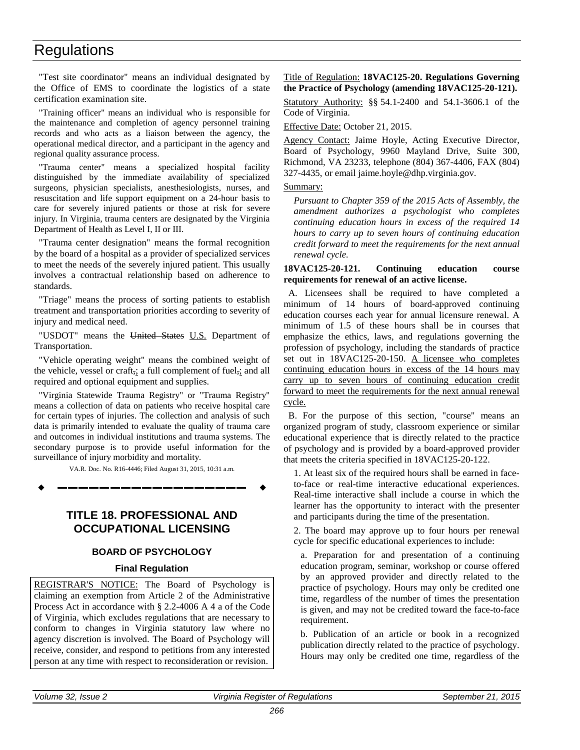"Test site coordinator" means an individual designated by the Office of EMS to coordinate the logistics of a state certification examination site.

"Training officer" means an individual who is responsible for the maintenance and completion of agency personnel training records and who acts as a liaison between the agency, the operational medical director, and a participant in the agency and regional quality assurance process.

"Trauma center" means a specialized hospital facility distinguished by the immediate availability of specialized surgeons, physician specialists, anesthesiologists, nurses, and resuscitation and life support equipment on a 24-hour basis to care for severely injured patients or those at risk for severe injury. In Virginia, trauma centers are designated by the Virginia Department of Health as Level I, II or III.

"Trauma center designation" means the formal recognition by the board of a hospital as a provider of specialized services to meet the needs of the severely injured patient. This usually involves a contractual relationship based on adherence to standards.

"Triage" means the process of sorting patients to establish treatment and transportation priorities according to severity of injury and medical need.

"USDOT" means the ~~United States~~ U.S. Department of Transportation.

"Vehicle operating weight" means the combined weight of the vehicle, vessel or craft~~,~~; a full complement of fuel~~,~~; and all required and optional equipment and supplies.

"Virginia Statewide Trauma Registry" or "Trauma Registry" means a collection of data on patients who receive hospital care for certain types of injuries. The collection and analysis of such data is primarily intended to evaluate the quality of trauma care and outcomes in individual institutions and trauma systems. The secondary purpose is to provide useful information for the surveillance of injury morbidity and mortality.

VA.R. Doc. No. R16-4446; Filed August 31, 2015, 10:31 a.m.

---

# TITLE 18. PROFESSIONAL AND OCCUPATIONAL LICENSING

## BOARD OF PSYCHOLOGY

### Final Regulation

REGISTRAR'S NOTICE: The Board of Psychology is claiming an exemption from Article 2 of the Administrative Process Act in accordance with § 2.2-4006 A 4 a of the Code of Virginia, which excludes regulations that are necessary to conform to changes in Virginia statutory law where no agency discretion is involved. The Board of Psychology will receive, consider, and respond to petitions from any interested person at any time with respect to reconsideration or revision.

Title of Regulation: **18VAC125-20. Regulations Governing the Practice of Psychology (amending 18VAC125-20-121).**

Statutory Authority: §§ 54.1-2400 and 54.1-3606.1 of the Code of Virginia.

Effective Date: October 21, 2015.

Agency Contact: Jaime Hoyle, Acting Executive Director, Board of Psychology, 9960 Mayland Drive, Suite 300, Richmond, VA 23233, telephone (804) 367-4406, FAX (804) 327-4435, or email jaime.hoyle@dhp.virginia.gov.

Summary:

*Pursuant to Chapter 359 of the 2015 Acts of Assembly, the amendment authorizes a psychologist who completes continuing education hours in excess of the required 14 hours to carry up to seven hours of continuing education credit forward to meet the requirements for the next annual renewal cycle.*

**18VAC125-20-121. Continuing education course requirements for renewal of an active license.**

A. Licensees shall be required to have completed a minimum of 14 hours of board-approved continuing education courses each year for annual licensure renewal. A minimum of 1.5 of these hours shall be in courses that emphasize the ethics, laws, and regulations governing the profession of psychology, including the standards of practice set out in 18VAC125-20-150. A licensee who completes continuing education hours in excess of the 14 hours may carry up to seven hours of continuing education credit forward to meet the requirements for the next annual renewal cycle.

B. For the purpose of this section, "course" means an organized program of study, classroom experience or similar educational experience that is directly related to the practice of psychology and is provided by a board-approved provider that meets the criteria specified in 18VAC125-20-122.

1. At least six of the required hours shall be earned in face-to-face or real-time interactive educational experiences. Real-time interactive shall include a course in which the learner has the opportunity to interact with the presenter and participants during the time of the presentation.

2. The board may approve up to four hours per renewal cycle for specific educational experiences to include:

a. Preparation for and presentation of a continuing education program, seminar, workshop or course offered by an approved provider and directly related to the practice of psychology. Hours may only be credited one time, regardless of the number of times the presentation is given, and may not be credited toward the face-to-face requirement.

b. Publication of an article or book in a recognized publication directly related to the practice of psychology. Hours may only be credited one time, regardless of the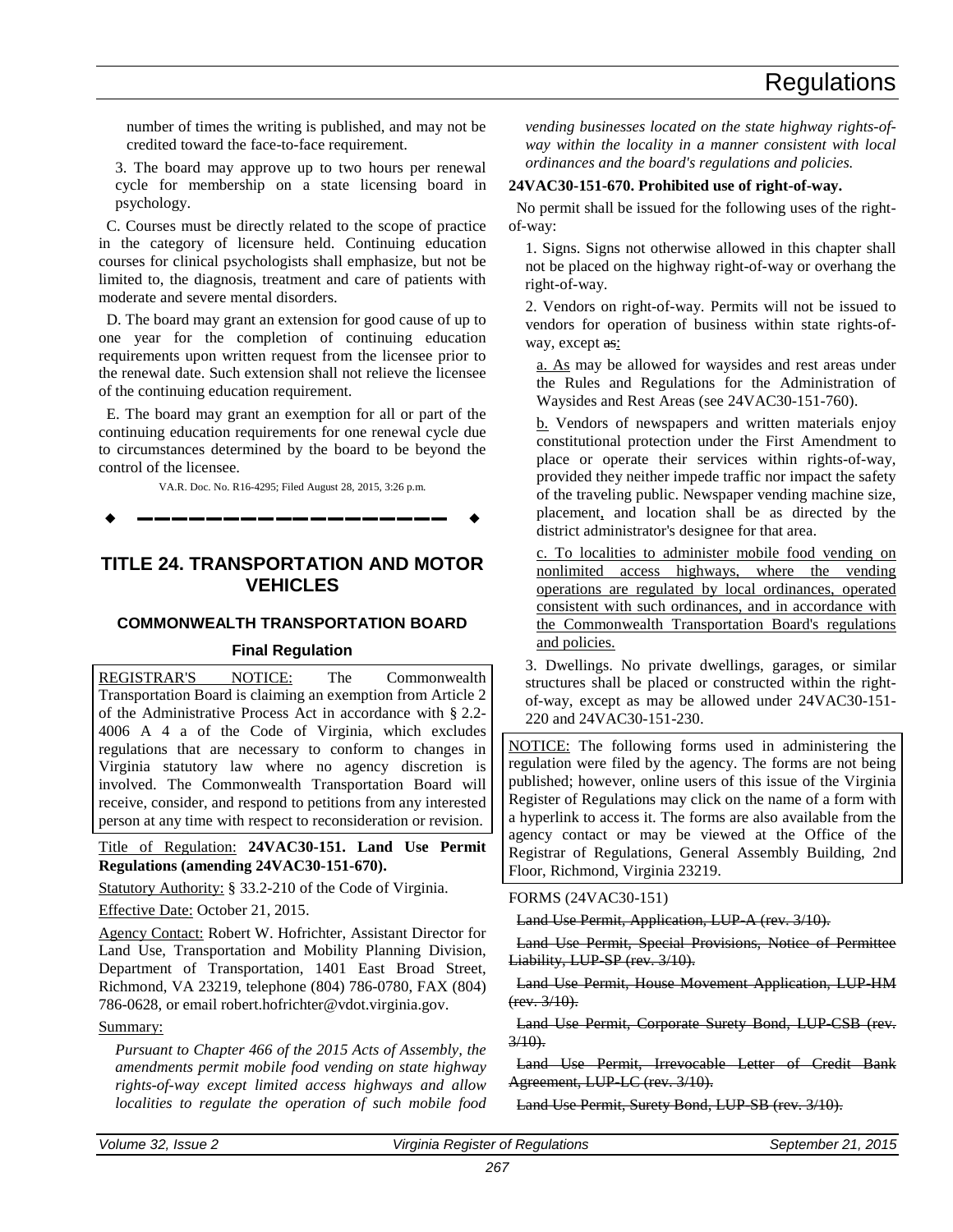number of times the writing is published, and may not be credited toward the face-to-face requirement.

3. The board may approve up to two hours per renewal cycle for membership on a state licensing board in psychology.

C. Courses must be directly related to the scope of practice in the category of licensure held. Continuing education courses for clinical psychologists shall emphasize, but not be limited to, the diagnosis, treatment and care of patients with moderate and severe mental disorders.

D. The board may grant an extension for good cause of up to one year for the completion of continuing education requirements upon written request from the licensee prior to the renewal date. Such extension shall not relieve the licensee of the continuing education requirement.

E. The board may grant an exemption for all or part of the continuing education requirements for one renewal cycle due to circumstances determined by the board to be beyond the control of the licensee.

VA.R. Doc. No. R16-4295; Filed August 28, 2015, 3:26 p.m.

---

## TITLE 24. TRANSPORTATION AND MOTOR VEHICLES

### COMMONWEALTH TRANSPORTATION BOARD

#### Final Regulation

REGISTRAR'S NOTICE: The Commonwealth Transportation Board is claiming an exemption from Article 2 of the Administrative Process Act in accordance with § 2.2-4006 A 4 a of the Code of Virginia, which excludes regulations that are necessary to conform to changes in Virginia statutory law where no agency discretion is involved. The Commonwealth Transportation Board will receive, consider, and respond to petitions from any interested person at any time with respect to reconsideration or revision.

Title of Regulation: **24VAC30-151. Land Use Permit Regulations (amending 24VAC30-151-670).**

Statutory Authority: § 33.2-210 of the Code of Virginia.

Effective Date: October 21, 2015.

Agency Contact: Robert W. Hofrichter, Assistant Director for Land Use, Transportation and Mobility Planning Division, Department of Transportation, 1401 East Broad Street, Richmond, VA 23219, telephone (804) 786-0780, FAX (804) 786-0628, or email robert.hofrichter@vdot.virginia.gov.

Summary:

*Pursuant to Chapter 466 of the 2015 Acts of Assembly, the amendments permit mobile food vending on state highway rights-of-way except limited access highways and allow localities to regulate the operation of such mobile food vending businesses located on the state highway rights-of-way within the locality in a manner consistent with local ordinances and the board's regulations and policies.*

**24VAC30-151-670. Prohibited use of right-of-way.**

No permit shall be issued for the following uses of the right-of-way:

1. Signs. Signs not otherwise allowed in this chapter shall not be placed on the highway right-of-way or overhang the right-of-way.

2. Vendors on right-of-way. Permits will not be issued to vendors for operation of business within state rights-of-way, except ~~as~~:

a. As may be allowed for waysides and rest areas under the Rules and Regulations for the Administration of Waysides and Rest Areas (see 24VAC30-151-760).

b. Vendors of newspapers and written materials enjoy constitutional protection under the First Amendment to place or operate their services within rights-of-way, provided they neither impede traffic nor impact the safety of the traveling public. Newspaper vending machine size, placement, and location shall be as directed by the district administrator's designee for that area.

c. To localities to administer mobile food vending on nonlimited access highways, where the vending operations are regulated by local ordinances, operated consistent with such ordinances, and in accordance with the Commonwealth Transportation Board's regulations and policies.

3. Dwellings. No private dwellings, garages, or similar structures shall be placed or constructed within the right-of-way, except as may be allowed under 24VAC30-151-220 and 24VAC30-151-230.

NOTICE: The following forms used in administering the regulation were filed by the agency. The forms are not being published; however, online users of this issue of the Virginia Register of Regulations may click on the name of a form with a hyperlink to access it. The forms are also available from the agency contact or may be viewed at the Office of the Registrar of Regulations, General Assembly Building, 2nd Floor, Richmond, Virginia 23219.

FORMS (24VAC30-151)

~~Land Use Permit, Application, LUP-A (rev. 3/10).~~

~~Land Use Permit, Special Provisions, Notice of Permittee Liability, LUP-SP (rev. 3/10).~~

~~Land Use Permit, House Movement Application, LUP-HM (rev. 3/10).~~

~~Land Use Permit, Corporate Surety Bond, LUP-CSB (rev. 3/10).~~

~~Land Use Permit, Irrevocable Letter of Credit Bank Agreement, LUP-LC (rev. 3/10).~~

~~Land Use Permit, Surety Bond, LUP-SB (rev. 3/10).~~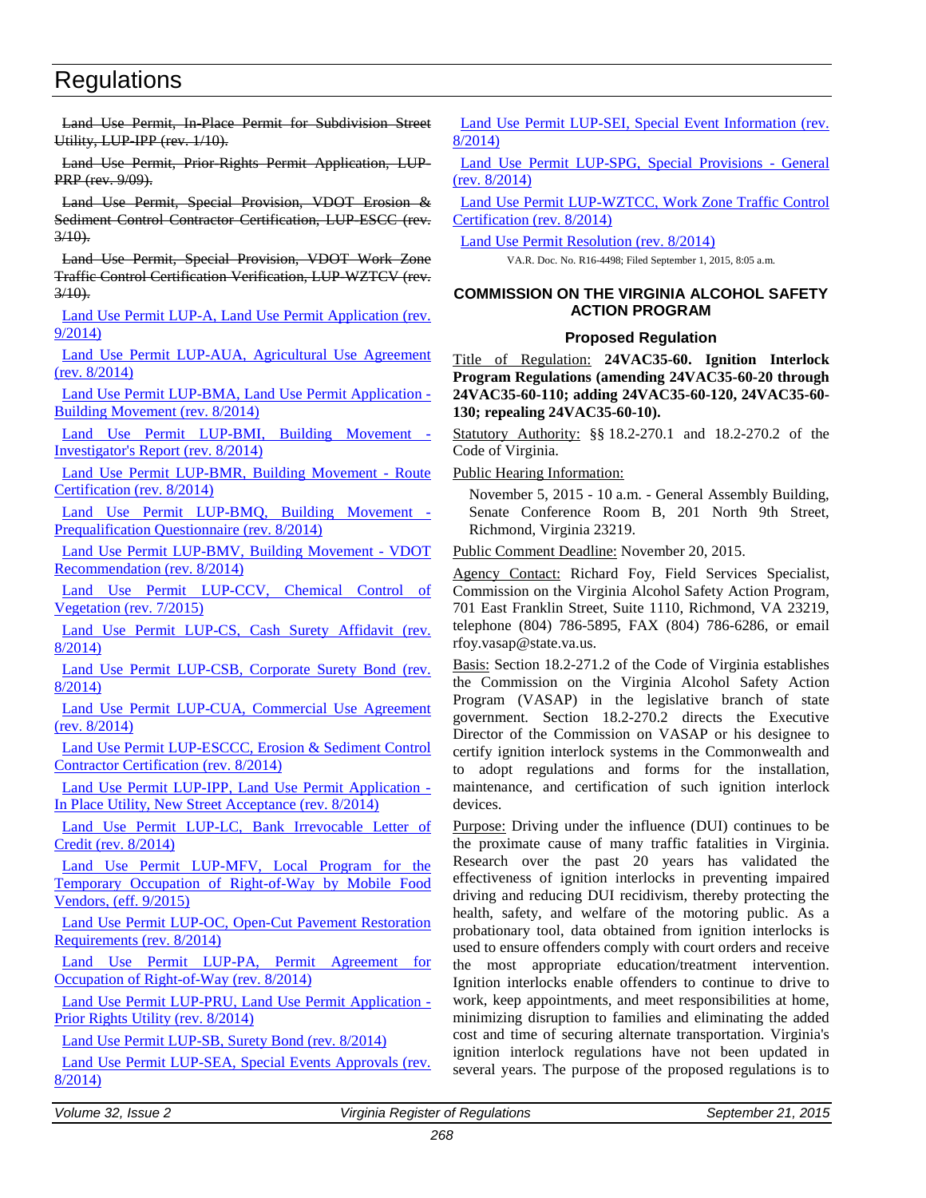# Regulations

~~Land Use Permit, In-Place Permit for Subdivision Street Utility, LUP-IPP (rev. 1/10).~~

~~Land Use Permit, Prior-Rights Permit Application, LUP-PRP (rev. 9/09).~~

~~Land Use Permit, Special Provision, VDOT Erosion & Sediment Control Contractor Certification, LUP-ESCC (rev. 3/10).~~

~~Land Use Permit, Special Provision, VDOT Work Zone Traffic Control Certification Verification, LUP-WZTCV (rev. 3/10).~~

Land Use Permit LUP-A, Land Use Permit Application (rev. 9/2014)

Land Use Permit LUP-AUA, Agricultural Use Agreement (rev. 8/2014)

Land Use Permit LUP-BMA, Land Use Permit Application - Building Movement (rev. 8/2014)

Land Use Permit LUP-BMI, Building Movement - Investigator's Report (rev. 8/2014)

Land Use Permit LUP-BMR, Building Movement - Route Certification (rev. 8/2014)

Land Use Permit LUP-BMQ, Building Movement - Prequalification Questionnaire (rev. 8/2014)

Land Use Permit LUP-BMV, Building Movement - VDOT Recommendation (rev. 8/2014)

Land Use Permit LUP-CCV, Chemical Control of Vegetation (rev. 7/2015)

Land Use Permit LUP-CS, Cash Surety Affidavit (rev. 8/2014)

Land Use Permit LUP-CSB, Corporate Surety Bond (rev. 8/2014)

Land Use Permit LUP-CUA, Commercial Use Agreement (rev. 8/2014)

Land Use Permit LUP-ESCCC, Erosion & Sediment Control Contractor Certification (rev. 8/2014)

Land Use Permit LUP-IPP, Land Use Permit Application - In Place Utility, New Street Acceptance (rev. 8/2014)

Land Use Permit LUP-LC, Bank Irrevocable Letter of Credit (rev. 8/2014)

Land Use Permit LUP-MFV, Local Program for the Temporary Occupation of Right-of-Way by Mobile Food Vendors, (eff. 9/2015)

Land Use Permit LUP-OC, Open-Cut Pavement Restoration Requirements (rev. 8/2014)

Land Use Permit LUP-PA, Permit Agreement for Occupation of Right-of-Way (rev. 8/2014)

Land Use Permit LUP-PRU, Land Use Permit Application - Prior Rights Utility (rev. 8/2014)

Land Use Permit LUP-SB, Surety Bond (rev. 8/2014)

Land Use Permit LUP-SEA, Special Events Approvals (rev. 8/2014)

Land Use Permit LUP-SEI, Special Event Information (rev. 8/2014)

Land Use Permit LUP-SPG, Special Provisions - General (rev. 8/2014)

Land Use Permit LUP-WZTCC, Work Zone Traffic Control Certification (rev. 8/2014)

Land Use Permit Resolution (rev. 8/2014)

VA.R. Doc. No. R16-4498; Filed September 1, 2015, 8:05 a.m.

## COMMISSION ON THE VIRGINIA ALCOHOL SAFETY ACTION PROGRAM

### Proposed Regulation

Title of Regulation: **24VAC35-60. Ignition Interlock Program Regulations (amending 24VAC35-60-20 through 24VAC35-60-110; adding 24VAC35-60-120, 24VAC35-60-130; repealing 24VAC35-60-10).**

Statutory Authority: §§ 18.2-270.1 and 18.2-270.2 of the Code of Virginia.

Public Hearing Information:

November 5, 2015 - 10 a.m. - General Assembly Building, Senate Conference Room B, 201 North 9th Street, Richmond, Virginia 23219.

Public Comment Deadline: November 20, 2015.

Agency Contact: Richard Foy, Field Services Specialist, Commission on the Virginia Alcohol Safety Action Program, 701 East Franklin Street, Suite 1110, Richmond, VA 23219, telephone (804) 786-5895, FAX (804) 786-6286, or email rfoy.vasap@state.va.us.

Basis: Section 18.2-271.2 of the Code of Virginia establishes the Commission on the Virginia Alcohol Safety Action Program (VASAP) in the legislative branch of state government. Section 18.2-270.2 directs the Executive Director of the Commission on VASAP or his designee to certify ignition interlock systems in the Commonwealth and to adopt regulations and forms for the installation, maintenance, and certification of such ignition interlock devices.

Purpose: Driving under the influence (DUI) continues to be the proximate cause of many traffic fatalities in Virginia. Research over the past 20 years has validated the effectiveness of ignition interlocks in preventing impaired driving and reducing DUI recidivism, thereby protecting the health, safety, and welfare of the motoring public. As a probationary tool, data obtained from ignition interlocks is used to ensure offenders comply with court orders and receive the most appropriate education/treatment intervention. Ignition interlocks enable offenders to continue to drive to work, keep appointments, and meet responsibilities at home, minimizing disruption to families and eliminating the added cost and time of securing alternate transportation. Virginia's ignition interlock regulations have not been updated in several years. The purpose of the proposed regulations is to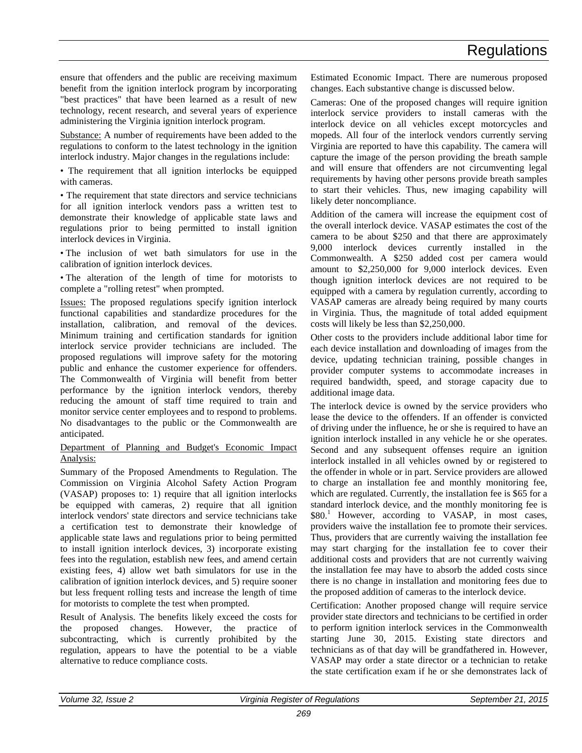ensure that offenders and the public are receiving maximum benefit from the ignition interlock program by incorporating "best practices" that have been learned as a result of new technology, recent research, and several years of experience administering the Virginia ignition interlock program.

Substance: A number of requirements have been added to the regulations to conform to the latest technology in the ignition interlock industry. Major changes in the regulations include:

• The requirement that all ignition interlocks be equipped with cameras.

• The requirement that state directors and service technicians for all ignition interlock vendors pass a written test to demonstrate their knowledge of applicable state laws and regulations prior to being permitted to install ignition interlock devices in Virginia.

• The inclusion of wet bath simulators for use in the calibration of ignition interlock devices.

• The alteration of the length of time for motorists to complete a "rolling retest" when prompted.

Issues: The proposed regulations specify ignition interlock functional capabilities and standardize procedures for the installation, calibration, and removal of the devices. Minimum training and certification standards for ignition interlock service provider technicians are included. The proposed regulations will improve safety for the motoring public and enhance the customer experience for offenders. The Commonwealth of Virginia will benefit from better performance by the ignition interlock vendors, thereby reducing the amount of staff time required to train and monitor service center employees and to respond to problems. No disadvantages to the public or the Commonwealth are anticipated.

Department of Planning and Budget's Economic Impact Analysis:

Summary of the Proposed Amendments to Regulation. The Commission on Virginia Alcohol Safety Action Program (VASAP) proposes to: 1) require that all ignition interlocks be equipped with cameras, 2) require that all ignition interlock vendors' state directors and service technicians take a certification test to demonstrate their knowledge of applicable state laws and regulations prior to being permitted to install ignition interlock devices, 3) incorporate existing fees into the regulation, establish new fees, and amend certain existing fees, 4) allow wet bath simulators for use in the calibration of ignition interlock devices, and 5) require sooner but less frequent rolling tests and increase the length of time for motorists to complete the test when prompted.

Result of Analysis. The benefits likely exceed the costs for the proposed changes. However, the practice of subcontracting, which is currently prohibited by the regulation, appears to have the potential to be a viable alternative to reduce compliance costs.

Estimated Economic Impact. There are numerous proposed changes. Each substantive change is discussed below.

Cameras: One of the proposed changes will require ignition interlock service providers to install cameras with the interlock device on all vehicles except motorcycles and mopeds. All four of the interlock vendors currently serving Virginia are reported to have this capability. The camera will capture the image of the person providing the breath sample and will ensure that offenders are not circumventing legal requirements by having other persons provide breath samples to start their vehicles. Thus, new imaging capability will likely deter noncompliance.

Addition of the camera will increase the equipment cost of the overall interlock device. VASAP estimates the cost of the camera to be about $250 and that there are approximately 9,000 interlock devices currently installed in the Commonwealth. A $250 added cost per camera would amount to $2,250,000 for 9,000 interlock devices. Even though ignition interlock devices are not required to be equipped with a camera by regulation currently, according to VASAP cameras are already being required by many courts in Virginia. Thus, the magnitude of total added equipment costs will likely be less than $2,250,000.

Other costs to the providers include additional labor time for each device installation and downloading of images from the device, updating technician training, possible changes in provider computer systems to accommodate increases in required bandwidth, speed, and storage capacity due to additional image data.

The interlock device is owned by the service providers who lease the device to the offenders. If an offender is convicted of driving under the influence, he or she is required to have an ignition interlock installed in any vehicle he or she operates. Second and any subsequent offenses require an ignition interlock installed in all vehicles owned by or registered to the offender in whole or in part. Service providers are allowed to charge an installation fee and monthly monitoring fee, which are regulated. Currently, the installation fee is $65 for a standard interlock device, and the monthly monitoring fee is $80.[1] However, according to VASAP, in most cases, providers waive the installation fee to promote their services. Thus, providers that are currently waiving the installation fee may start charging for the installation fee to cover their additional costs and providers that are not currently waiving the installation fee may have to absorb the added costs since there is no change in installation and monitoring fees due to the proposed addition of cameras to the interlock device.

Certification: Another proposed change will require service provider state directors and technicians to be certified in order to perform ignition interlock services in the Commonwealth starting June 30, 2015. Existing state directors and technicians as of that day will be grandfathered in. However, VASAP may order a state director or a technician to retake the state certification exam if he or she demonstrates lack of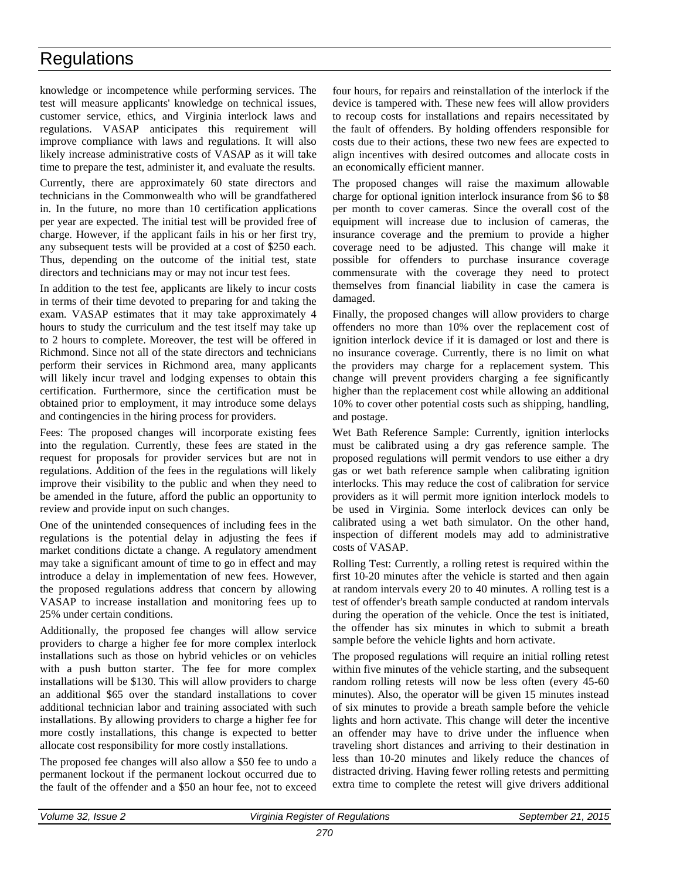knowledge or incompetence while performing services. The test will measure applicants' knowledge on technical issues, customer service, ethics, and Virginia interlock laws and regulations. VASAP anticipates this requirement will improve compliance with laws and regulations. It will also likely increase administrative costs of VASAP as it will take time to prepare the test, administer it, and evaluate the results.

Currently, there are approximately 60 state directors and technicians in the Commonwealth who will be grandfathered in. In the future, no more than 10 certification applications per year are expected. The initial test will be provided free of charge. However, if the applicant fails in his or her first try, any subsequent tests will be provided at a cost of $250 each. Thus, depending on the outcome of the initial test, state directors and technicians may or may not incur test fees.

In addition to the test fee, applicants are likely to incur costs in terms of their time devoted to preparing for and taking the exam. VASAP estimates that it may take approximately 4 hours to study the curriculum and the test itself may take up to 2 hours to complete. Moreover, the test will be offered in Richmond. Since not all of the state directors and technicians perform their services in Richmond area, many applicants will likely incur travel and lodging expenses to obtain this certification. Furthermore, since the certification must be obtained prior to employment, it may introduce some delays and contingencies in the hiring process for providers.

Fees: The proposed changes will incorporate existing fees into the regulation. Currently, these fees are stated in the request for proposals for provider services but are not in regulations. Addition of the fees in the regulations will likely improve their visibility to the public and when they need to be amended in the future, afford the public an opportunity to review and provide input on such changes.

One of the unintended consequences of including fees in the regulations is the potential delay in adjusting the fees if market conditions dictate a change. A regulatory amendment may take a significant amount of time to go in effect and may introduce a delay in implementation of new fees. However, the proposed regulations address that concern by allowing VASAP to increase installation and monitoring fees up to 25% under certain conditions.

Additionally, the proposed fee changes will allow service providers to charge a higher fee for more complex interlock installations such as those on hybrid vehicles or on vehicles with a push button starter. The fee for more complex installations will be $130. This will allow providers to charge an additional $65 over the standard installations to cover additional technician labor and training associated with such installations. By allowing providers to charge a higher fee for more costly installations, this change is expected to better allocate cost responsibility for more costly installations.

The proposed fee changes will also allow a $50 fee to undo a permanent lockout if the permanent lockout occurred due to the fault of the offender and a $50 an hour fee, not to exceed four hours, for repairs and reinstallation of the interlock if the device is tampered with. These new fees will allow providers to recoup costs for installations and repairs necessitated by the fault of offenders. By holding offenders responsible for costs due to their actions, these two new fees are expected to align incentives with desired outcomes and allocate costs in an economically efficient manner.

The proposed changes will raise the maximum allowable charge for optional ignition interlock insurance from $6 to $8 per month to cover cameras. Since the overall cost of the equipment will increase due to inclusion of cameras, the insurance coverage and the premium to provide a higher coverage need to be adjusted. This change will make it possible for offenders to purchase insurance coverage commensurate with the coverage they need to protect themselves from financial liability in case the camera is damaged.

Finally, the proposed changes will allow providers to charge offenders no more than 10% over the replacement cost of ignition interlock device if it is damaged or lost and there is no insurance coverage. Currently, there is no limit on what the providers may charge for a replacement system. This change will prevent providers charging a fee significantly higher than the replacement cost while allowing an additional 10% to cover other potential costs such as shipping, handling, and postage.

Wet Bath Reference Sample: Currently, ignition interlocks must be calibrated using a dry gas reference sample. The proposed regulations will permit vendors to use either a dry gas or wet bath reference sample when calibrating ignition interlocks. This may reduce the cost of calibration for service providers as it will permit more ignition interlock models to be used in Virginia. Some interlock devices can only be calibrated using a wet bath simulator. On the other hand, inspection of different models may add to administrative costs of VASAP.

Rolling Test: Currently, a rolling retest is required within the first 10-20 minutes after the vehicle is started and then again at random intervals every 20 to 40 minutes. A rolling test is a test of offender's breath sample conducted at random intervals during the operation of the vehicle. Once the test is initiated, the offender has six minutes in which to submit a breath sample before the vehicle lights and horn activate.

The proposed regulations will require an initial rolling retest within five minutes of the vehicle starting, and the subsequent random rolling retests will now be less often (every 45-60 minutes). Also, the operator will be given 15 minutes instead of six minutes to provide a breath sample before the vehicle lights and horn activate. This change will deter the incentive an offender may have to drive under the influence when traveling short distances and arriving to their destination in less than 10-20 minutes and likely reduce the chances of distracted driving. Having fewer rolling retests and permitting extra time to complete the retest will give drivers additional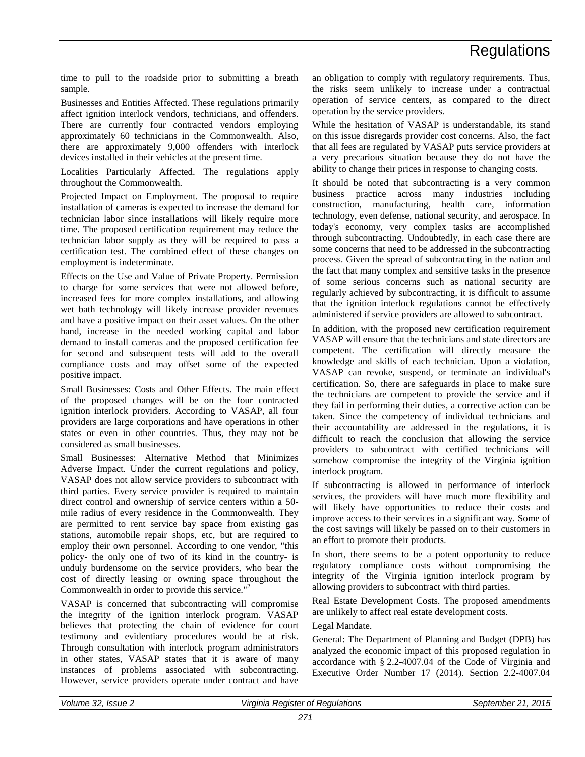time to pull to the roadside prior to submitting a breath sample.

Businesses and Entities Affected. These regulations primarily affect ignition interlock vendors, technicians, and offenders. There are currently four contracted vendors employing approximately 60 technicians in the Commonwealth. Also, there are approximately 9,000 offenders with interlock devices installed in their vehicles at the present time.

Localities Particularly Affected. The regulations apply throughout the Commonwealth.

Projected Impact on Employment. The proposal to require installation of cameras is expected to increase the demand for technician labor since installations will likely require more time. The proposed certification requirement may reduce the technician labor supply as they will be required to pass a certification test. The combined effect of these changes on employment is indeterminate.

Effects on the Use and Value of Private Property. Permission to charge for some services that were not allowed before, increased fees for more complex installations, and allowing wet bath technology will likely increase provider revenues and have a positive impact on their asset values. On the other hand, increase in the needed working capital and labor demand to install cameras and the proposed certification fee for second and subsequent tests will add to the overall compliance costs and may offset some of the expected positive impact.

Small Businesses: Costs and Other Effects. The main effect of the proposed changes will be on the four contracted ignition interlock providers. According to VASAP, all four providers are large corporations and have operations in other states or even in other countries. Thus, they may not be considered as small businesses.

Small Businesses: Alternative Method that Minimizes Adverse Impact. Under the current regulations and policy, VASAP does not allow service providers to subcontract with third parties. Every service provider is required to maintain direct control and ownership of service centers within a 50-mile radius of every residence in the Commonwealth. They are permitted to rent service bay space from existing gas stations, automobile repair shops, etc, but are required to employ their own personnel. According to one vendor, "this policy- the only one of two of its kind in the country- is unduly burdensome on the service providers, who bear the cost of directly leasing or owning space throughout the Commonwealth in order to provide this service."[2]

VASAP is concerned that subcontracting will compromise the integrity of the ignition interlock program. VASAP believes that protecting the chain of evidence for court testimony and evidentiary procedures would be at risk. Through consultation with interlock program administrators in other states, VASAP states that it is aware of many instances of problems associated with subcontracting. However, service providers operate under contract and have an obligation to comply with regulatory requirements. Thus, the risks seem unlikely to increase under a contractual operation of service centers, as compared to the direct operation by the service providers.

While the hesitation of VASAP is understandable, its stand on this issue disregards provider cost concerns. Also, the fact that all fees are regulated by VASAP puts service providers at a very precarious situation because they do not have the ability to change their prices in response to changing costs.

It should be noted that subcontracting is a very common business practice across many industries including construction, manufacturing, health care, information technology, even defense, national security, and aerospace. In today's economy, very complex tasks are accomplished through subcontracting. Undoubtedly, in each case there are some concerns that need to be addressed in the subcontracting process. Given the spread of subcontracting in the nation and the fact that many complex and sensitive tasks in the presence of some serious concerns such as national security are regularly achieved by subcontracting, it is difficult to assume that the ignition interlock regulations cannot be effectively administered if service providers are allowed to subcontract.

In addition, with the proposed new certification requirement VASAP will ensure that the technicians and state directors are competent. The certification will directly measure the knowledge and skills of each technician. Upon a violation, VASAP can revoke, suspend, or terminate an individual's certification. So, there are safeguards in place to make sure the technicians are competent to provide the service and if they fail in performing their duties, a corrective action can be taken. Since the competency of individual technicians and their accountability are addressed in the regulations, it is difficult to reach the conclusion that allowing the service providers to subcontract with certified technicians will somehow compromise the integrity of the Virginia ignition interlock program.

If subcontracting is allowed in performance of interlock services, the providers will have much more flexibility and will likely have opportunities to reduce their costs and improve access to their services in a significant way. Some of the cost savings will likely be passed on to their customers in an effort to promote their products.

In short, there seems to be a potent opportunity to reduce regulatory compliance costs without compromising the integrity of the Virginia ignition interlock program by allowing providers to subcontract with third parties.

Real Estate Development Costs. The proposed amendments are unlikely to affect real estate development costs.

Legal Mandate.

General: The Department of Planning and Budget (DPB) has analyzed the economic impact of this proposed regulation in accordance with § 2.2-4007.04 of the Code of Virginia and Executive Order Number 17 (2014). Section 2.2-4007.04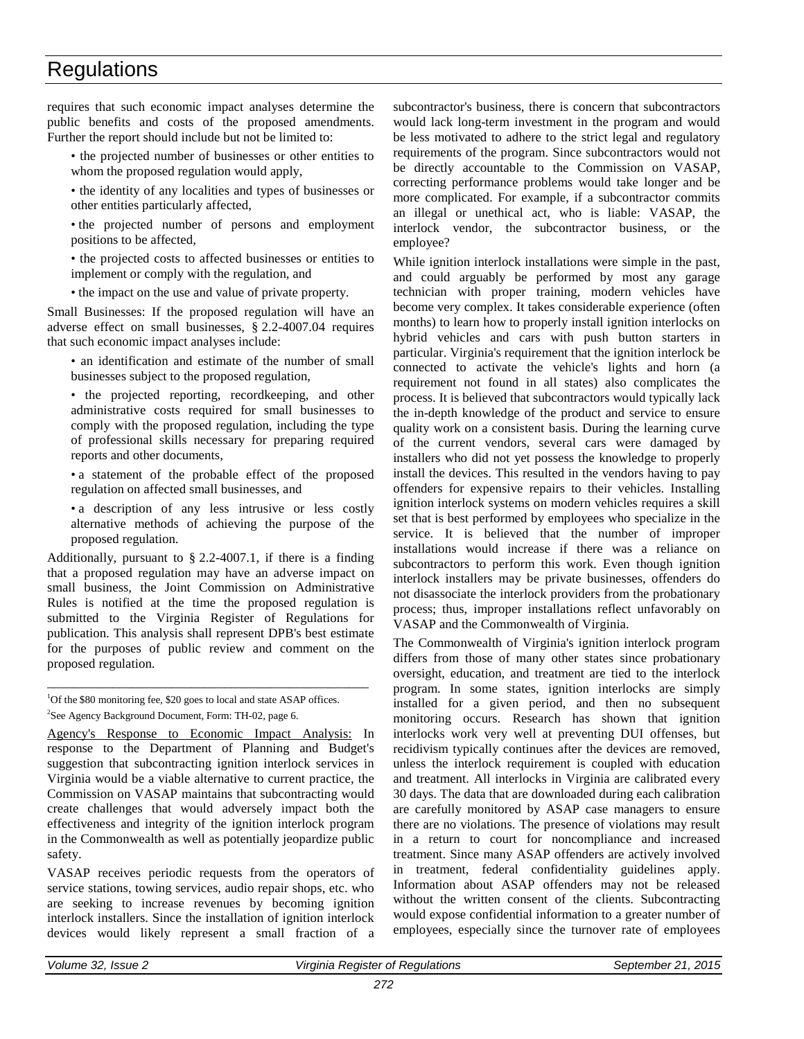requires that such economic impact analyses determine the public benefits and costs of the proposed amendments. Further the report should include but not be limited to:

- the projected number of businesses or other entities to whom the proposed regulation would apply,
- the identity of any localities and types of businesses or other entities particularly affected,
- the projected number of persons and employment positions to be affected,
- the projected costs to affected businesses or entities to implement or comply with the regulation, and
- the impact on the use and value of private property.

Small Businesses: If the proposed regulation will have an adverse effect on small businesses, § 2.2-4007.04 requires that such economic impact analyses include:

- an identification and estimate of the number of small businesses subject to the proposed regulation,
- the projected reporting, recordkeeping, and other administrative costs required for small businesses to comply with the proposed regulation, including the type of professional skills necessary for preparing required reports and other documents,
- a statement of the probable effect of the proposed regulation on affected small businesses, and
- a description of any less intrusive or less costly alternative methods of achieving the purpose of the proposed regulation.

Additionally, pursuant to § 2.2-4007.1, if there is a finding that a proposed regulation may have an adverse impact on small business, the Joint Commission on Administrative Rules is notified at the time the proposed regulation is submitted to the Virginia Register of Regulations for publication. This analysis shall represent DPB's best estimate for the purposes of public review and comment on the proposed regulation.

---

[1]Of the $80 monitoring fee, $20 goes to local and state ASAP offices.

[2]See Agency Background Document, Form: TH-02, page 6.

Agency's Response to Economic Impact Analysis: In response to the Department of Planning and Budget's suggestion that subcontracting ignition interlock services in Virginia would be a viable alternative to current practice, the Commission on VASAP maintains that subcontracting would create challenges that would adversely impact both the effectiveness and integrity of the ignition interlock program in the Commonwealth as well as potentially jeopardize public safety.

VASAP receives periodic requests from the operators of service stations, towing services, audio repair shops, etc. who are seeking to increase revenues by becoming ignition interlock installers. Since the installation of ignition interlock devices would likely represent a small fraction of a subcontractor's business, there is concern that subcontractors would lack long-term investment in the program and would be less motivated to adhere to the strict legal and regulatory requirements of the program. Since subcontractors would not be directly accountable to the Commission on VASAP, correcting performance problems would take longer and be more complicated. For example, if a subcontractor commits an illegal or unethical act, who is liable: VASAP, the interlock vendor, the subcontractor business, or the employee?

While ignition interlock installations were simple in the past, and could arguably be performed by most any garage technician with proper training, modern vehicles have become very complex. It takes considerable experience (often months) to learn how to properly install ignition interlocks on hybrid vehicles and cars with push button starters in particular. Virginia's requirement that the ignition interlock be connected to activate the vehicle's lights and horn (a requirement not found in all states) also complicates the process. It is believed that subcontractors would typically lack the in-depth knowledge of the product and service to ensure quality work on a consistent basis. During the learning curve of the current vendors, several cars were damaged by installers who did not yet possess the knowledge to properly install the devices. This resulted in the vendors having to pay offenders for expensive repairs to their vehicles. Installing ignition interlock systems on modern vehicles requires a skill set that is best performed by employees who specialize in the service. It is believed that the number of improper installations would increase if there was a reliance on subcontractors to perform this work. Even though ignition interlock installers may be private businesses, offenders do not disassociate the interlock providers from the probationary process; thus, improper installations reflect unfavorably on VASAP and the Commonwealth of Virginia.

The Commonwealth of Virginia's ignition interlock program differs from those of many other states since probationary oversight, education, and treatment are tied to the interlock program. In some states, ignition interlocks are simply installed for a given period, and then no subsequent monitoring occurs. Research has shown that ignition interlocks work very well at preventing DUI offenses, but recidivism typically continues after the devices are removed, unless the interlock requirement is coupled with education and treatment. All interlocks in Virginia are calibrated every 30 days. The data that are downloaded during each calibration are carefully monitored by ASAP case managers to ensure there are no violations. The presence of violations may result in a return to court for noncompliance and increased treatment. Since many ASAP offenders are actively involved in treatment, federal confidentiality guidelines apply. Information about ASAP offenders may not be released without the written consent of the clients. Subcontracting would expose confidential information to a greater number of employees, especially since the turnover rate of employees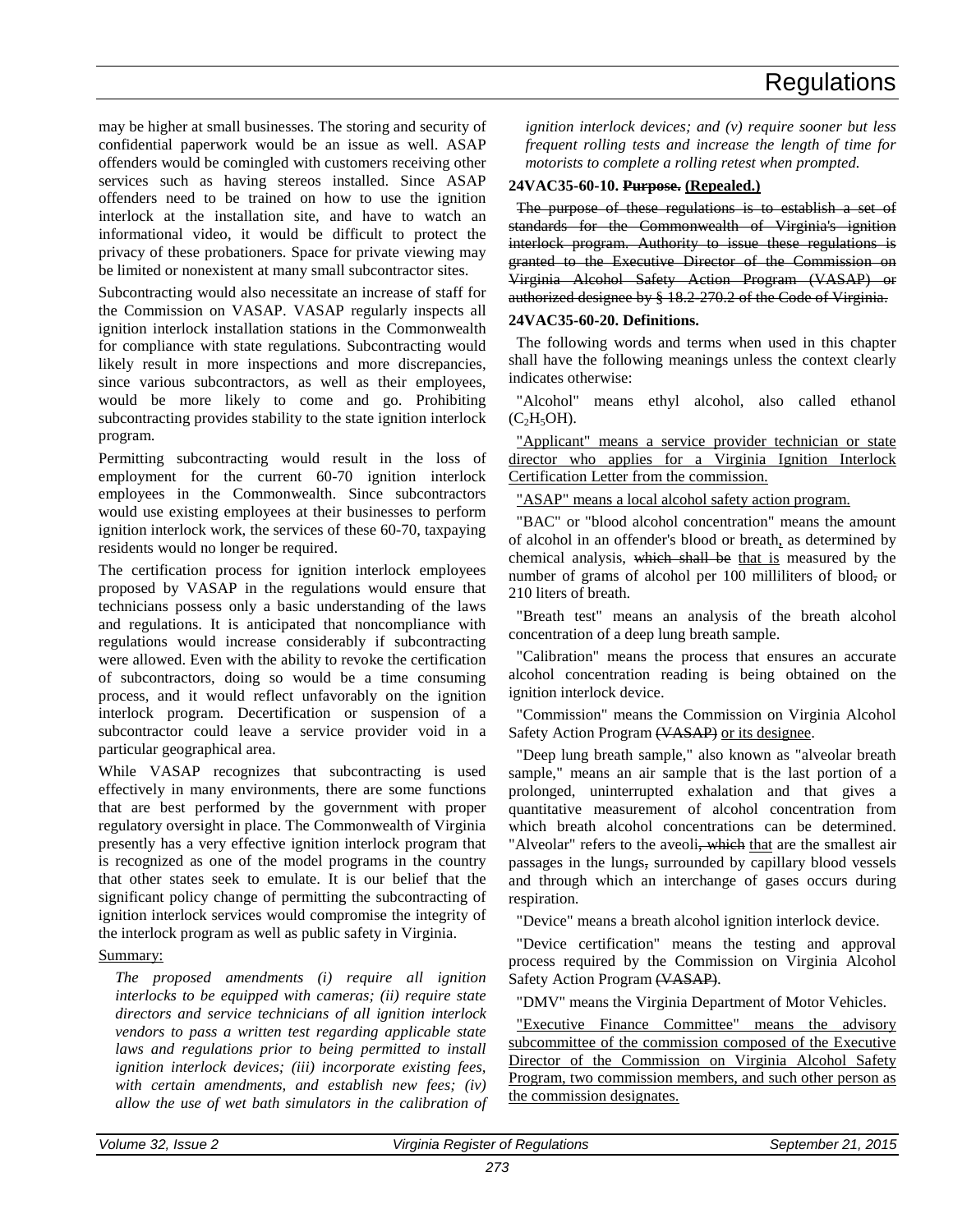may be higher at small businesses. The storing and security of confidential paperwork would be an issue as well. ASAP offenders would be comingled with customers receiving other services such as having stereos installed. Since ASAP offenders need to be trained on how to use the ignition interlock at the installation site, and have to watch an informational video, it would be difficult to protect the privacy of these probationers. Space for private viewing may be limited or nonexistent at many small subcontractor sites.

Subcontracting would also necessitate an increase of staff for the Commission on VASAP. VASAP regularly inspects all ignition interlock installation stations in the Commonwealth for compliance with state regulations. Subcontracting would likely result in more inspections and more discrepancies, since various subcontractors, as well as their employees, would be more likely to come and go. Prohibiting subcontracting provides stability to the state ignition interlock program.

Permitting subcontracting would result in the loss of employment for the current 60-70 ignition interlock employees in the Commonwealth. Since subcontractors would use existing employees at their businesses to perform ignition interlock work, the services of these 60-70, taxpaying residents would no longer be required.

The certification process for ignition interlock employees proposed by VASAP in the regulations would ensure that technicians possess only a basic understanding of the laws and regulations. It is anticipated that noncompliance with regulations would increase considerably if subcontracting were allowed. Even with the ability to revoke the certification of subcontractors, doing so would be a time consuming process, and it would reflect unfavorably on the ignition interlock program. Decertification or suspension of a subcontractor could leave a service provider void in a particular geographical area.

While VASAP recognizes that subcontracting is used effectively in many environments, there are some functions that are best performed by the government with proper regulatory oversight in place. The Commonwealth of Virginia presently has a very effective ignition interlock program that is recognized as one of the model programs in the country that other states seek to emulate. It is our belief that the significant policy change of permitting the subcontracting of ignition interlock services would compromise the integrity of the interlock program as well as public safety in Virginia.

Summary:

*The proposed amendments (i) require all ignition interlocks to be equipped with cameras; (ii) require state directors and service technicians of all ignition interlock vendors to pass a written test regarding applicable state laws and regulations prior to being permitted to install ignition interlock devices; (iii) incorporate existing fees, with certain amendments, and establish new fees; (iv) allow the use of wet bath simulators in the calibration of ignition interlock devices; and (v) require sooner but less frequent rolling tests and increase the length of time for motorists to complete a rolling retest when prompted.*

**24VAC35-60-10. ~~Purpose.~~ (Repealed.)**

~~The purpose of these regulations is to establish a set of standards for the Commonwealth of Virginia's ignition interlock program. Authority to issue these regulations is granted to the Executive Director of the Commission on Virginia Alcohol Safety Action Program (VASAP) or authorized designee by § 18.2-270.2 of the Code of Virginia.~~

**24VAC35-60-20. Definitions.**

The following words and terms when used in this chapter shall have the following meanings unless the context clearly indicates otherwise:

"Alcohol" means ethyl alcohol, also called ethanol ($C_2H_5OH$).

"Applicant" means a service provider technician or state director who applies for a Virginia Ignition Interlock Certification Letter from the commission.

"ASAP" means a local alcohol safety action program.

"BAC" or "blood alcohol concentration" means the amount of alcohol in an offender's blood or breath, as determined by chemical analysis, ~~which shall be~~ that is measured by the number of grams of alcohol per 100 milliliters of blood~~,~~ or 210 liters of breath.

"Breath test" means an analysis of the breath alcohol concentration of a deep lung breath sample.

"Calibration" means the process that ensures an accurate alcohol concentration reading is being obtained on the ignition interlock device.

"Commission" means the Commission on Virginia Alcohol Safety Action Program ~~(VASAP)~~ or its designee.

"Deep lung breath sample," also known as "alveolar breath sample," means an air sample that is the last portion of a prolonged, uninterrupted exhalation and that gives a quantitative measurement of alcohol concentration from which breath alcohol concentrations can be determined. "Alveolar" refers to the aveoli~~, which~~ that are the smallest air passages in the lungs~~,~~ surrounded by capillary blood vessels and through which an interchange of gases occurs during respiration.

"Device" means a breath alcohol ignition interlock device.

"Device certification" means the testing and approval process required by the Commission on Virginia Alcohol Safety Action Program ~~(VASAP)~~.

"DMV" means the Virginia Department of Motor Vehicles.

"Executive Finance Committee" means the advisory subcommittee of the commission composed of the Executive Director of the Commission on Virginia Alcohol Safety Program, two commission members, and such other person as the commission designates.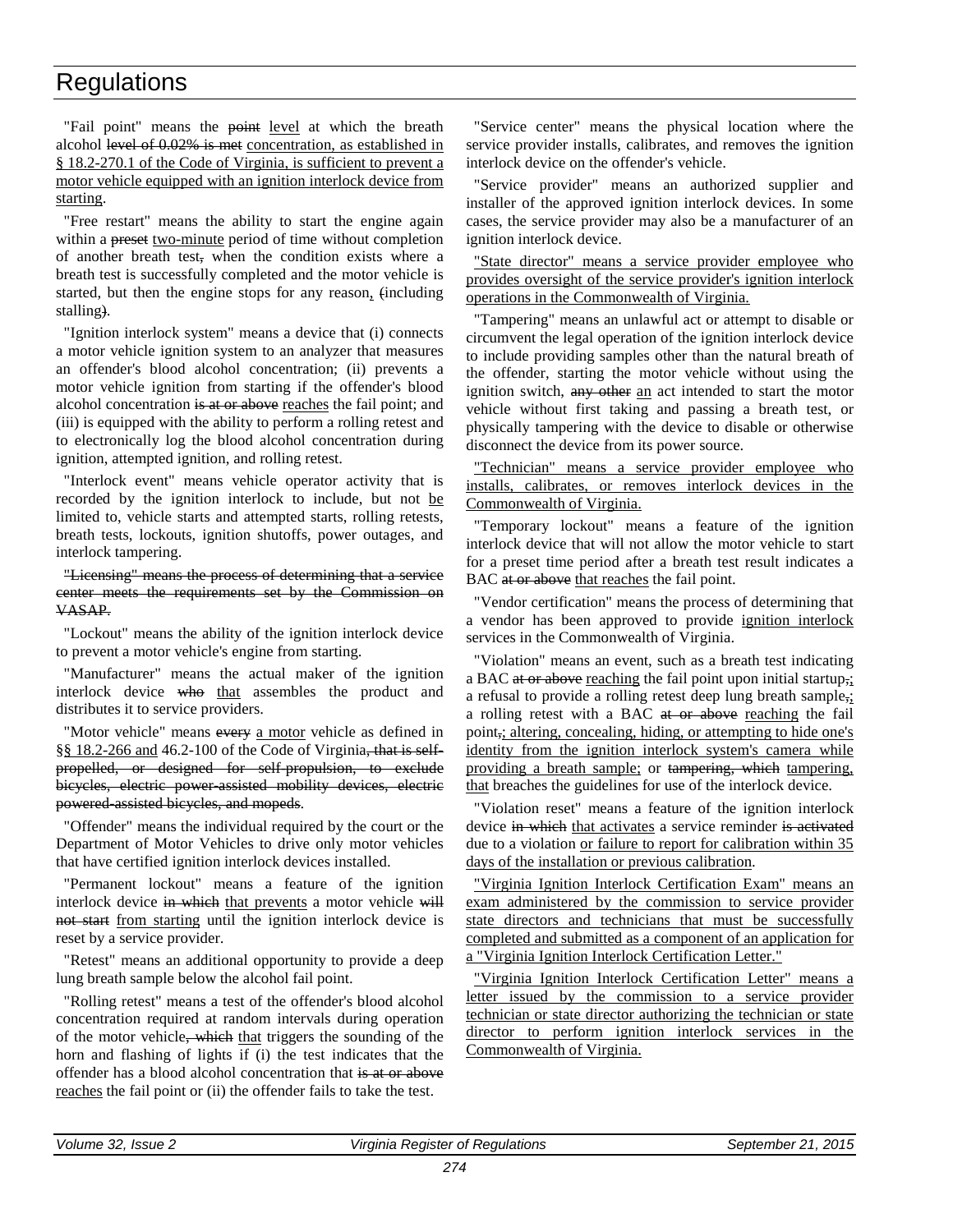"Fail point" means the ~~point~~ <u>level</u> at which the breath alcohol ~~level of 0.02% is met~~ <u>concentration, as established in § 18.2-270.1 of the Code of Virginia, is sufficient to prevent a motor vehicle equipped with an ignition interlock device from starting</u>.

"Free restart" means the ability to start the engine again within a ~~preset~~ <u>two-minute</u> period of time without completion of another breath test~~,~~ when the condition exists where a breath test is successfully completed and the motor vehicle is started, but then the engine stops for any reason<u>,</u> ~~(~~including stalling~~)~~.

"Ignition interlock system" means a device that (i) connects a motor vehicle ignition system to an analyzer that measures an offender's blood alcohol concentration; (ii) prevents a motor vehicle ignition from starting if the offender's blood alcohol concentration ~~is at or above~~ <u>reaches</u> the fail point; and (iii) is equipped with the ability to perform a rolling retest and to electronically log the blood alcohol concentration during ignition, attempted ignition, and rolling retest.

"Interlock event" means vehicle operator activity that is recorded by the ignition interlock to include, but not <u>be</u> limited to, vehicle starts and attempted starts, rolling retests, breath tests, lockouts, ignition shutoffs, power outages, and interlock tampering.

~~"Licensing" means the process of determining that a service center meets the requirements set by the Commission on VASAP.~~

"Lockout" means the ability of the ignition interlock device to prevent a motor vehicle's engine from starting.

"Manufacturer" means the actual maker of the ignition interlock device ~~who~~ <u>that</u> assembles the product and distributes it to service providers.

"Motor vehicle" means ~~every~~ <u>a motor</u> vehicle as defined in <u>§§ 18.2-266 and</u> 46.2-100 of the Code of Virginia~~, that is self-propelled, or designed for self-propulsion, to exclude bicycles, electric power-assisted mobility devices, electric powered-assisted bicycles, and mopeds~~.

"Offender" means the individual required by the court or the Department of Motor Vehicles to drive only motor vehicles that have certified ignition interlock devices installed.

"Permanent lockout" means a feature of the ignition interlock device ~~in which~~ <u>that prevents</u> a motor vehicle ~~will not start~~ <u>from starting</u> until the ignition interlock device is reset by a service provider.

"Retest" means an additional opportunity to provide a deep lung breath sample below the alcohol fail point.

"Rolling retest" means a test of the offender's blood alcohol concentration required at random intervals during operation of the motor vehicle~~, which~~ <u>that</u> triggers the sounding of the horn and flashing of lights if (i) the test indicates that the offender has a blood alcohol concentration that ~~is at or above~~ <u>reaches</u> the fail point or (ii) the offender fails to take the test.

"Service center" means the physical location where the service provider installs, calibrates, and removes the ignition interlock device on the offender's vehicle.

"Service provider" means an authorized supplier and installer of the approved ignition interlock devices. In some cases, the service provider may also be a manufacturer of an ignition interlock device.

<u>"State director" means a service provider employee who provides oversight of the service provider's ignition interlock operations in the Commonwealth of Virginia.</u>

"Tampering" means an unlawful act or attempt to disable or circumvent the legal operation of the ignition interlock device to include providing samples other than the natural breath of the offender, starting the motor vehicle without using the ignition switch, ~~any other~~ <u>an</u> act intended to start the motor vehicle without first taking and passing a breath test, or physically tampering with the device to disable or otherwise disconnect the device from its power source.

<u>"Technician" means a service provider employee who installs, calibrates, or removes interlock devices in the Commonwealth of Virginia.</u>

"Temporary lockout" means a feature of the ignition interlock device that will not allow the motor vehicle to start for a preset time period after a breath test result indicates a BAC ~~at or above~~ <u>that reaches</u> the fail point.

"Vendor certification" means the process of determining that a vendor has been approved to provide <u>ignition interlock</u> services in the Commonwealth of Virginia.

"Violation" means an event, such as a breath test indicating a BAC ~~at or above~~ <u>reaching</u> the fail point upon initial startup~~,~~<u>;</u> a refusal to provide a rolling retest deep lung breath sample~~,~~<u>;</u> a rolling retest with a BAC ~~at or above~~ <u>reaching</u> the fail point~~,~~<u>; altering, concealing, hiding, or attempting to hide one's identity from the ignition interlock system's camera while providing a breath sample;</u> or ~~tampering, which~~ <u>tampering, that</u> breaches the guidelines for use of the interlock device.

"Violation reset" means a feature of the ignition interlock device ~~in which~~ <u>that activates</u> a service reminder ~~is activated~~ due to a violation <u>or failure to report for calibration within 35 days of the installation or previous calibration</u>.

<u>"Virginia Ignition Interlock Certification Exam" means an exam administered by the commission to service provider state directors and technicians that must be successfully completed and submitted as a component of an application for a "Virginia Ignition Interlock Certification Letter."</u>

<u>"Virginia Ignition Interlock Certification Letter" means a letter issued by the commission to a service provider technician or state director authorizing the technician or state director to perform ignition interlock services in the Commonwealth of Virginia.</u>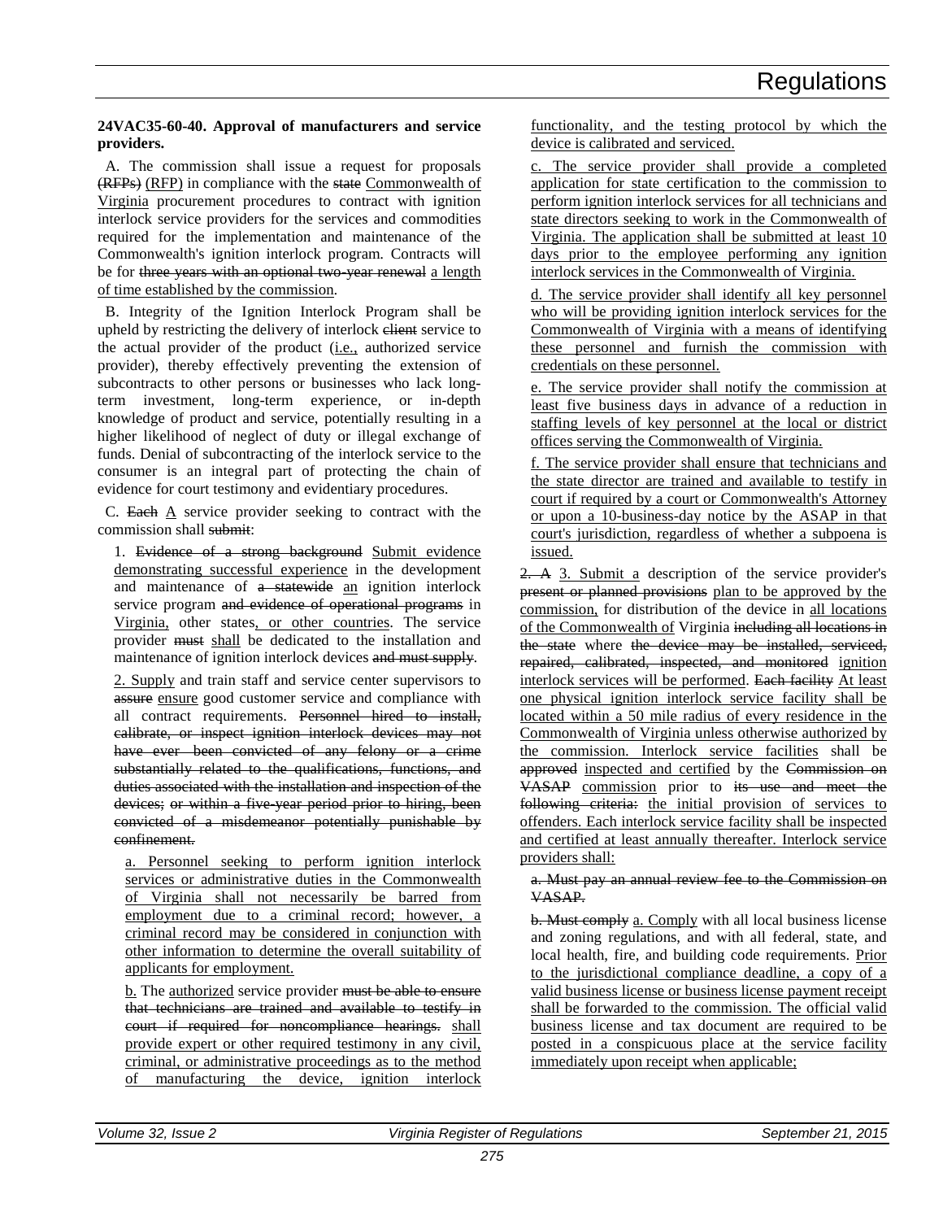**24VAC35-60-40. Approval of manufacturers and service providers.**

A. The commission shall issue a request for proposals ~~(RFPs)~~ <u>(RFP)</u> in compliance with the ~~state~~ <u>Commonwealth of Virginia</u> procurement procedures to contract with ignition interlock service providers for the services and commodities required for the implementation and maintenance of the Commonwealth's ignition interlock program. Contracts will be for ~~three years with an optional two-year renewal~~ <u>a length of time established by the commission</u>.

B. Integrity of the Ignition Interlock Program shall be upheld by restricting the delivery of interlock ~~client~~ service to the actual provider of the product (<u>i.e.,</u> authorized service provider), thereby effectively preventing the extension of subcontracts to other persons or businesses who lack long-term investment, long-term experience, or in-depth knowledge of product and service, potentially resulting in a higher likelihood of neglect of duty or illegal exchange of funds. Denial of subcontracting of the interlock service to the consumer is an integral part of protecting the chain of evidence for court testimony and evidentiary procedures.

C. ~~Each~~ <u>A</u> service provider seeking to contract with the commission shall ~~submit~~:

1. ~~Evidence of a strong background~~ <u>Submit evidence demonstrating successful experience</u> in the development and maintenance of ~~a statewide~~ <u>an</u> ignition interlock service program ~~and evidence of operational programs~~ in <u>Virginia,</u> other states<u>, or other countries</u>. The service provider ~~must~~ <u>shall</u> be dedicated to the installation and maintenance of ignition interlock devices ~~and must supply~~.

<u>2. Supply</u> and train staff and service center supervisors to ~~assure~~ <u>ensure</u> good customer service and compliance with all contract requirements. ~~Personnel hired to install, calibrate, or inspect ignition interlock devices may not have ever been convicted of any felony or a crime substantially related to the qualifications, functions, and duties associated with the installation and inspection of the devices; or within a five-year period prior to hiring, been convicted of a misdemeanor potentially punishable by confinement.~~

<u>a. Personnel seeking to perform ignition interlock services or administrative duties in the Commonwealth of Virginia shall not necessarily be barred from employment due to a criminal record; however, a criminal record may be considered in conjunction with other information to determine the overall suitability of applicants for employment.</u>

<u>b.</u> The <u>authorized</u> service provider ~~must be able to ensure that technicians are trained and available to testify in court if required for noncompliance hearings.~~ <u>shall provide expert or other required testimony in any civil, criminal, or administrative proceedings as to the method of manufacturing the device, ignition interlock functionality, and the testing protocol by which the device is calibrated and serviced.</u>

<u>c. The service provider shall provide a completed application for state certification to the commission to perform ignition interlock services for all technicians and state directors seeking to work in the Commonwealth of Virginia. The application shall be submitted at least 10 days prior to the employee performing any ignition interlock services in the Commonwealth of Virginia.</u>

<u>d. The service provider shall identify all key personnel who will be providing ignition interlock services for the Commonwealth of Virginia with a means of identifying these personnel and furnish the commission with credentials on these personnel.</u>

<u>e. The service provider shall notify the commission at least five business days in advance of a reduction in staffing levels of key personnel at the local or district offices serving the Commonwealth of Virginia.</u>

<u>f. The service provider shall ensure that technicians and the state director are trained and available to testify in court if required by a court or Commonwealth's Attorney or upon a 10-business-day notice by the ASAP in that court's jurisdiction, regardless of whether a subpoena is issued.</u>

~~2. A~~ <u>3. Submit a</u> description of the service provider's ~~present or planned provisions~~ <u>plan to be approved by the commission,</u> for distribution of the device in <u>all locations of the Commonwealth of</u> Virginia ~~including all locations in the state~~ where ~~the device may be installed, serviced, repaired, calibrated, inspected, and monitored~~ <u>ignition interlock services will be performed</u>. ~~Each facility~~ <u>At least one physical ignition interlock service facility shall be located within a 50 mile radius of every residence in the Commonwealth of Virginia unless otherwise authorized by the commission. Interlock service facilities</u> shall be ~~approved~~ <u>inspected and certified</u> by the ~~Commission on VASAP~~ <u>commission</u> prior to ~~its use and meet the following criteria:~~ <u>the initial provision of services to offenders. Each interlock service facility shall be inspected and certified at least annually thereafter. Interlock service providers shall:</u>

~~a. Must pay an annual review fee to the Commission on VASAP.~~

~~b. Must comply~~ <u>a. Comply</u> with all local business license and zoning regulations, and with all federal, state, and local health, fire, and building code requirements. <u>Prior to the jurisdictional compliance deadline, a copy of a valid business license or business license payment receipt shall be forwarded to the commission. The official valid business license and tax document are required to be posted in a conspicuous place at the service facility immediately upon receipt when applicable;</u>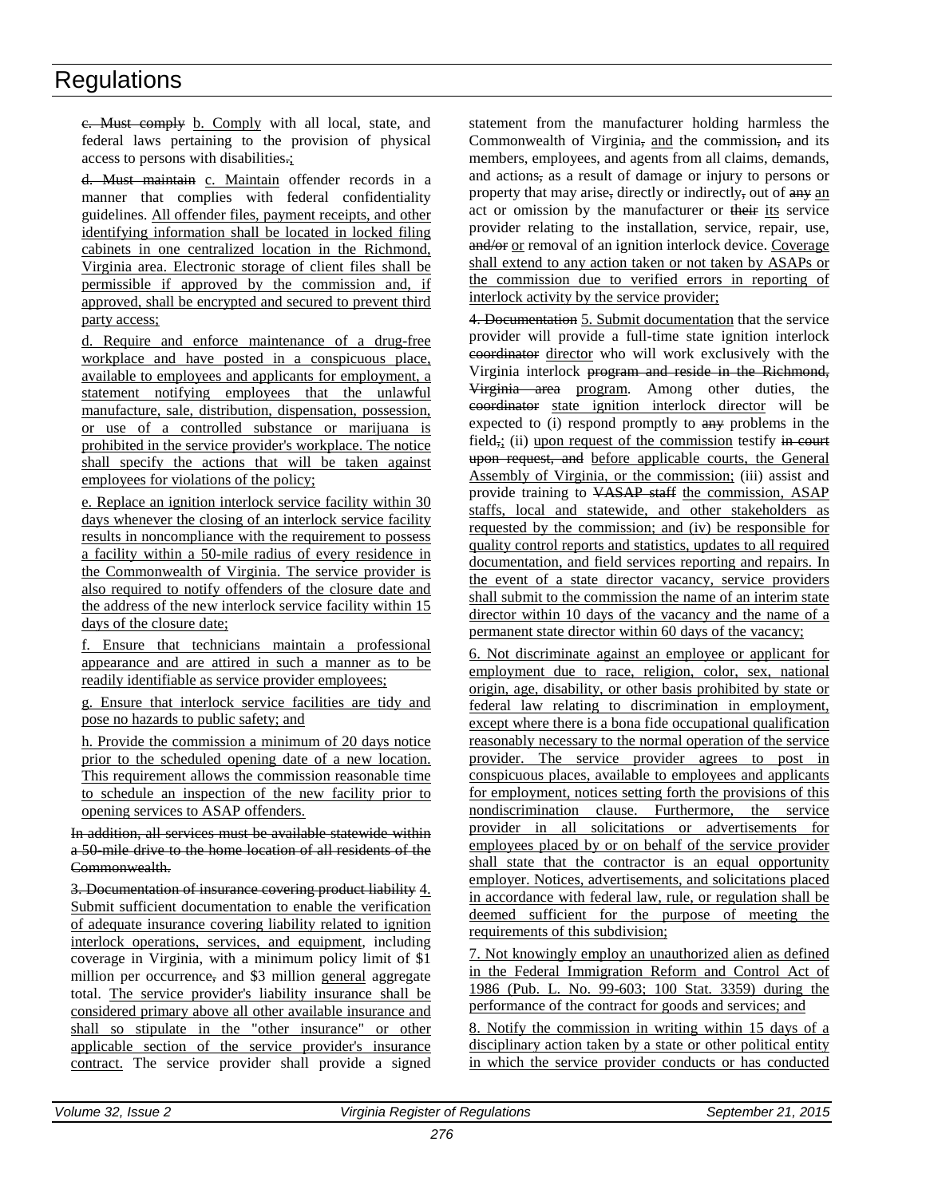~~c. Must comply~~ b. Comply with all local, state, and federal laws pertaining to the provision of physical access to persons with disabilities~~.~~;

~~d. Must maintain~~ c. Maintain offender records in a manner that complies with federal confidentiality guidelines. All offender files, payment receipts, and other identifying information shall be located in locked filing cabinets in one centralized location in the Richmond, Virginia area. Electronic storage of client files shall be permissible if approved by the commission and, if approved, shall be encrypted and secured to prevent third party access;

d. Require and enforce maintenance of a drug-free workplace and have posted in a conspicuous place, available to employees and applicants for employment, a statement notifying employees that the unlawful manufacture, sale, distribution, dispensation, possession, or use of a controlled substance or marijuana is prohibited in the service provider's workplace. The notice shall specify the actions that will be taken against employees for violations of the policy;

e. Replace an ignition interlock service facility within 30 days whenever the closing of an interlock service facility results in noncompliance with the requirement to possess a facility within a 50-mile radius of every residence in the Commonwealth of Virginia. The service provider is also required to notify offenders of the closure date and the address of the new interlock service facility within 15 days of the closure date;

f. Ensure that technicians maintain a professional appearance and are attired in such a manner as to be readily identifiable as service provider employees;

g. Ensure that interlock service facilities are tidy and pose no hazards to public safety; and

h. Provide the commission a minimum of 20 days notice prior to the scheduled opening date of a new location. This requirement allows the commission reasonable time to schedule an inspection of the new facility prior to opening services to ASAP offenders.

~~In addition, all services must be available statewide within a 50-mile drive to the home location of all residents of the Commonwealth.~~

~~3. Documentation of insurance covering product liability~~ 4. Submit sufficient documentation to enable the verification of adequate insurance covering liability related to ignition interlock operations, services, and equipment, including coverage in Virginia, with a minimum policy limit of $1 million per occurrence~~,~~ and $3 million general aggregate total. The service provider's liability insurance shall be considered primary above all other available insurance and shall so stipulate in the "other insurance" or other applicable section of the service provider's insurance contract. The service provider shall provide a signed statement from the manufacturer holding harmless the Commonwealth of Virginia~~,~~ and the commission~~,~~ and its members, employees, and agents from all claims, demands, and actions~~,~~ as a result of damage or injury to persons or property that may arise~~,~~ directly or indirectly~~,~~ out of ~~any~~ an act or omission by the manufacturer or ~~their~~ its service provider relating to the installation, service, repair, use, ~~and/or~~ or removal of an ignition interlock device. Coverage shall extend to any action taken or not taken by ASAPs or the commission due to verified errors in reporting of interlock activity by the service provider;

~~4. Documentation~~ 5. Submit documentation that the service provider will provide a full-time state ignition interlock ~~coordinator~~ director who will work exclusively with the Virginia interlock ~~program and reside in the Richmond, Virginia area~~ program. Among other duties, the ~~coordinator~~ state ignition interlock director will be expected to (i) respond promptly to ~~any~~ problems in the field~~,~~; (ii) upon request of the commission testify ~~in court upon request, and~~ before applicable courts, the General Assembly of Virginia, or the commission; (iii) assist and provide training to ~~VASAP staff~~ the commission, ASAP staffs, local and statewide, and other stakeholders as requested by the commission; and (iv) be responsible for quality control reports and statistics, updates to all required documentation, and field services reporting and repairs. In the event of a state director vacancy, service providers shall submit to the commission the name of an interim state director within 10 days of the vacancy and the name of a permanent state director within 60 days of the vacancy;

6. Not discriminate against an employee or applicant for employment due to race, religion, color, sex, national origin, age, disability, or other basis prohibited by state or federal law relating to discrimination in employment, except where there is a bona fide occupational qualification reasonably necessary to the normal operation of the service provider. The service provider agrees to post in conspicuous places, available to employees and applicants for employment, notices setting forth the provisions of this nondiscrimination clause. Furthermore, the service provider in all solicitations or advertisements for employees placed by or on behalf of the service provider shall state that the contractor is an equal opportunity employer. Notices, advertisements, and solicitations placed in accordance with federal law, rule, or regulation shall be deemed sufficient for the purpose of meeting the requirements of this subdivision;

7. Not knowingly employ an unauthorized alien as defined in the Federal Immigration Reform and Control Act of 1986 (Pub. L. No. 99-603; 100 Stat. 3359) during the performance of the contract for goods and services; and

8. Notify the commission in writing within 15 days of a disciplinary action taken by a state or other political entity in which the service provider conducts or has conducted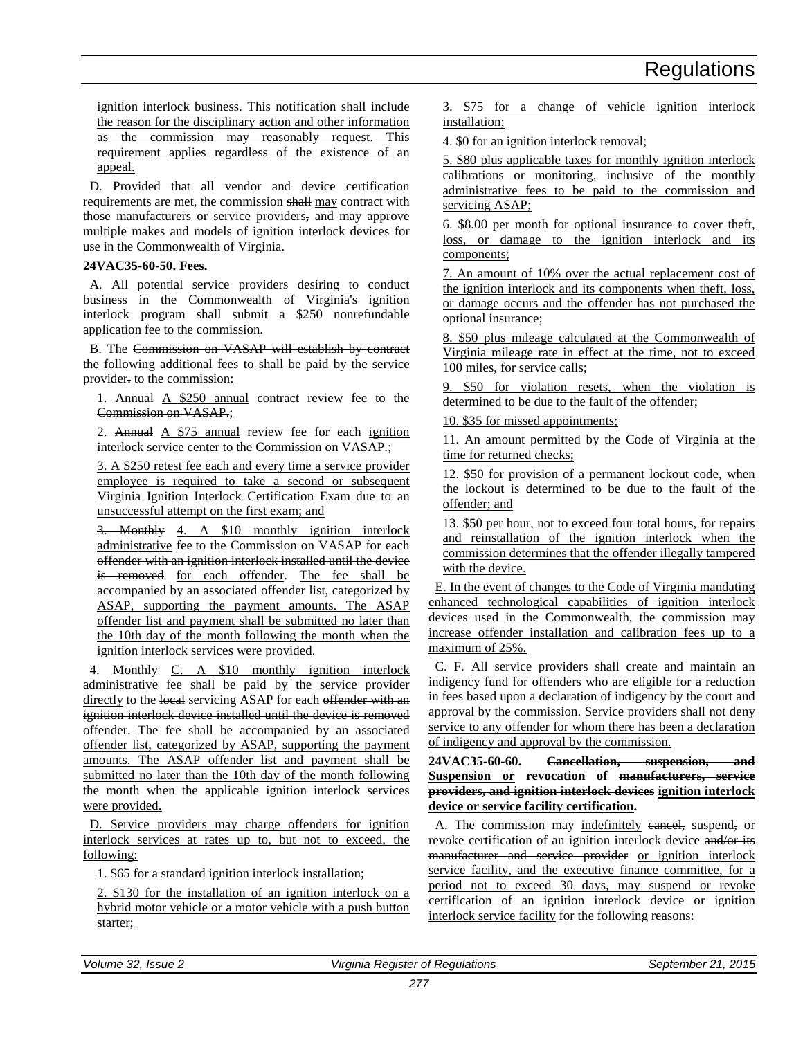ignition interlock business. This notification shall include the reason for the disciplinary action and other information as the commission may reasonably request. This requirement applies regardless of the existence of an appeal.

D. Provided that all vendor and device certification requirements are met, the commission ~~shall~~ may contract with those manufacturers or service providers~~,~~ and may approve multiple makes and models of ignition interlock devices for use in the Commonwealth of Virginia.

**24VAC35-60-50. Fees.**

A. All potential service providers desiring to conduct business in the Commonwealth of Virginia's ignition interlock program shall submit a $250 nonrefundable application fee to the commission.

B. The ~~Commission on VASAP will establish by contract the~~ following additional fees ~~to~~ shall be paid by the service provider~~.~~ to the commission:

1. ~~Annual~~ A $250 annual contract review fee ~~to the Commission on VASAP.~~;

2. ~~Annual~~ A $75 annual review fee for each ignition interlock service center ~~to the Commission on VASAP.~~;

3. A $250 retest fee each and every time a service provider employee is required to take a second or subsequent Virginia Ignition Interlock Certification Exam due to an unsuccessful attempt on the first exam; and

~~3. Monthly~~ 4. A $10 monthly ignition interlock administrative fee ~~to the Commission on VASAP for each offender with an ignition interlock installed until the device is removed~~ for each offender. The fee shall be accompanied by an associated offender list, categorized by ASAP, supporting the payment amounts. The ASAP offender list and payment shall be submitted no later than the 10th day of the month following the month when the ignition interlock services were provided.

~~4. Monthly~~ C. A $10 monthly ignition interlock administrative fee shall be paid by the service provider directly to the ~~local~~ servicing ASAP for each ~~offender with an ignition interlock device installed until the device is removed~~ offender. The fee shall be accompanied by an associated offender list, categorized by ASAP, supporting the payment amounts. The ASAP offender list and payment shall be submitted no later than the 10th day of the month following the month when the applicable ignition interlock services were provided.

D. Service providers may charge offenders for ignition interlock services at rates up to, but not to exceed, the following:

1. $65 for a standard ignition interlock installation;

2. $130 for the installation of an ignition interlock on a hybrid motor vehicle or a motor vehicle with a push button starter;

3. $75 for a change of vehicle ignition interlock installation;

4. $0 for an ignition interlock removal;

5. $80 plus applicable taxes for monthly ignition interlock calibrations or monitoring, inclusive of the monthly administrative fees to be paid to the commission and servicing ASAP;

6. $8.00 per month for optional insurance to cover theft, loss, or damage to the ignition interlock and its components;

7. An amount of 10% over the actual replacement cost of the ignition interlock and its components when theft, loss, or damage occurs and the offender has not purchased the optional insurance;

8. $50 plus mileage calculated at the Commonwealth of Virginia mileage rate in effect at the time, not to exceed 100 miles, for service calls;

9. $50 for violation resets, when the violation is determined to be due to the fault of the offender;

10. $35 for missed appointments;

11. An amount permitted by the Code of Virginia at the time for returned checks;

12. $50 for provision of a permanent lockout code, when the lockout is determined to be due to the fault of the offender; and

13. $50 per hour, not to exceed four total hours, for repairs and reinstallation of the ignition interlock when the commission determines that the offender illegally tampered with the device.

E. In the event of changes to the Code of Virginia mandating enhanced technological capabilities of ignition interlock devices used in the Commonwealth, the commission may increase offender installation and calibration fees up to a maximum of 25%.

~~C.~~ F. All service providers shall create and maintain an indigency fund for offenders who are eligible for a reduction in fees based upon a declaration of indigency by the court and approval by the commission. Service providers shall not deny service to any offender for whom there has been a declaration of indigency and approval by the commission.

**24VAC35-60-60. ~~Cancellation, suspension, and~~ Suspension or revocation of ~~manufacturers, service providers, and ignition interlock devices~~ ignition interlock device or service facility certification.**

A. The commission may indefinitely ~~cancel,~~ suspend~~,~~ or revoke certification of an ignition interlock device ~~and/or its manufacturer and service provider~~ or ignition interlock service facility, and the executive finance committee, for a period not to exceed 30 days, may suspend or revoke certification of an ignition interlock device or ignition interlock service facility for the following reasons: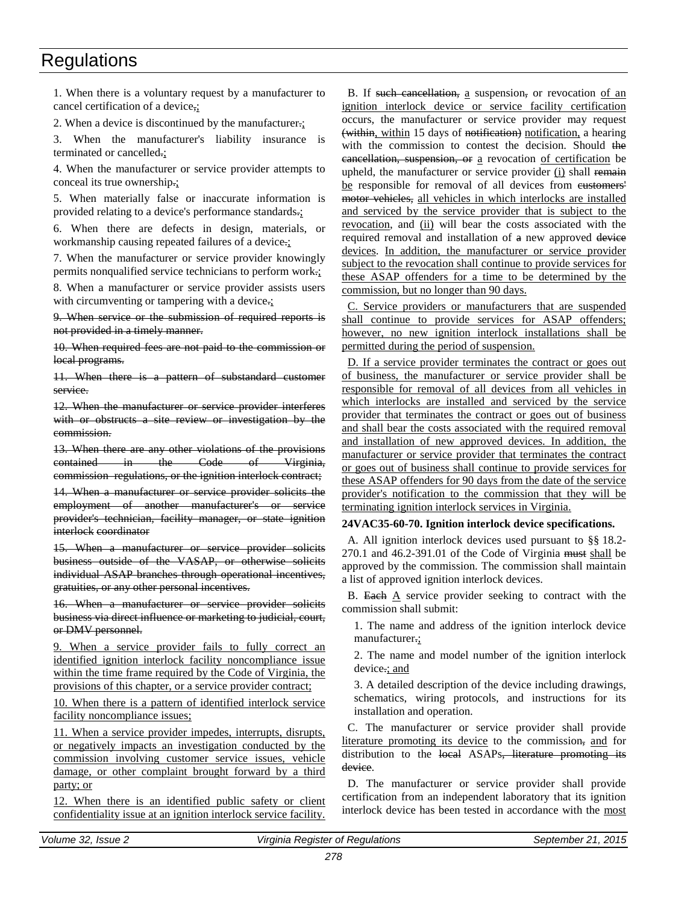1. When there is a voluntary request by a manufacturer to cancel certification of a device,;

2. When a device is discontinued by the manufacturer.;

3. When the manufacturer's liability insurance is terminated or cancelled.;

4. When the manufacturer or service provider attempts to conceal its true ownership.;

5. When materially false or inaccurate information is provided relating to a device's performance standards.;

6. When there are defects in design, materials, or workmanship causing repeated failures of a device.;

7. When the manufacturer or service provider knowingly permits nonqualified service technicians to perform work.;

8. When a manufacturer or service provider assists users with circumventing or tampering with a device.;

~~9. When service or the submission of required reports is not provided in a timely manner.~~

~~10. When required fees are not paid to the commission or local programs.~~

~~11. When there is a pattern of substandard customer service.~~

~~12. When the manufacturer or service provider interferes with or obstructs a site review or investigation by the commission.~~

~~13. When there are any other violations of the provisions contained in the Code of Virginia, commission regulations, or the ignition interlock contract;~~

~~14. When a manufacturer or service provider solicits the employment of another manufacturer's or service provider's technician, facility manager, or state ignition interlock coordinator~~

~~15. When a manufacturer or service provider solicits business outside of the VASAP, or otherwise solicits individual ASAP branches through operational incentives, gratuities, or any other personal incentives.~~

~~16. When a manufacturer or service provider solicits business via direct influence or marketing to judicial, court, or DMV personnel.~~

9. When a service provider fails to fully correct an identified ignition interlock facility noncompliance issue within the time frame required by the Code of Virginia, the provisions of this chapter, or a service provider contract;

10. When there is a pattern of identified interlock service facility noncompliance issues;

11. When a service provider impedes, interrupts, disrupts, or negatively impacts an investigation conducted by the commission involving customer service issues, vehicle damage, or other complaint brought forward by a third party; or

12. When there is an identified public safety or client confidentiality issue at an ignition interlock service facility.

B. If ~~such cancellation,~~ a suspension~~,~~ or revocation of an ignition interlock device or service facility certification occurs, the manufacturer or service provider may request ~~(within~~, within 15 days of ~~notification)~~ notification, a hearing with the commission to contest the decision. Should ~~the cancellation, suspension, or~~ a revocation of certification be upheld, the manufacturer or service provider (i) shall ~~remain~~ be responsible for removal of all devices from ~~customers' motor vehicles,~~ all vehicles in which interlocks are installed and serviced by the service provider that is subject to the revocation, and (ii) will bear the costs associated with the required removal and installation of ~~a~~ new approved ~~device~~ devices. In addition, the manufacturer or service provider subject to the revocation shall continue to provide services for these ASAP offenders for a time to be determined by the commission, but no longer than 90 days.

C. Service providers or manufacturers that are suspended shall continue to provide services for ASAP offenders; however, no new ignition interlock installations shall be permitted during the period of suspension.

D. If a service provider terminates the contract or goes out of business, the manufacturer or service provider shall be responsible for removal of all devices from all vehicles in which interlocks are installed and serviced by the service provider that terminates the contract or goes out of business and shall bear the costs associated with the required removal and installation of new approved devices. In addition, the manufacturer or service provider that terminates the contract or goes out of business shall continue to provide services for these ASAP offenders for 90 days from the date of the service provider's notification to the commission that they will be terminating ignition interlock services in Virginia.

**24VAC35-60-70. Ignition interlock device specifications.**

A. All ignition interlock devices used pursuant to §§ 18.2-270.1 and 46.2-391.01 of the Code of Virginia ~~must~~ shall be approved by the commission. The commission shall maintain a list of approved ignition interlock devices.

B. ~~Each~~ A service provider seeking to contract with the commission shall submit:

1. The name and address of the ignition interlock device manufacturer.;

2. The name and model number of the ignition interlock device.; and

3. A detailed description of the device including drawings, schematics, wiring protocols, and instructions for its installation and operation.

C. The manufacturer or service provider shall provide literature promoting its device to the commission~~,~~ and for distribution to the ~~local~~ ASAPs~~, literature promoting its device~~.

D. The manufacturer or service provider shall provide certification from an independent laboratory that its ignition interlock device has been tested in accordance with the most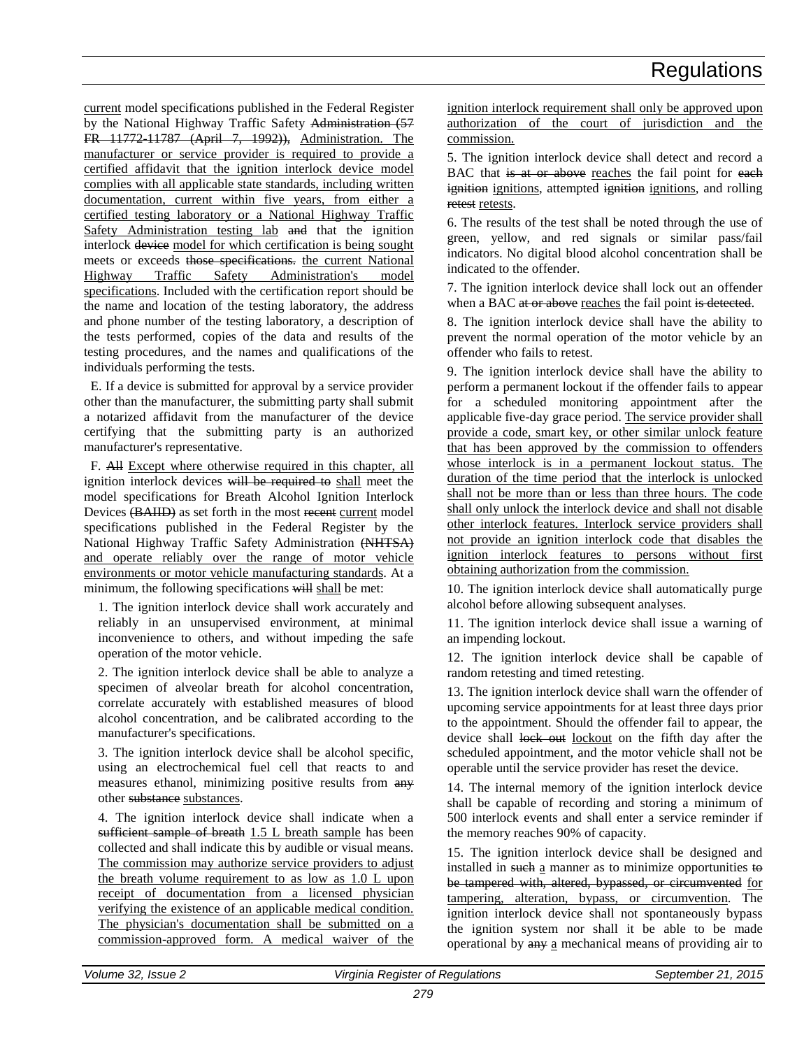<u>current</u> model specifications published in the Federal Register by the National Highway Traffic Safety ~~Administration (57 FR 11772-11787 (April 7, 1992)),~~ <u>Administration. The manufacturer or service provider is required to provide a certified affidavit that the ignition interlock device model complies with all applicable state standards, including written documentation, current within five years, from either a certified testing laboratory or a National Highway Traffic Safety Administration testing lab</u> ~~and~~ that the ignition interlock ~~device~~ <u>model for which certification is being sought</u> meets or exceeds ~~those specifications.~~ <u>the current National Highway Traffic Safety Administration's model specifications</u>. Included with the certification report should be the name and location of the testing laboratory, the address and phone number of the testing laboratory, a description of the tests performed, copies of the data and results of the testing procedures, and the names and qualifications of the individuals performing the tests.

E. If a device is submitted for approval by a service provider other than the manufacturer, the submitting party shall submit a notarized affidavit from the manufacturer of the device certifying that the submitting party is an authorized manufacturer's representative.

F. ~~All~~ <u>Except where otherwise required in this chapter, all</u> ignition interlock devices ~~will be required to~~ <u>shall</u> meet the model specifications for Breath Alcohol Ignition Interlock Devices ~~(BAIID)~~ as set forth in the most ~~recent~~ <u>current</u> model specifications published in the Federal Register by the National Highway Traffic Safety Administration ~~(NHTSA)~~ <u>and operate reliably over the range of motor vehicle environments or motor vehicle manufacturing standards</u>. At a minimum, the following specifications ~~will~~ <u>shall</u> be met:

1. The ignition interlock device shall work accurately and reliably in an unsupervised environment, at minimal inconvenience to others, and without impeding the safe operation of the motor vehicle.

2. The ignition interlock device shall be able to analyze a specimen of alveolar breath for alcohol concentration, correlate accurately with established measures of blood alcohol concentration, and be calibrated according to the manufacturer's specifications.

3. The ignition interlock device shall be alcohol specific, using an electrochemical fuel cell that reacts to and measures ethanol, minimizing positive results from ~~any~~ other ~~substance~~ <u>substances</u>.

4. The ignition interlock device shall indicate when a ~~sufficient sample of breath~~ <u>1.5 L breath sample</u> has been collected and shall indicate this by audible or visual means. <u>The commission may authorize service providers to adjust the breath volume requirement to as low as 1.0 L upon receipt of documentation from a licensed physician verifying the existence of an applicable medical condition. The physician's documentation shall be submitted on a commission-approved form. A medical waiver of the ignition interlock requirement shall only be approved upon authorization of the court of jurisdiction and the commission.</u>

5. The ignition interlock device shall detect and record a BAC that ~~is at or above~~ <u>reaches</u> the fail point for ~~each ignition~~ <u>ignitions</u>, attempted ~~ignition~~ <u>ignitions</u>, and rolling ~~retest~~ <u>retests</u>.

6. The results of the test shall be noted through the use of green, yellow, and red signals or similar pass/fail indicators. No digital blood alcohol concentration shall be indicated to the offender.

7. The ignition interlock device shall lock out an offender when a BAC ~~at or above~~ <u>reaches</u> the fail point ~~is detected~~.

8. The ignition interlock device shall have the ability to prevent the normal operation of the motor vehicle by an offender who fails to retest.

9. The ignition interlock device shall have the ability to perform a permanent lockout if the offender fails to appear for a scheduled monitoring appointment after the applicable five-day grace period. <u>The service provider shall provide a code, smart key, or other similar unlock feature that has been approved by the commission to offenders whose interlock is in a permanent lockout status. The duration of the time period that the interlock is unlocked shall not be more than or less than three hours. The code shall only unlock the interlock device and shall not disable other interlock features. Interlock service providers shall not provide an ignition interlock code that disables the ignition interlock features to persons without first obtaining authorization from the commission.</u>

10. The ignition interlock device shall automatically purge alcohol before allowing subsequent analyses.

11. The ignition interlock device shall issue a warning of an impending lockout.

12. The ignition interlock device shall be capable of random retesting and timed retesting.

13. The ignition interlock device shall warn the offender of upcoming service appointments for at least three days prior to the appointment. Should the offender fail to appear, the device shall ~~lock out~~ <u>lockout</u> on the fifth day after the scheduled appointment, and the motor vehicle shall not be operable until the service provider has reset the device.

14. The internal memory of the ignition interlock device shall be capable of recording and storing a minimum of 500 interlock events and shall enter a service reminder if the memory reaches 90% of capacity.

15. The ignition interlock device shall be designed and installed in ~~such~~ <u>a</u> manner as to minimize opportunities ~~to be tampered with, altered, bypassed, or circumvented~~ <u>for tampering, alteration, bypass, or circumvention</u>. The ignition interlock device shall not spontaneously bypass the ignition system nor shall it be able to be made operational by ~~any~~ <u>a</u> mechanical means of providing air to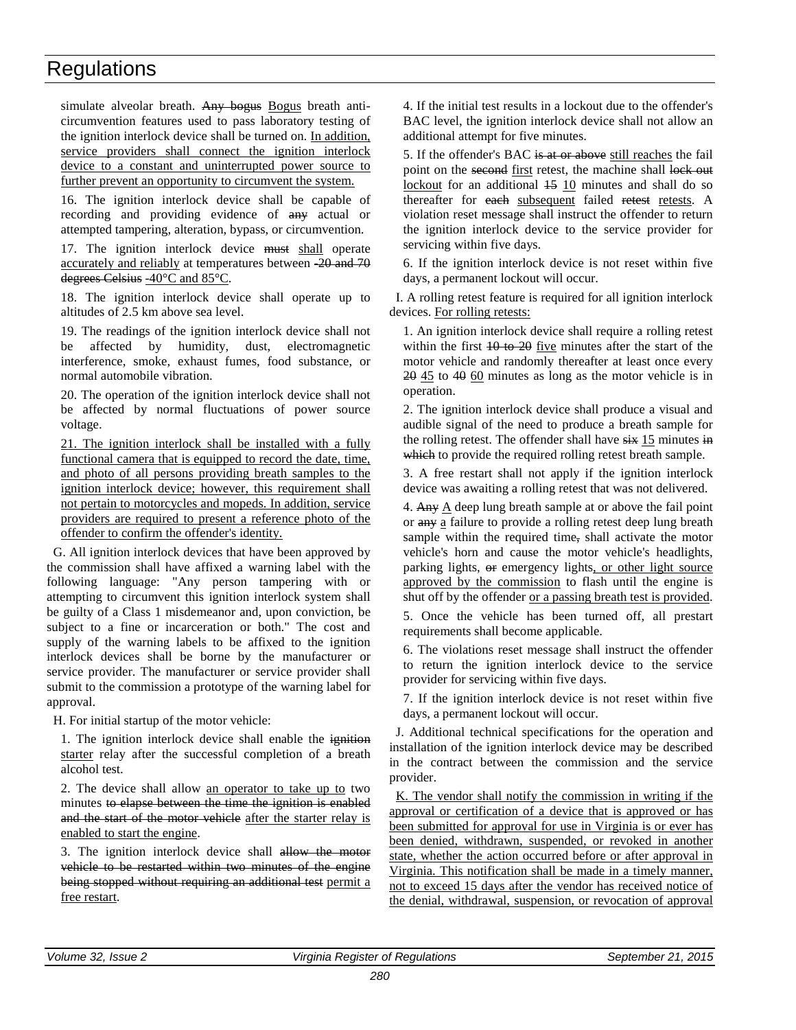simulate alveolar breath. ~~Any bogus~~ Bogus breath anti-circumvention features used to pass laboratory testing of the ignition interlock device shall be turned on. In addition, service providers shall connect the ignition interlock device to a constant and uninterrupted power source to further prevent an opportunity to circumvent the system.

16. The ignition interlock device shall be capable of recording and providing evidence of ~~any~~ actual or attempted tampering, alteration, bypass, or circumvention.

17. The ignition interlock device ~~must~~ shall operate accurately and reliably at temperatures between ~~-20 and 70 degrees Celsius~~ -40°C and 85°C.

18. The ignition interlock device shall operate up to altitudes of 2.5 km above sea level.

19. The readings of the ignition interlock device shall not be affected by humidity, dust, electromagnetic interference, smoke, exhaust fumes, food substance, or normal automobile vibration.

20. The operation of the ignition interlock device shall not be affected by normal fluctuations of power source voltage.

21. The ignition interlock shall be installed with a fully functional camera that is equipped to record the date, time, and photo of all persons providing breath samples to the ignition interlock device; however, this requirement shall not pertain to motorcycles and mopeds. In addition, service providers are required to present a reference photo of the offender to confirm the offender's identity.

G. All ignition interlock devices that have been approved by the commission shall have affixed a warning label with the following language: "Any person tampering with or attempting to circumvent this ignition interlock system shall be guilty of a Class 1 misdemeanor and, upon conviction, be subject to a fine or incarceration or both." The cost and supply of the warning labels to be affixed to the ignition interlock devices shall be borne by the manufacturer or service provider. The manufacturer or service provider shall submit to the commission a prototype of the warning label for approval.

H. For initial startup of the motor vehicle:

1. The ignition interlock device shall enable the ~~ignition~~ starter relay after the successful completion of a breath alcohol test.

2. The device shall allow an operator to take up to two minutes ~~to elapse between the time the ignition is enabled and the start of the motor vehicle~~ after the starter relay is enabled to start the engine.

3. The ignition interlock device shall ~~allow the motor vehicle to be restarted within two minutes of the engine being stopped without requiring an additional test~~ permit a free restart.

4. If the initial test results in a lockout due to the offender's BAC level, the ignition interlock device shall not allow an additional attempt for five minutes.

5. If the offender's BAC ~~is at or above~~ still reaches the fail point on the ~~second~~ first retest, the machine shall ~~lock out~~ lockout for an additional ~~15~~ 10 minutes and shall do so thereafter for ~~each~~ subsequent failed ~~retest~~ retests. A violation reset message shall instruct the offender to return the ignition interlock device to the service provider for servicing within five days.

6. If the ignition interlock device is not reset within five days, a permanent lockout will occur.

I. A rolling retest feature is required for all ignition interlock devices. For rolling retests:

1. An ignition interlock device shall require a rolling retest within the first ~~10 to 20~~ five minutes after the start of the motor vehicle and randomly thereafter at least once every ~~20~~ 45 to ~~40~~ 60 minutes as long as the motor vehicle is in operation.

2. The ignition interlock device shall produce a visual and audible signal of the need to produce a breath sample for the rolling retest. The offender shall have ~~six~~ 15 minutes ~~in which~~ to provide the required rolling retest breath sample.

3. A free restart shall not apply if the ignition interlock device was awaiting a rolling retest that was not delivered.

4. ~~Any~~ A deep lung breath sample at or above the fail point or ~~any~~ a failure to provide a rolling retest deep lung breath sample within the required time~~,~~ shall activate the motor vehicle's horn and cause the motor vehicle's headlights, parking lights, ~~or~~ emergency lights, or other light source approved by the commission to flash until the engine is shut off by the offender or a passing breath test is provided.

5. Once the vehicle has been turned off, all prestart requirements shall become applicable.

6. The violations reset message shall instruct the offender to return the ignition interlock device to the service provider for servicing within five days.

7. If the ignition interlock device is not reset within five days, a permanent lockout will occur.

J. Additional technical specifications for the operation and installation of the ignition interlock device may be described in the contract between the commission and the service provider.

K. The vendor shall notify the commission in writing if the approval or certification of a device that is approved or has been submitted for approval for use in Virginia is or ever has been denied, withdrawn, suspended, or revoked in another state, whether the action occurred before or after approval in Virginia. This notification shall be made in a timely manner, not to exceed 15 days after the vendor has received notice of the denial, withdrawal, suspension, or revocation of approval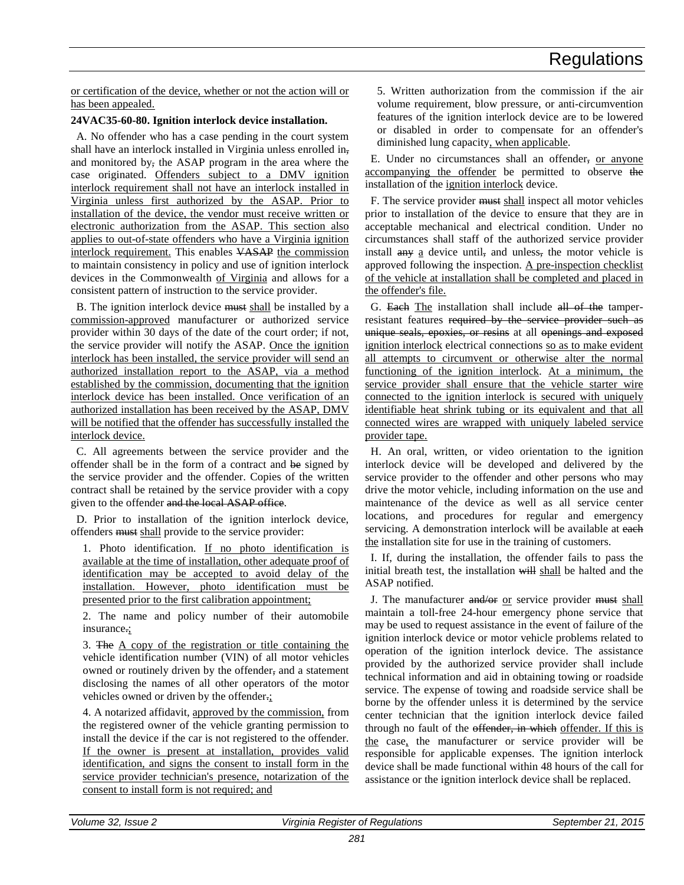or certification of the device, whether or not the action will or has been appealed.

**24VAC35-60-80. Ignition interlock device installation.**

A. No offender who has a case pending in the court system shall have an interlock installed in Virginia unless enrolled in, and monitored by, the ASAP program in the area where the case originated. Offenders subject to a DMV ignition interlock requirement shall not have an interlock installed in Virginia unless first authorized by the ASAP. Prior to installation of the device, the vendor must receive written or electronic authorization from the ASAP. This section also applies to out-of-state offenders who have a Virginia ignition interlock requirement. This enables VASAP the commission to maintain consistency in policy and use of ignition interlock devices in the Commonwealth of Virginia and allows for a consistent pattern of instruction to the service provider.

B. The ignition interlock device must shall be installed by a commission-approved manufacturer or authorized service provider within 30 days of the date of the court order; if not, the service provider will notify the ASAP. Once the ignition interlock has been installed, the service provider will send an authorized installation report to the ASAP, via a method established by the commission, documenting that the ignition interlock device has been installed. Once verification of an authorized installation has been received by the ASAP, DMV will be notified that the offender has successfully installed the interlock device.

C. All agreements between the service provider and the offender shall be in the form of a contract and be signed by the service provider and the offender. Copies of the written contract shall be retained by the service provider with a copy given to the offender and the local ASAP office.

D. Prior to installation of the ignition interlock device, offenders must shall provide to the service provider:

1. Photo identification. If no photo identification is available at the time of installation, other adequate proof of identification may be accepted to avoid delay of the installation. However, photo identification must be presented prior to the first calibration appointment;

2. The name and policy number of their automobile insurance.;

3. The A copy of the registration or title containing the vehicle identification number (VIN) of all motor vehicles owned or routinely driven by the offender, and a statement disclosing the names of all other operators of the motor vehicles owned or driven by the offender.;

4. A notarized affidavit, approved by the commission, from the registered owner of the vehicle granting permission to install the device if the car is not registered to the offender. If the owner is present at installation, provides valid identification, and signs the consent to install form in the service provider technician's presence, notarization of the consent to install form is not required; and

5. Written authorization from the commission if the air volume requirement, blow pressure, or anti-circumvention features of the ignition interlock device are to be lowered or disabled in order to compensate for an offender's diminished lung capacity, when applicable.

E. Under no circumstances shall an offender, or anyone accompanying the offender be permitted to observe the installation of the ignition interlock device.

F. The service provider must shall inspect all motor vehicles prior to installation of the device to ensure that they are in acceptable mechanical and electrical condition. Under no circumstances shall staff of the authorized service provider install any a device until, and unless, the motor vehicle is approved following the inspection. A pre-inspection checklist of the vehicle at installation shall be completed and placed in the offender's file.

G. Each The installation shall include all of the tamper-resistant features required by the service provider such as unique seals, epoxies, or resins at all openings and exposed ignition interlock electrical connections so as to make evident all attempts to circumvent or otherwise alter the normal functioning of the ignition interlock. At a minimum, the service provider shall ensure that the vehicle starter wire connected to the ignition interlock is secured with uniquely identifiable heat shrink tubing or its equivalent and that all connected wires are wrapped with uniquely labeled service provider tape.

H. An oral, written, or video orientation to the ignition interlock device will be developed and delivered by the service provider to the offender and other persons who may drive the motor vehicle, including information on the use and maintenance of the device as well as all service center locations, and procedures for regular and emergency servicing. A demonstration interlock will be available at each the installation site for use in the training of customers.

I. If, during the installation, the offender fails to pass the initial breath test, the installation will shall be halted and the ASAP notified.

J. The manufacturer and/or or service provider must shall maintain a toll-free 24-hour emergency phone service that may be used to request assistance in the event of failure of the ignition interlock device or motor vehicle problems related to operation of the ignition interlock device. The assistance provided by the authorized service provider shall include technical information and aid in obtaining towing or roadside service. The expense of towing and roadside service shall be borne by the offender unless it is determined by the service center technician that the ignition interlock device failed through no fault of the offender, in which offender. If this is the case, the manufacturer or service provider will be responsible for applicable expenses. The ignition interlock device shall be made functional within 48 hours of the call for assistance or the ignition interlock device shall be replaced.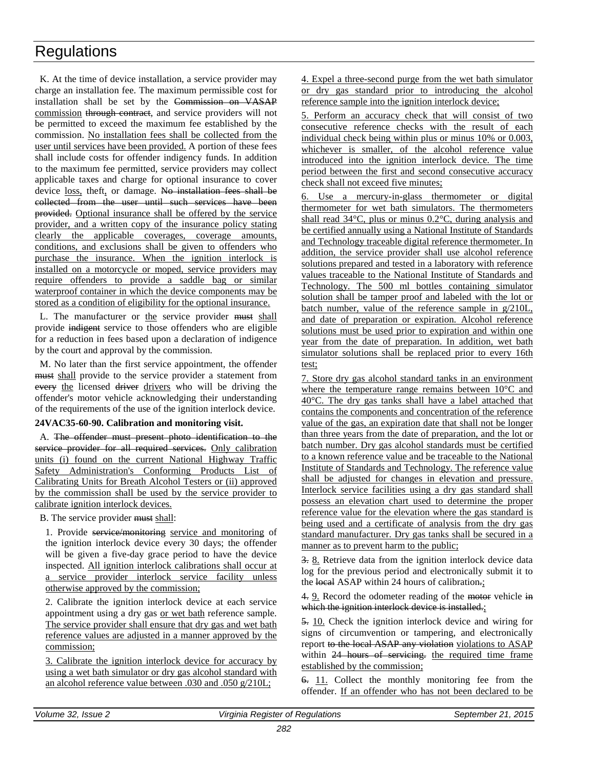K. At the time of device installation, a service provider may charge an installation fee. The maximum permissible cost for installation shall be set by the ~~Commission on VASAP~~ <u>commission</u> ~~through contract~~, and service providers will not be permitted to exceed the maximum fee established by the commission. <u>No installation fees shall be collected from the user until services have been provided.</u> A portion of these fees shall include costs for offender indigency funds. In addition to the maximum fee permitted, service providers may collect applicable taxes and charge for optional insurance to cover device <u>loss,</u> theft<u>,</u> or damage. ~~No installation fees shall be collected from the user until such services have been provided.~~ <u>Optional insurance shall be offered by the service provider, and a written copy of the insurance policy stating clearly the applicable coverages, coverage amounts, conditions, and exclusions shall be given to offenders who purchase the insurance. When the ignition interlock is installed on a motorcycle or moped, service providers may require offenders to provide a saddle bag or similar waterproof container in which the device components may be stored as a condition of eligibility for the optional insurance.</u>

L. The manufacturer or <u>the</u> service provider ~~must~~ <u>shall</u> provide ~~indigent~~ service to those offenders who are eligible for a reduction in fees based upon a declaration of indigence by the court and approval by the commission.

M. No later than the first service appointment, the offender ~~must~~ <u>shall</u> provide to the service provider a statement from ~~every~~ <u>the</u> licensed ~~driver~~ <u>drivers</u> who will be driving the offender's motor vehicle acknowledging their understanding of the requirements of the use of the ignition interlock device.

**24VAC35-60-90. Calibration and monitoring visit.**

A. ~~The offender must present photo identification to the service provider for all required services.~~ <u>Only calibration units (i) found on the current National Highway Traffic Safety Administration's Conforming Products List of Calibrating Units for Breath Alcohol Testers or (ii) approved by the commission shall be used by the service provider to calibrate ignition interlock devices.</u>

B. The service provider ~~must~~ <u>shall</u>:

1. Provide ~~service/monitoring~~ <u>service and monitoring</u> of the ignition interlock device every 30 days; the offender will be given a five-day grace period to have the device inspected. <u>All ignition interlock calibrations shall occur at a service provider interlock service facility unless otherwise approved by the commission;</u>

2. Calibrate the ignition interlock device at each service appointment using a dry gas <u>or wet bath</u> reference sample. <u>The service provider shall ensure that dry gas and wet bath reference values are adjusted in a manner approved by the commission;</u>

<u>3. Calibrate the ignition interlock device for accuracy by using a wet bath simulator or dry gas alcohol standard with an alcohol reference value between .030 and .050 g/210L;</u>

<u>4. Expel a three-second purge from the wet bath simulator or dry gas standard prior to introducing the alcohol reference sample into the ignition interlock device;</u>

<u>5. Perform an accuracy check that will consist of two consecutive reference checks with the result of each individual check being within plus or minus 10% or 0.003, whichever is smaller, of the alcohol reference value introduced into the ignition interlock device. The time period between the first and second consecutive accuracy check shall not exceed five minutes;</u>

<u>6. Use a mercury-in-glass thermometer or digital thermometer for wet bath simulators. The thermometers shall read 34°C, plus or minus 0.2°C, during analysis and be certified annually using a National Institute of Standards and Technology traceable digital reference thermometer. In addition, the service provider shall use alcohol reference solutions prepared and tested in a laboratory with reference values traceable to the National Institute of Standards and Technology. The 500 ml bottles containing simulator solution shall be tamper proof and labeled with the lot or batch number, value of the reference sample in g/210L, and date of preparation or expiration. Alcohol reference solutions must be used prior to expiration and within one year from the date of preparation. In addition, wet bath simulator solutions shall be replaced prior to every 16th test;</u>

<u>7. Store dry gas alcohol standard tanks in an environment where the temperature range remains between 10°C and 40°C. The dry gas tanks shall have a label attached that contains the components and concentration of the reference value of the gas, an expiration date that shall not be longer than three years from the date of preparation, and the lot or batch number. Dry gas alcohol standards must be certified to a known reference value and be traceable to the National Institute of Standards and Technology. The reference value shall be adjusted for changes in elevation and pressure. Interlock service facilities using a dry gas standard shall possess an elevation chart used to determine the proper reference value for the elevation where the gas standard is being used and a certificate of analysis from the dry gas standard manufacturer. Dry gas tanks shall be secured in a manner as to prevent harm to the public;</u>

~~3.~~ <u>8.</u> Retrieve data from the ignition interlock device data log for the previous period and electronically submit it to the ~~local~~ ASAP within 24 hours of calibration~~.~~<u>;</u>

~~4.~~ <u>9.</u> Record the odometer reading of the ~~motor~~ vehicle ~~in which the ignition interlock device is installed.~~<u>;</u>

~~5.~~ <u>10.</u> Check the ignition interlock device and wiring for signs of circumvention or tampering, and electronically report ~~to the local ASAP any violation~~ <u>violations to ASAP</u> within ~~24 hours of servicing.~~ <u>the required time frame established by the commission;</u>

~~6.~~ <u>11.</u> Collect the monthly monitoring fee from the offender. <u>If an offender who has not been declared to be</u>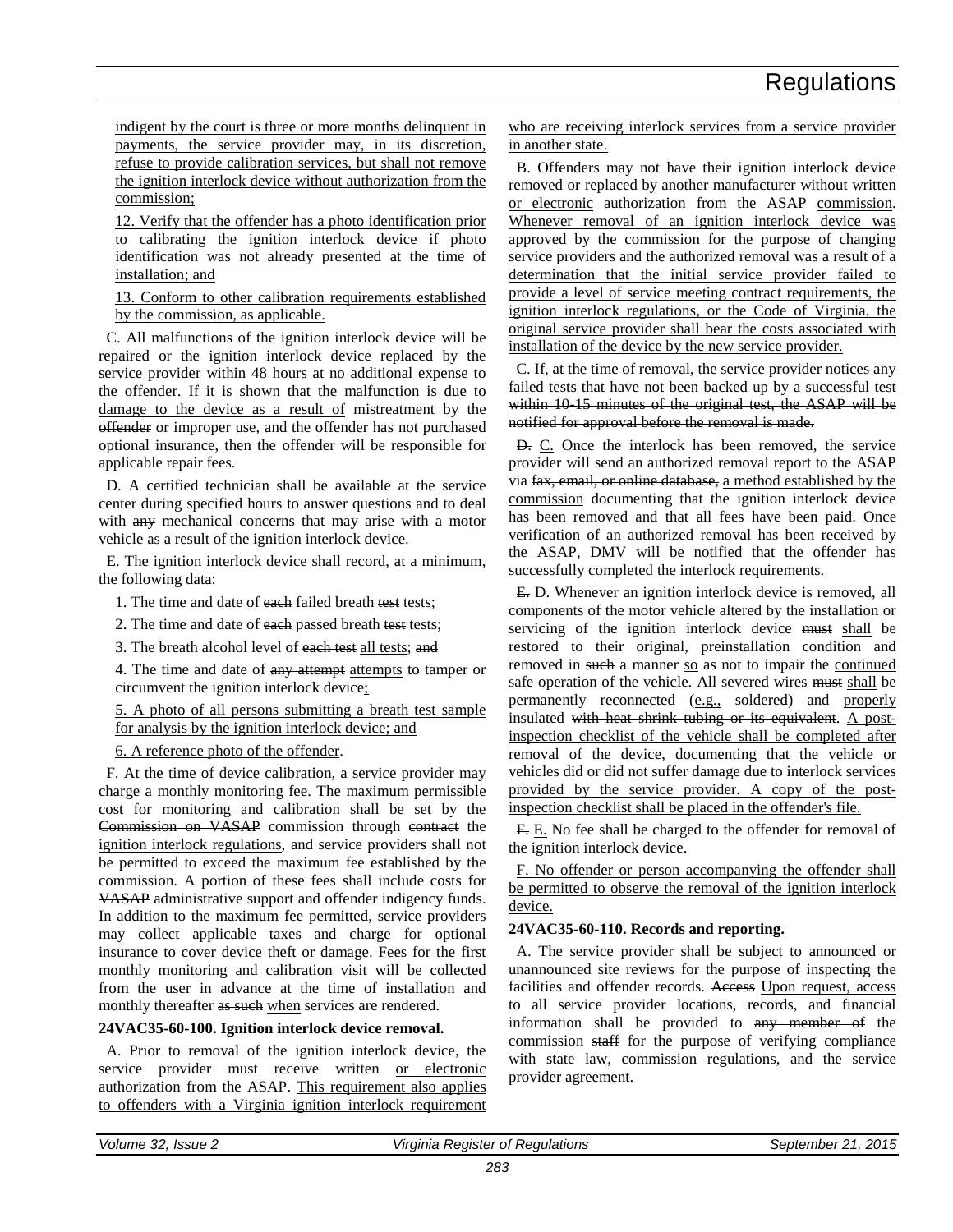<u>indigent by the court is three or more months delinquent in payments, the service provider may, in its discretion, refuse to provide calibration services, but shall not remove the ignition interlock device without authorization from the commission;</u>

<u>12. Verify that the offender has a photo identification prior to calibrating the ignition interlock device if photo identification was not already presented at the time of installation; and</u>

<u>13. Conform to other calibration requirements established by the commission, as applicable.</u>

C. All malfunctions of the ignition interlock device will be repaired or the ignition interlock device replaced by the service provider within 48 hours at no additional expense to the offender. If it is shown that the malfunction is due to <u>damage to the device as a result of</u> mistreatment ~~by the offender~~ <u>or improper use</u>, and the offender has not purchased optional insurance, then the offender will be responsible for applicable repair fees.

D. A certified technician shall be available at the service center during specified hours to answer questions and to deal with ~~any~~ mechanical concerns that may arise with a motor vehicle as a result of the ignition interlock device.

E. The ignition interlock device shall record, at a minimum, the following data:

1. The time and date of ~~each~~ failed breath ~~test~~ <u>tests</u>;

2. The time and date of ~~each~~ passed breath ~~test~~ <u>tests</u>;

3. The breath alcohol level of ~~each test~~ <u>all tests</u>; ~~and~~

4. The time and date of ~~any attempt~~ <u>attempts</u> to tamper or circumvent the ignition interlock device<u>;</u>

<u>5. A photo of all persons submitting a breath test sample for analysis by the ignition interlock device; and</u>

<u>6. A reference photo of the offender</u>.

F. At the time of device calibration, a service provider may charge a monthly monitoring fee. The maximum permissible cost for monitoring and calibration shall be set by the ~~Commission on VASAP~~ <u>commission</u> through ~~contract~~ <u>the ignition interlock regulations</u>, and service providers shall not be permitted to exceed the maximum fee established by the commission. A portion of these fees shall include costs for ~~VASAP~~ administrative support and offender indigency funds. In addition to the maximum fee permitted, service providers may collect applicable taxes and charge for optional insurance to cover device theft or damage. Fees for the first monthly monitoring and calibration visit will be collected from the user in advance at the time of installation and monthly thereafter ~~as such~~ <u>when</u> services are rendered.

**24VAC35-60-100. Ignition interlock device removal.**

A. Prior to removal of the ignition interlock device, the service provider must receive written <u>or electronic</u> authorization from the ASAP. <u>This requirement also applies to offenders with a Virginia ignition interlock requirement who are receiving interlock services from a service provider in another state.</u>

B. Offenders may not have their ignition interlock device removed or replaced by another manufacturer without written <u>or electronic</u> authorization from the ~~ASAP~~ <u>commission</u>. <u>Whenever removal of an ignition interlock device was approved by the commission for the purpose of changing service providers and the authorized removal was a result of a determination that the initial service provider failed to provide a level of service meeting contract requirements, the ignition interlock regulations, or the Code of Virginia, the original service provider shall bear the costs associated with installation of the device by the new service provider.</u>

~~C. If, at the time of removal, the service provider notices any failed tests that have not been backed up by a successful test within 10-15 minutes of the original test, the ASAP will be notified for approval before the removal is made.~~

~~D.~~ <u>C.</u> Once the interlock has been removed, the service provider will send an authorized removal report to the ASAP via ~~fax, email, or online database,~~ <u>a method established by the commission</u> documenting that the ignition interlock device has been removed and that all fees have been paid. Once verification of an authorized removal has been received by the ASAP, DMV will be notified that the offender has successfully completed the interlock requirements.

~~E.~~ <u>D.</u> Whenever an ignition interlock device is removed, all components of the motor vehicle altered by the installation or servicing of the ignition interlock device ~~must~~ <u>shall</u> be restored to their original, preinstallation condition and removed in ~~such~~ a manner <u>so</u> as not to impair the <u>continued</u> safe operation of the vehicle. All severed wires ~~must~~ <u>shall</u> be permanently reconnected (<u>e.g.,</u> soldered) and <u>properly</u> insulated ~~with heat shrink tubing or its equivalent~~. <u>A post-inspection checklist of the vehicle shall be completed after removal of the device, documenting that the vehicle or vehicles did or did not suffer damage due to interlock services provided by the service provider. A copy of the post-inspection checklist shall be placed in the offender's file.</u>

~~F.~~ <u>E.</u> No fee shall be charged to the offender for removal of the ignition interlock device.

<u>F. No offender or person accompanying the offender shall be permitted to observe the removal of the ignition interlock device.</u>

**24VAC35-60-110. Records and reporting.**

A. The service provider shall be subject to announced or unannounced site reviews for the purpose of inspecting the facilities and offender records. ~~Access~~ <u>Upon request, access</u> to all service provider locations, records, and financial information shall be provided to ~~any member of~~ the commission ~~staff~~ for the purpose of verifying compliance with state law, commission regulations, and the service provider agreement.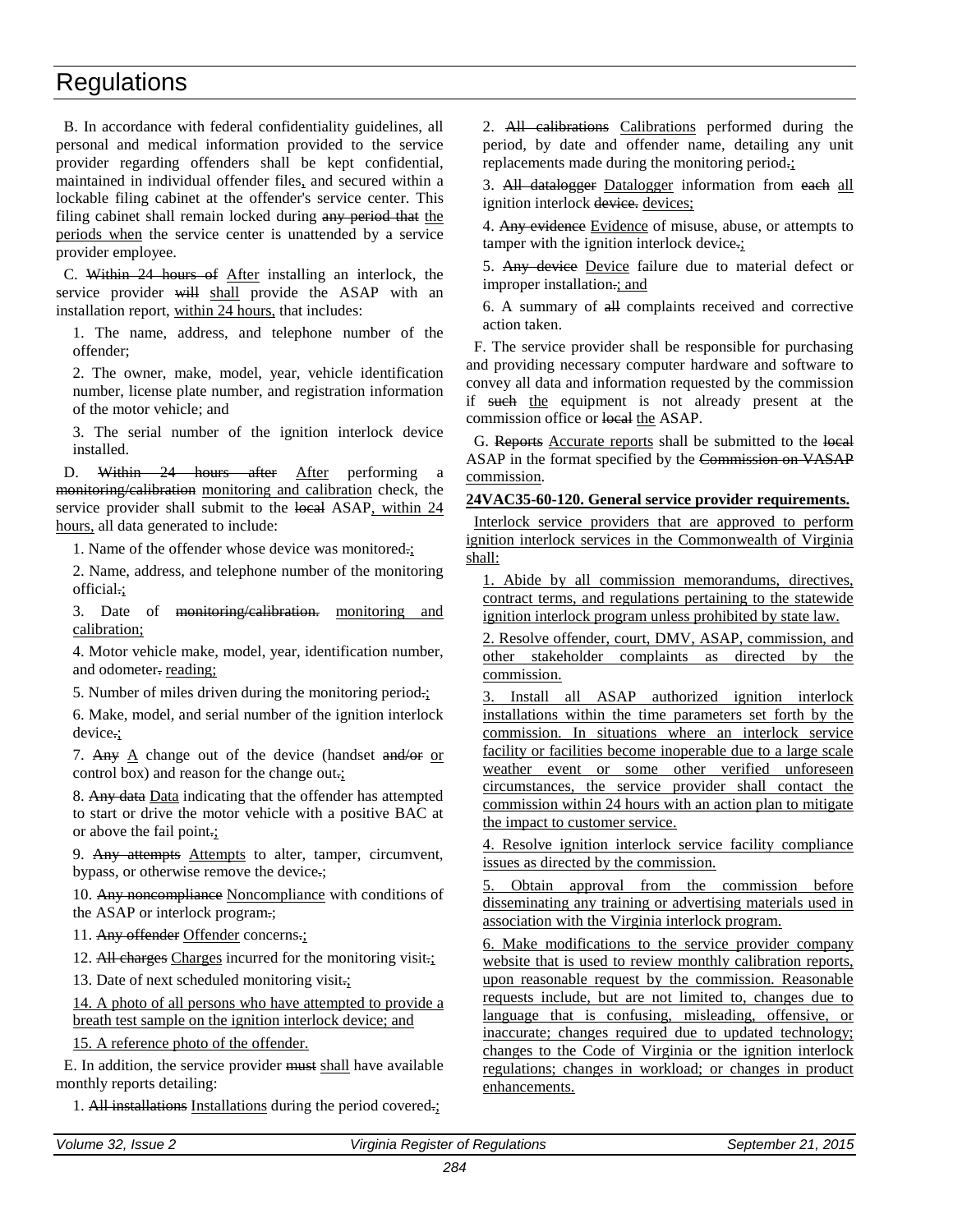B. In accordance with federal confidentiality guidelines, all personal and medical information provided to the service provider regarding offenders shall be kept confidential, maintained in individual offender files<u>,</u> and secured within a lockable filing cabinet at the offender's service center. This filing cabinet shall remain locked during ~~any period that~~ <u>the periods when</u> the service center is unattended by a service provider employee.

C. ~~Within 24 hours of~~ <u>After</u> installing an interlock, the service provider ~~will~~ <u>shall</u> provide the ASAP with an installation report, <u>within 24 hours,</u> that includes:

1. The name, address, and telephone number of the offender;

2. The owner, make, model, year, vehicle identification number, license plate number, and registration information of the motor vehicle; and

3. The serial number of the ignition interlock device installed.

D. ~~Within 24 hours after~~ <u>After</u> performing a ~~monitoring/calibration~~ <u>monitoring and calibration</u> check, the service provider shall submit to the ~~local~~ ASAP<u>, within 24 hours,</u> all data generated to include:

1. Name of the offender whose device was monitored~~.~~<u>;</u>

2. Name, address, and telephone number of the monitoring official~~.~~<u>;</u>

3. Date of ~~monitoring/calibration.~~ <u>monitoring and calibration;</u>

4. Motor vehicle make, model, year, identification number, and odometer~~.~~ <u>reading;</u>

5. Number of miles driven during the monitoring period~~.~~<u>;</u>

6. Make, model, and serial number of the ignition interlock device~~.~~<u>;</u>

7. ~~Any~~ <u>A</u> change out of the device (handset ~~and/or~~ <u>or</u> control box) and reason for the change out~~.~~<u>;</u>

8. ~~Any data~~ <u>Data</u> indicating that the offender has attempted to start or drive the motor vehicle with a positive BAC at or above the fail point~~.~~<u>;</u>

9. ~~Any attempts~~ <u>Attempts</u> to alter, tamper, circumvent, bypass, or otherwise remove the device~~.~~;

10. ~~Any noncompliance~~ <u>Noncompliance</u> with conditions of the ASAP or interlock program~~.~~;

11. ~~Any offender~~ <u>Offender</u> concerns~~.~~<u>;</u>

12. ~~All charges~~ <u>Charges</u> incurred for the monitoring visit~~.~~<u>;</u>

13. Date of next scheduled monitoring visit~~.~~<u>;</u>

<u>14. A photo of all persons who have attempted to provide a breath test sample on the ignition interlock device; and</u>

<u>15. A reference photo of the offender.</u>

E. In addition, the service provider ~~must~~ <u>shall</u> have available monthly reports detailing:

1. ~~All installations~~ <u>Installations</u> during the period covered~~.~~<u>;</u>

2. ~~All calibrations~~ <u>Calibrations</u> performed during the period, by date and offender name, detailing any unit replacements made during the monitoring period~~.~~<u>;</u>

3. ~~All datalogger~~ <u>Datalogger</u> information from ~~each~~ <u>all</u> ignition interlock ~~device.~~ <u>devices;</u>

4. ~~Any evidence~~ <u>Evidence</u> of misuse, abuse, or attempts to tamper with the ignition interlock device~~.~~<u>;</u>

5. ~~Any device~~ <u>Device</u> failure due to material defect or improper installation~~.~~<u>; and</u>

6. A summary of ~~all~~ complaints received and corrective action taken.

F. The service provider shall be responsible for purchasing and providing necessary computer hardware and software to convey all data and information requested by the commission if ~~such~~ <u>the</u> equipment is not already present at the commission office or ~~local~~ <u>the</u> ASAP.

G. ~~Reports~~ <u>Accurate reports</u> shall be submitted to the ~~local~~ ASAP in the format specified by the ~~Commission on VASAP~~ <u>commission</u>.

**<u>24VAC35-60-120. General service provider requirements.</u>**

<u>Interlock service providers that are approved to perform ignition interlock services in the Commonwealth of Virginia shall:</u>

<u>1. Abide by all commission memorandums, directives, contract terms, and regulations pertaining to the statewide ignition interlock program unless prohibited by state law.</u>

<u>2. Resolve offender, court, DMV, ASAP, commission, and other stakeholder complaints as directed by the commission.</u>

<u>3. Install all ASAP authorized ignition interlock installations within the time parameters set forth by the commission. In situations where an interlock service facility or facilities become inoperable due to a large scale weather event or some other verified unforeseen circumstances, the service provider shall contact the commission within 24 hours with an action plan to mitigate the impact to customer service.</u>

<u>4. Resolve ignition interlock service facility compliance issues as directed by the commission.</u>

<u>5. Obtain approval from the commission before disseminating any training or advertising materials used in association with the Virginia interlock program.</u>

<u>6. Make modifications to the service provider company website that is used to review monthly calibration reports, upon reasonable request by the commission. Reasonable requests include, but are not limited to, changes due to language that is confusing, misleading, offensive, or inaccurate; changes required due to updated technology; changes to the Code of Virginia or the ignition interlock regulations; changes in workload; or changes in product enhancements.</u>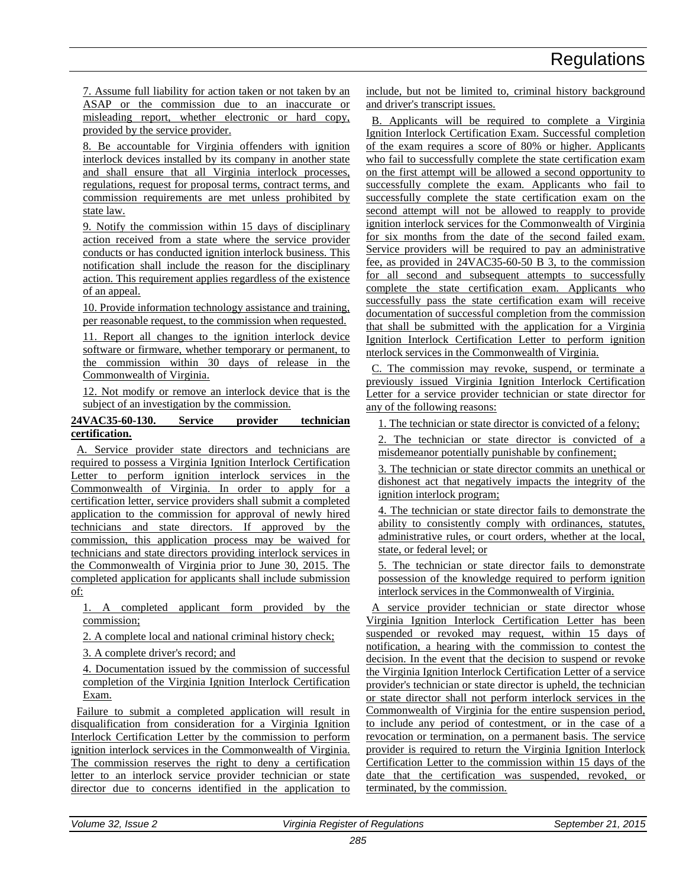7. Assume full liability for action taken or not taken by an ASAP or the commission due to an inaccurate or misleading report, whether electronic or hard copy, provided by the service provider.

8. Be accountable for Virginia offenders with ignition interlock devices installed by its company in another state and shall ensure that all Virginia interlock processes, regulations, request for proposal terms, contract terms, and commission requirements are met unless prohibited by state law.

9. Notify the commission within 15 days of disciplinary action received from a state where the service provider conducts or has conducted ignition interlock business. This notification shall include the reason for the disciplinary action. This requirement applies regardless of the existence of an appeal.

10. Provide information technology assistance and training, per reasonable request, to the commission when requested.

11. Report all changes to the ignition interlock device software or firmware, whether temporary or permanent, to the commission within 30 days of release in the Commonwealth of Virginia.

12. Not modify or remove an interlock device that is the subject of an investigation by the commission.

**24VAC35-60-130. Service provider technician certification.**

A. Service provider state directors and technicians are required to possess a Virginia Ignition Interlock Certification Letter to perform ignition interlock services in the Commonwealth of Virginia. In order to apply for a certification letter, service providers shall submit a completed application to the commission for approval of newly hired technicians and state directors. If approved by the commission, this application process may be waived for technicians and state directors providing interlock services in the Commonwealth of Virginia prior to June 30, 2015. The completed application for applicants shall include submission of:

1. A completed applicant form provided by the commission;

2. A complete local and national criminal history check;

3. A complete driver's record; and

4. Documentation issued by the commission of successful completion of the Virginia Ignition Interlock Certification Exam.

Failure to submit a completed application will result in disqualification from consideration for a Virginia Ignition Interlock Certification Letter by the commission to perform ignition interlock services in the Commonwealth of Virginia. The commission reserves the right to deny a certification letter to an interlock service provider technician or state director due to concerns identified in the application to include, but not be limited to, criminal history background and driver's transcript issues.

B. Applicants will be required to complete a Virginia Ignition Interlock Certification Exam. Successful completion of the exam requires a score of 80% or higher. Applicants who fail to successfully complete the state certification exam on the first attempt will be allowed a second opportunity to successfully complete the exam. Applicants who fail to successfully complete the state certification exam on the second attempt will not be allowed to reapply to provide ignition interlock services for the Commonwealth of Virginia for six months from the date of the second failed exam. Service providers will be required to pay an administrative fee, as provided in 24VAC35-60-50 B 3, to the commission for all second and subsequent attempts to successfully complete the state certification exam. Applicants who successfully pass the state certification exam will receive documentation of successful completion from the commission that shall be submitted with the application for a Virginia Ignition Interlock Certification Letter to perform ignition nterlock services in the Commonwealth of Virginia.

C. The commission may revoke, suspend, or terminate a previously issued Virginia Ignition Interlock Certification Letter for a service provider technician or state director for any of the following reasons:

1. The technician or state director is convicted of a felony;

2. The technician or state director is convicted of a misdemeanor potentially punishable by confinement;

3. The technician or state director commits an unethical or dishonest act that negatively impacts the integrity of the ignition interlock program;

4. The technician or state director fails to demonstrate the ability to consistently comply with ordinances, statutes, administrative rules, or court orders, whether at the local, state, or federal level; or

5. The technician or state director fails to demonstrate possession of the knowledge required to perform ignition interlock services in the Commonwealth of Virginia.

A service provider technician or state director whose Virginia Ignition Interlock Certification Letter has been suspended or revoked may request, within 15 days of notification, a hearing with the commission to contest the decision. In the event that the decision to suspend or revoke the Virginia Ignition Interlock Certification Letter of a service provider's technician or state director is upheld, the technician or state director shall not perform interlock services in the Commonwealth of Virginia for the entire suspension period, to include any period of contestment, or in the case of a revocation or termination, on a permanent basis. The service provider is required to return the Virginia Ignition Interlock Certification Letter to the commission within 15 days of the date that the certification was suspended, revoked, or terminated, by the commission.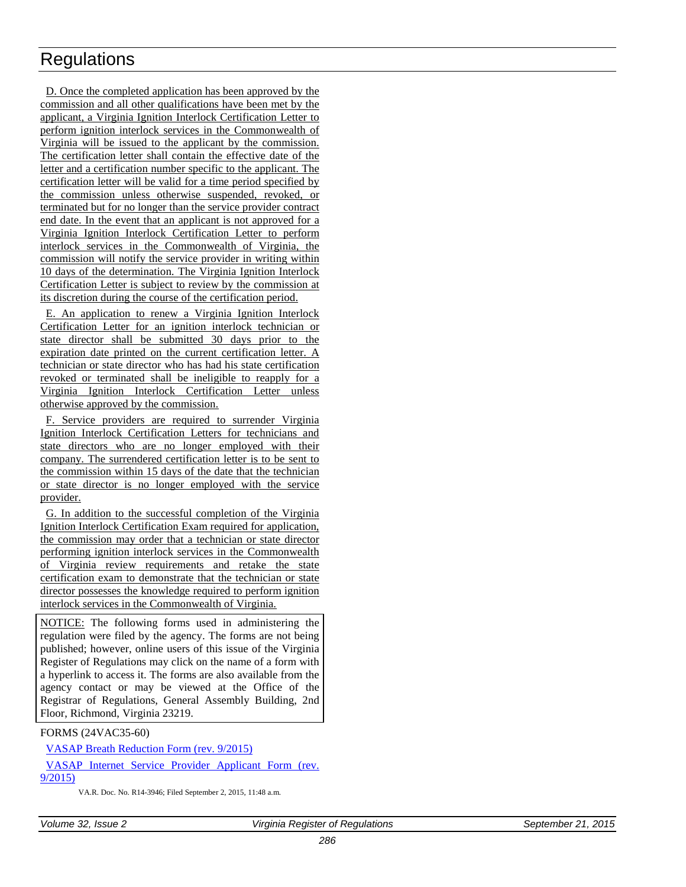D. Once the completed application has been approved by the commission and all other qualifications have been met by the applicant, a Virginia Ignition Interlock Certification Letter to perform ignition interlock services in the Commonwealth of Virginia will be issued to the applicant by the commission. The certification letter shall contain the effective date of the letter and a certification number specific to the applicant. The certification letter will be valid for a time period specified by the commission unless otherwise suspended, revoked, or terminated but for no longer than the service provider contract end date. In the event that an applicant is not approved for a Virginia Ignition Interlock Certification Letter to perform interlock services in the Commonwealth of Virginia, the commission will notify the service provider in writing within 10 days of the determination. The Virginia Ignition Interlock Certification Letter is subject to review by the commission at its discretion during the course of the certification period.

E. An application to renew a Virginia Ignition Interlock Certification Letter for an ignition interlock technician or state director shall be submitted 30 days prior to the expiration date printed on the current certification letter. A technician or state director who has had his state certification revoked or terminated shall be ineligible to reapply for a Virginia Ignition Interlock Certification Letter unless otherwise approved by the commission.

F. Service providers are required to surrender Virginia Ignition Interlock Certification Letters for technicians and state directors who are no longer employed with their company. The surrendered certification letter is to be sent to the commission within 15 days of the date that the technician or state director is no longer employed with the service provider.

G. In addition to the successful completion of the Virginia Ignition Interlock Certification Exam required for application, the commission may order that a technician or state director performing ignition interlock services in the Commonwealth of Virginia review requirements and retake the state certification exam to demonstrate that the technician or state director possesses the knowledge required to perform ignition interlock services in the Commonwealth of Virginia.

NOTICE: The following forms used in administering the regulation were filed by the agency. The forms are not being published; however, online users of this issue of the Virginia Register of Regulations may click on the name of a form with a hyperlink to access it. The forms are also available from the agency contact or may be viewed at the Office of the Registrar of Regulations, General Assembly Building, 2nd Floor, Richmond, Virginia 23219.

FORMS (24VAC35-60)

VASAP Breath Reduction Form (rev. 9/2015)

VASAP Internet Service Provider Applicant Form (rev. 9/2015)

VA.R. Doc. No. R14-3946; Filed September 2, 2015, 11:48 a.m.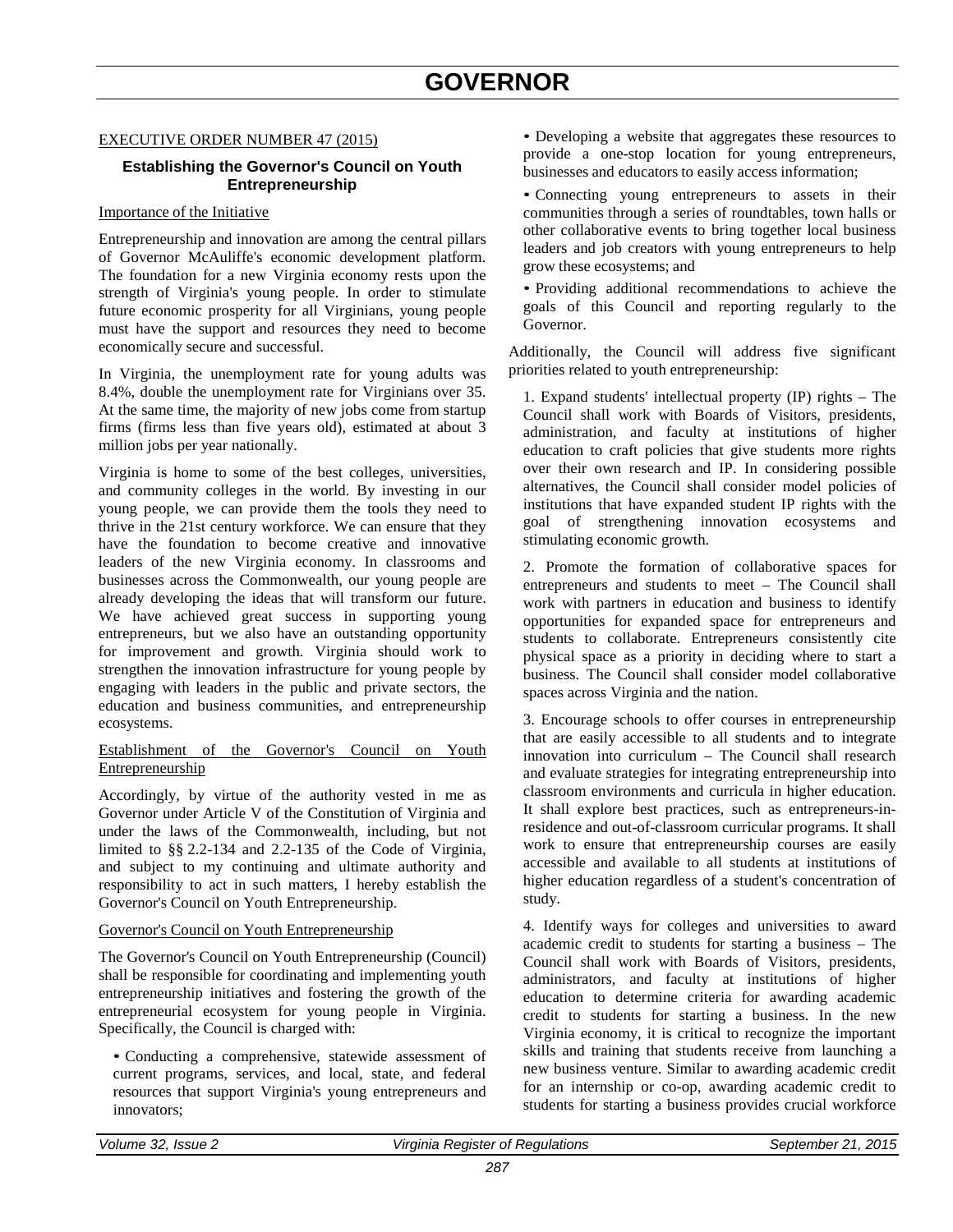# GOVERNOR

EXECUTIVE ORDER NUMBER 47 (2015)

### Establishing the Governor's Council on Youth Entrepreneurship

Importance of the Initiative

Entrepreneurship and innovation are among the central pillars of Governor McAuliffe's economic development platform. The foundation for a new Virginia economy rests upon the strength of Virginia's young people. In order to stimulate future economic prosperity for all Virginians, young people must have the support and resources they need to become economically secure and successful.

In Virginia, the unemployment rate for young adults was 8.4%, double the unemployment rate for Virginians over 35. At the same time, the majority of new jobs come from startup firms (firms less than five years old), estimated at about 3 million jobs per year nationally.

Virginia is home to some of the best colleges, universities, and community colleges in the world. By investing in our young people, we can provide them the tools they need to thrive in the 21st century workforce. We can ensure that they have the foundation to become creative and innovative leaders of the new Virginia economy. In classrooms and businesses across the Commonwealth, our young people are already developing the ideas that will transform our future. We have achieved great success in supporting young entrepreneurs, but we also have an outstanding opportunity for improvement and growth. Virginia should work to strengthen the innovation infrastructure for young people by engaging with leaders in the public and private sectors, the education and business communities, and entrepreneurship ecosystems.

Establishment of the Governor's Council on Youth Entrepreneurship

Accordingly, by virtue of the authority vested in me as Governor under Article V of the Constitution of Virginia and under the laws of the Commonwealth, including, but not limited to §§ 2.2-134 and 2.2-135 of the Code of Virginia, and subject to my continuing and ultimate authority and responsibility to act in such matters, I hereby establish the Governor's Council on Youth Entrepreneurship.

Governor's Council on Youth Entrepreneurship

The Governor's Council on Youth Entrepreneurship (Council) shall be responsible for coordinating and implementing youth entrepreneurship initiatives and fostering the growth of the entrepreneurial ecosystem for young people in Virginia. Specifically, the Council is charged with:

- Conducting a comprehensive, statewide assessment of current programs, services, and local, state, and federal resources that support Virginia's young entrepreneurs and innovators;
- Developing a website that aggregates these resources to provide a one-stop location for young entrepreneurs, businesses and educators to easily access information;
- Connecting young entrepreneurs to assets in their communities through a series of roundtables, town halls or other collaborative events to bring together local business leaders and job creators with young entrepreneurs to help grow these ecosystems; and
- Providing additional recommendations to achieve the goals of this Council and reporting regularly to the Governor.

Additionally, the Council will address five significant priorities related to youth entrepreneurship:

1. Expand students' intellectual property (IP) rights – The Council shall work with Boards of Visitors, presidents, administration, and faculty at institutions of higher education to craft policies that give students more rights over their own research and IP. In considering possible alternatives, the Council shall consider model policies of institutions that have expanded student IP rights with the goal of strengthening innovation ecosystems and stimulating economic growth.

2. Promote the formation of collaborative spaces for entrepreneurs and students to meet – The Council shall work with partners in education and business to identify opportunities for expanded space for entrepreneurs and students to collaborate. Entrepreneurs consistently cite physical space as a priority in deciding where to start a business. The Council shall consider model collaborative spaces across Virginia and the nation.

3. Encourage schools to offer courses in entrepreneurship that are easily accessible to all students and to integrate innovation into curriculum – The Council shall research and evaluate strategies for integrating entrepreneurship into classroom environments and curricula in higher education. It shall explore best practices, such as entrepreneurs-in-residence and out-of-classroom curricular programs. It shall work to ensure that entrepreneurship courses are easily accessible and available to all students at institutions of higher education regardless of a student's concentration of study.

4. Identify ways for colleges and universities to award academic credit to students for starting a business – The Council shall work with Boards of Visitors, presidents, administrators, and faculty at institutions of higher education to determine criteria for awarding academic credit to students for starting a business. In the new Virginia economy, it is critical to recognize the important skills and training that students receive from launching a new business venture. Similar to awarding academic credit for an internship or co-op, awarding academic credit to students for starting a business provides crucial workforce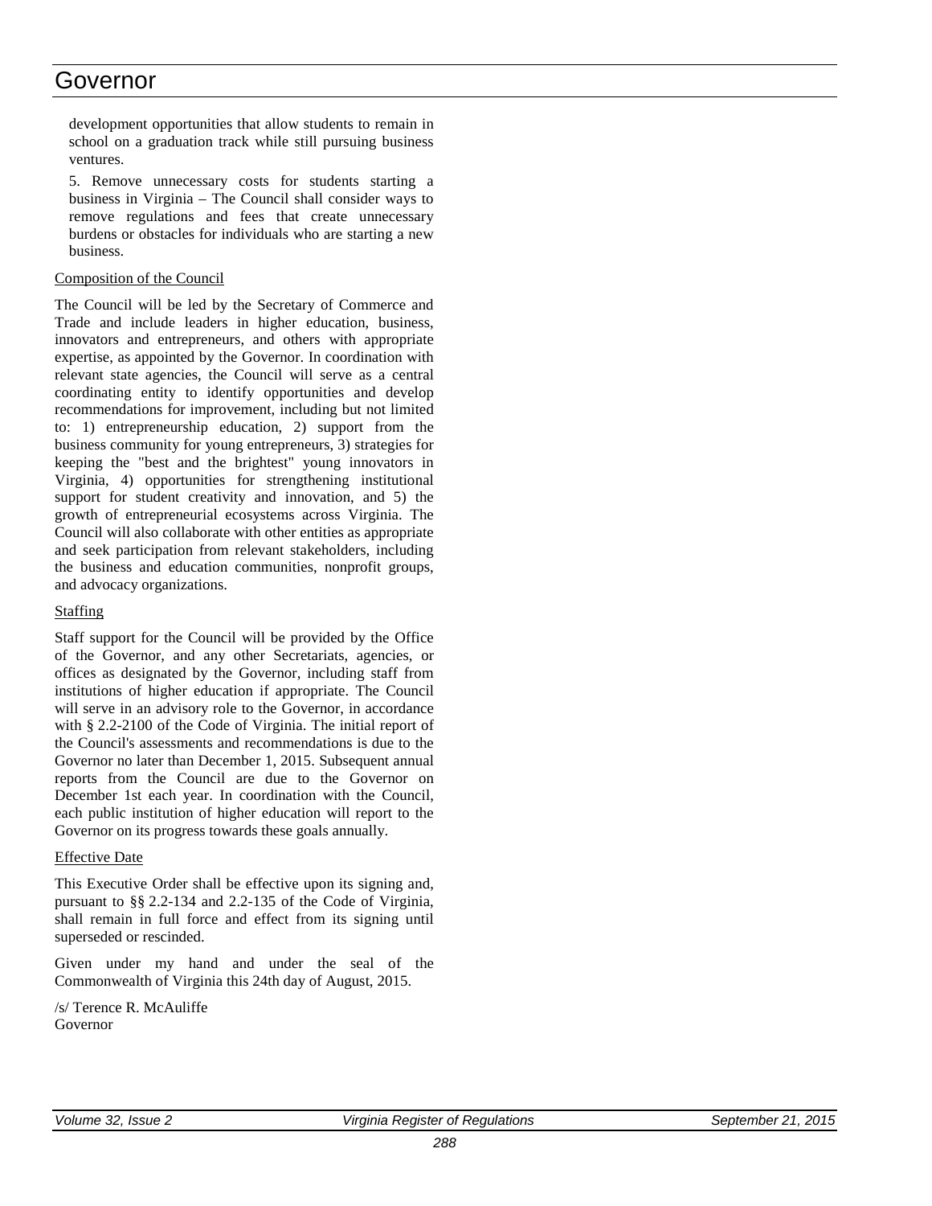development opportunities that allow students to remain in school on a graduation track while still pursuing business ventures.

5. Remove unnecessary costs for students starting a business in Virginia – The Council shall consider ways to remove regulations and fees that create unnecessary burdens or obstacles for individuals who are starting a new business.

Composition of the Council

The Council will be led by the Secretary of Commerce and Trade and include leaders in higher education, business, innovators and entrepreneurs, and others with appropriate expertise, as appointed by the Governor. In coordination with relevant state agencies, the Council will serve as a central coordinating entity to identify opportunities and develop recommendations for improvement, including but not limited to: 1) entrepreneurship education, 2) support from the business community for young entrepreneurs, 3) strategies for keeping the "best and the brightest" young innovators in Virginia, 4) opportunities for strengthening institutional support for student creativity and innovation, and 5) the growth of entrepreneurial ecosystems across Virginia. The Council will also collaborate with other entities as appropriate and seek participation from relevant stakeholders, including the business and education communities, nonprofit groups, and advocacy organizations.

Staffing

Staff support for the Council will be provided by the Office of the Governor, and any other Secretariats, agencies, or offices as designated by the Governor, including staff from institutions of higher education if appropriate. The Council will serve in an advisory role to the Governor, in accordance with § 2.2-2100 of the Code of Virginia. The initial report of the Council's assessments and recommendations is due to the Governor no later than December 1, 2015. Subsequent annual reports from the Council are due to the Governor on December 1st each year. In coordination with the Council, each public institution of higher education will report to the Governor on its progress towards these goals annually.

Effective Date

This Executive Order shall be effective upon its signing and, pursuant to §§ 2.2-134 and 2.2-135 of the Code of Virginia, shall remain in full force and effect from its signing until superseded or rescinded.

Given under my hand and under the seal of the Commonwealth of Virginia this 24th day of August, 2015.

/s/ Terence R. McAuliffe
Governor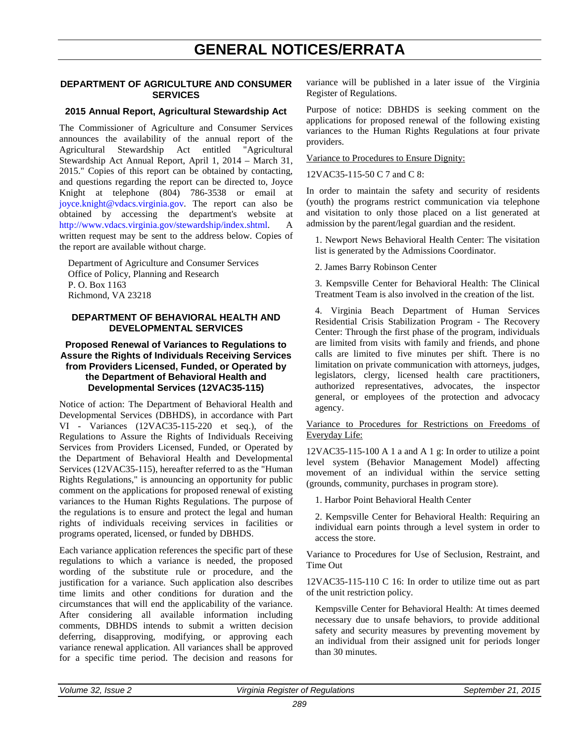# GENERAL NOTICES/ERRATA

## DEPARTMENT OF AGRICULTURE AND CONSUMER SERVICES

### 2015 Annual Report, Agricultural Stewardship Act

The Commissioner of Agriculture and Consumer Services announces the availability of the annual report of the Agricultural Stewardship Act entitled "Agricultural Stewardship Act Annual Report, April 1, 2014 – March 31, 2015." Copies of this report can be obtained by contacting, and questions regarding the report can be directed to, Joyce Knight at telephone (804) 786-3538 or email at joyce.knight@vdacs.virginia.gov. The report can also be obtained by accessing the department's website at http://www.vdacs.virginia.gov/stewardship/index.shtml. A written request may be sent to the address below. Copies of the report are available without charge.

Department of Agriculture and Consumer Services
Office of Policy, Planning and Research
P. O. Box 1163
Richmond, VA 23218

## DEPARTMENT OF BEHAVIORAL HEALTH AND DEVELOPMENTAL SERVICES

### Proposed Renewal of Variances to Regulations to Assure the Rights of Individuals Receiving Services from Providers Licensed, Funded, or Operated by the Department of Behavioral Health and Developmental Services (12VAC35-115)

Notice of action: The Department of Behavioral Health and Developmental Services (DBHDS), in accordance with Part VI - Variances (12VAC35-115-220 et seq.), of the Regulations to Assure the Rights of Individuals Receiving Services from Providers Licensed, Funded, or Operated by the Department of Behavioral Health and Developmental Services (12VAC35-115), hereafter referred to as the "Human Rights Regulations," is announcing an opportunity for public comment on the applications for proposed renewal of existing variances to the Human Rights Regulations. The purpose of the regulations is to ensure and protect the legal and human rights of individuals receiving services in facilities or programs operated, licensed, or funded by DBHDS.

Each variance application references the specific part of these regulations to which a variance is needed, the proposed wording of the substitute rule or procedure, and the justification for a variance. Such application also describes time limits and other conditions for duration and the circumstances that will end the applicability of the variance. After considering all available information including comments, DBHDS intends to submit a written decision deferring, disapproving, modifying, or approving each variance renewal application. All variances shall be approved for a specific time period. The decision and reasons for variance will be published in a later issue of the Virginia Register of Regulations.

Purpose of notice: DBHDS is seeking comment on the applications for proposed renewal of the following existing variances to the Human Rights Regulations at four private providers.

Variance to Procedures to Ensure Dignity:

12VAC35-115-50 C 7 and C 8:

In order to maintain the safety and security of residents (youth) the programs restrict communication via telephone and visitation to only those placed on a list generated at admission by the parent/legal guardian and the resident.

1. Newport News Behavioral Health Center: The visitation list is generated by the Admissions Coordinator.

2. James Barry Robinson Center

3. Kempsville Center for Behavioral Health: The Clinical Treatment Team is also involved in the creation of the list.

4. Virginia Beach Department of Human Services Residential Crisis Stabilization Program - The Recovery Center: Through the first phase of the program, individuals are limited from visits with family and friends, and phone calls are limited to five minutes per shift. There is no limitation on private communication with attorneys, judges, legislators, clergy, licensed health care practitioners, authorized representatives, advocates, the inspector general, or employees of the protection and advocacy agency.

Variance to Procedures for Restrictions on Freedoms of Everyday Life:

12VAC35-115-100 A 1 a and A 1 g: In order to utilize a point level system (Behavior Management Model) affecting movement of an individual within the service setting (grounds, community, purchases in program store).

1. Harbor Point Behavioral Health Center

2. Kempsville Center for Behavioral Health: Requiring an individual earn points through a level system in order to access the store.

Variance to Procedures for Use of Seclusion, Restraint, and Time Out

12VAC35-115-110 C 16: In order to utilize time out as part of the unit restriction policy.

Kempsville Center for Behavioral Health: At times deemed necessary due to unsafe behaviors, to provide additional safety and security measures by preventing movement by an individual from their assigned unit for periods longer than 30 minutes.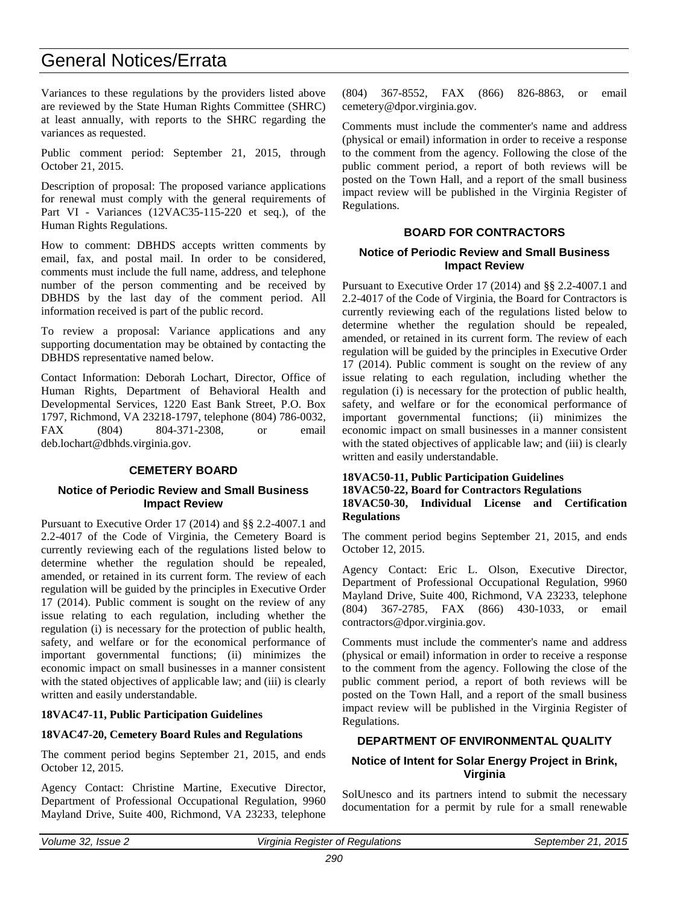Variances to these regulations by the providers listed above are reviewed by the State Human Rights Committee (SHRC) at least annually, with reports to the SHRC regarding the variances as requested.

Public comment period: September 21, 2015, through October 21, 2015.

Description of proposal: The proposed variance applications for renewal must comply with the general requirements of Part VI - Variances (12VAC35-115-220 et seq.), of the Human Rights Regulations.

How to comment: DBHDS accepts written comments by email, fax, and postal mail. In order to be considered, comments must include the full name, address, and telephone number of the person commenting and be received by DBHDS by the last day of the comment period. All information received is part of the public record.

To review a proposal: Variance applications and any supporting documentation may be obtained by contacting the DBHDS representative named below.

Contact Information: Deborah Lochart, Director, Office of Human Rights, Department of Behavioral Health and Developmental Services, 1220 East Bank Street, P.O. Box 1797, Richmond, VA 23218-1797, telephone (804) 786-0032, FAX (804) 804-371-2308, or email deb.lochart@dbhds.virginia.gov.

## CEMETERY BOARD

### Notice of Periodic Review and Small Business Impact Review

Pursuant to Executive Order 17 (2014) and §§ 2.2-4007.1 and 2.2-4017 of the Code of Virginia, the Cemetery Board is currently reviewing each of the regulations listed below to determine whether the regulation should be repealed, amended, or retained in its current form. The review of each regulation will be guided by the principles in Executive Order 17 (2014). Public comment is sought on the review of any issue relating to each regulation, including whether the regulation (i) is necessary for the protection of public health, safety, and welfare or for the economical performance of important governmental functions; (ii) minimizes the economic impact on small businesses in a manner consistent with the stated objectives of applicable law; and (iii) is clearly written and easily understandable.

**18VAC47-11, Public Participation Guidelines**

**18VAC47-20, Cemetery Board Rules and Regulations**

The comment period begins September 21, 2015, and ends October 12, 2015.

Agency Contact: Christine Martine, Executive Director, Department of Professional Occupational Regulation, 9960 Mayland Drive, Suite 400, Richmond, VA 23233, telephone (804) 367-8552, FAX (866) 826-8863, or email cemetery@dpor.virginia.gov.

Comments must include the commenter's name and address (physical or email) information in order to receive a response to the comment from the agency. Following the close of the public comment period, a report of both reviews will be posted on the Town Hall, and a report of the small business impact review will be published in the Virginia Register of Regulations.

## BOARD FOR CONTRACTORS

### Notice of Periodic Review and Small Business Impact Review

Pursuant to Executive Order 17 (2014) and §§ 2.2-4007.1 and 2.2-4017 of the Code of Virginia, the Board for Contractors is currently reviewing each of the regulations listed below to determine whether the regulation should be repealed, amended, or retained in its current form. The review of each regulation will be guided by the principles in Executive Order 17 (2014). Public comment is sought on the review of any issue relating to each regulation, including whether the regulation (i) is necessary for the protection of public health, safety, and welfare or for the economical performance of important governmental functions; (ii) minimizes the economic impact on small businesses in a manner consistent with the stated objectives of applicable law; and (iii) is clearly written and easily understandable.

**18VAC50-11, Public Participation Guidelines**
**18VAC50-22, Board for Contractors Regulations**
**18VAC50-30, Individual License and Certification Regulations**

The comment period begins September 21, 2015, and ends October 12, 2015.

Agency Contact: Eric L. Olson, Executive Director, Department of Professional Occupational Regulation, 9960 Mayland Drive, Suite 400, Richmond, VA 23233, telephone (804) 367-2785, FAX (866) 430-1033, or email contractors@dpor.virginia.gov.

Comments must include the commenter's name and address (physical or email) information in order to receive a response to the comment from the agency. Following the close of the public comment period, a report of both reviews will be posted on the Town Hall, and a report of the small business impact review will be published in the Virginia Register of Regulations.

## DEPARTMENT OF ENVIRONMENTAL QUALITY

### Notice of Intent for Solar Energy Project in Brink, Virginia

SolUnesco and its partners intend to submit the necessary documentation for a permit by rule for a small renewable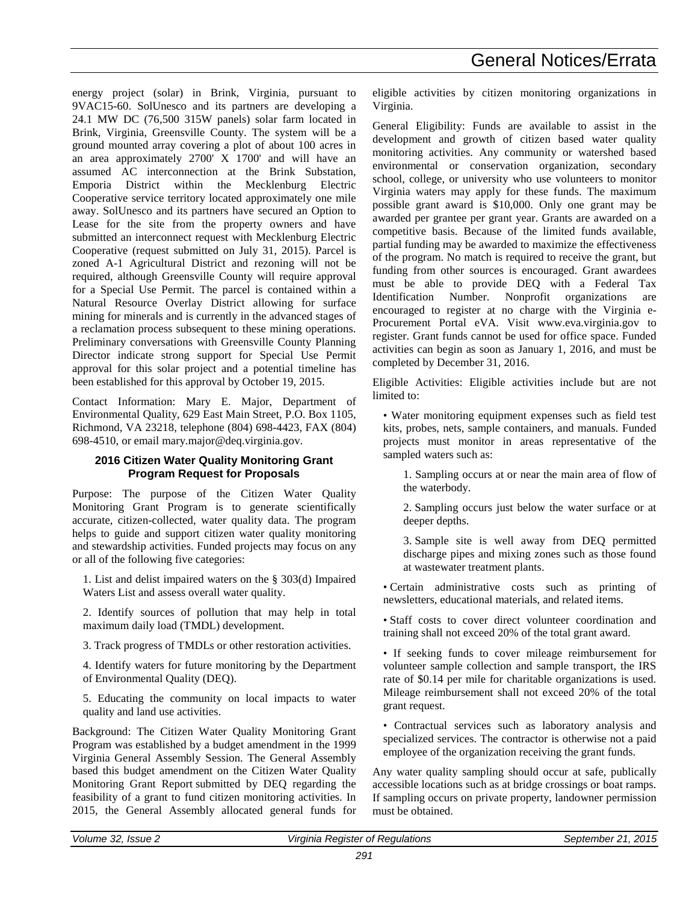energy project (solar) in Brink, Virginia, pursuant to 9VAC15-60. SolUnesco and its partners are developing a 24.1 MW DC (76,500 315W panels) solar farm located in Brink, Virginia, Greensville County. The system will be a ground mounted array covering a plot of about 100 acres in an area approximately 2700' X 1700' and will have an assumed AC interconnection at the Brink Substation, Emporia District within the Mecklenburg Electric Cooperative service territory located approximately one mile away. SolUnesco and its partners have secured an Option to Lease for the site from the property owners and have submitted an interconnect request with Mecklenburg Electric Cooperative (request submitted on July 31, 2015). Parcel is zoned A-1 Agricultural District and rezoning will not be required, although Greensville County will require approval for a Special Use Permit. The parcel is contained within a Natural Resource Overlay District allowing for surface mining for minerals and is currently in the advanced stages of a reclamation process subsequent to these mining operations. Preliminary conversations with Greensville County Planning Director indicate strong support for Special Use Permit approval for this solar project and a potential timeline has been established for this approval by October 19, 2015.

Contact Information: Mary E. Major, Department of Environmental Quality, 629 East Main Street, P.O. Box 1105, Richmond, VA 23218, telephone (804) 698-4423, FAX (804) 698-4510, or email mary.major@deq.virginia.gov.

### 2016 Citizen Water Quality Monitoring Grant Program Request for Proposals

Purpose: The purpose of the Citizen Water Quality Monitoring Grant Program is to generate scientifically accurate, citizen-collected, water quality data. The program helps to guide and support citizen water quality monitoring and stewardship activities. Funded projects may focus on any or all of the following five categories:

1. List and delist impaired waters on the § 303(d) Impaired Waters List and assess overall water quality.

2. Identify sources of pollution that may help in total maximum daily load (TMDL) development.

3. Track progress of TMDLs or other restoration activities.

4. Identify waters for future monitoring by the Department of Environmental Quality (DEQ).

5. Educating the community on local impacts to water quality and land use activities.

Background: The Citizen Water Quality Monitoring Grant Program was established by a budget amendment in the 1999 Virginia General Assembly Session. The General Assembly based this budget amendment on the Citizen Water Quality Monitoring Grant Report submitted by DEQ regarding the feasibility of a grant to fund citizen monitoring activities. In 2015, the General Assembly allocated general funds for eligible activities by citizen monitoring organizations in Virginia.

General Eligibility: Funds are available to assist in the development and growth of citizen based water quality monitoring activities. Any community or watershed based environmental or conservation organization, secondary school, college, or university who use volunteers to monitor Virginia waters may apply for these funds. The maximum possible grant award is $10,000. Only one grant may be awarded per grantee per grant year. Grants are awarded on a competitive basis. Because of the limited funds available, partial funding may be awarded to maximize the effectiveness of the program. No match is required to receive the grant, but funding from other sources is encouraged. Grant awardees must be able to provide DEQ with a Federal Tax Identification Number. Nonprofit organizations are encouraged to register at no charge with the Virginia e-Procurement Portal eVA. Visit www.eva.virginia.gov to register. Grant funds cannot be used for office space. Funded activities can begin as soon as January 1, 2016, and must be completed by December 31, 2016.

Eligible Activities: Eligible activities include but are not limited to:

- Water monitoring equipment expenses such as field test kits, probes, nets, sample containers, and manuals. Funded projects must monitor in areas representative of the sampled waters such as:

  1. Sampling occurs at or near the main area of flow of the waterbody.

  2. Sampling occurs just below the water surface or at deeper depths.

  3. Sample site is well away from DEQ permitted discharge pipes and mixing zones such as those found at wastewater treatment plants.

- Certain administrative costs such as printing of newsletters, educational materials, and related items.

- Staff costs to cover direct volunteer coordination and training shall not exceed 20% of the total grant award.

- If seeking funds to cover mileage reimbursement for volunteer sample collection and sample transport, the IRS rate of $0.14 per mile for charitable organizations is used. Mileage reimbursement shall not exceed 20% of the total grant request.

- Contractual services such as laboratory analysis and specialized services. The contractor is otherwise not a paid employee of the organization receiving the grant funds.

Any water quality sampling should occur at safe, publically accessible locations such as at bridge crossings or boat ramps. If sampling occurs on private property, landowner permission must be obtained.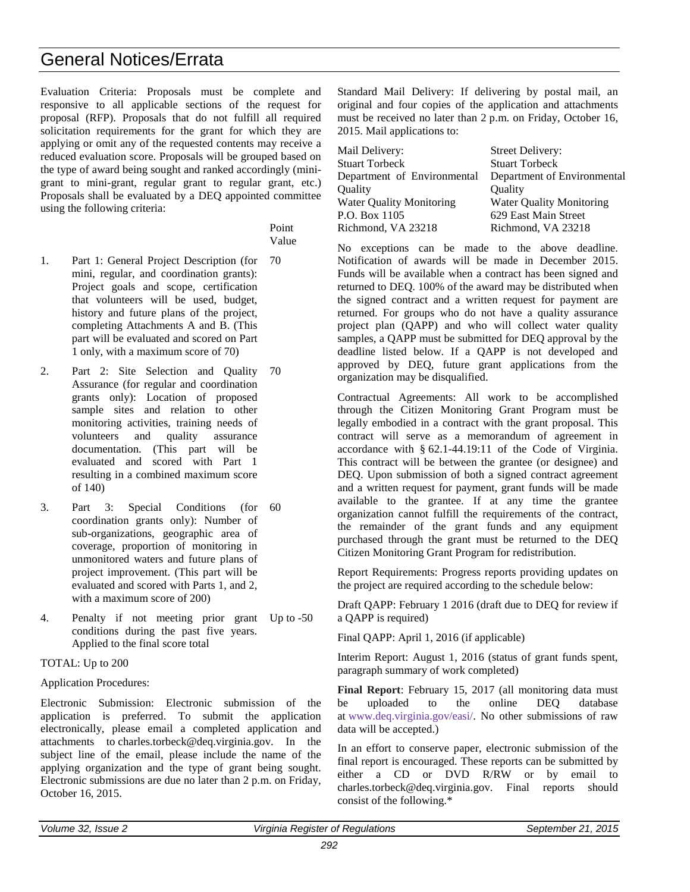# General Notices/Errata

Evaluation Criteria: Proposals must be complete and responsive to all applicable sections of the request for proposal (RFP). Proposals that do not fulfill all required solicitation requirements for the grant for which they are applying or omit any of the requested contents may receive a reduced evaluation score. Proposals will be grouped based on the type of award being sought and ranked accordingly (mini-grant to mini-grant, regular grant to regular grant, etc.) Proposals shall be evaluated by a DEQ appointed committee using the following criteria:

| | | Point Value |
|---|---|---|
| 1. | Part 1: General Project Description (for mini, regular, and coordination grants): Project goals and scope, certification that volunteers will be used, budget, history and future plans of the project, completing Attachments A and B. (This part will be evaluated and scored on Part 1 only, with a maximum score of 70) | 70 |
| 2. | Part 2: Site Selection and Quality Assurance (for regular and coordination grants only): Location of proposed sample sites and relation to other monitoring activities, training needs of volunteers and quality assurance documentation. (This part will be evaluated and scored with Part 1 resulting in a combined maximum score of 140) | 70 |
| 3. | Part 3: Special Conditions (for coordination grants only): Number of sub-organizations, geographic area of coverage, proportion of monitoring in unmonitored waters and future plans of project improvement. (This part will be evaluated and scored with Parts 1, and 2, with a maximum score of 200) | 60 |
| 4. | Penalty if not meeting prior grant conditions during the past five years. Applied to the final score total | Up to -50 |

TOTAL: Up to 200

Application Procedures:

Electronic Submission: Electronic submission of the application is preferred. To submit the application electronically, please email a completed application and attachments to charles.torbeck@deq.virginia.gov. In the subject line of the email, please include the name of the applying organization and the type of grant being sought. Electronic submissions are due no later than 2 p.m. on Friday, October 16, 2015.

Standard Mail Delivery: If delivering by postal mail, an original and four copies of the application and attachments must be received no later than 2 p.m. on Friday, October 16, 2015. Mail applications to:

| Mail Delivery: | Street Delivery: |
|---|---|
| Stuart Torbeck | Stuart Torbeck |
| Department of Environmental Quality | Department of Environmental Quality |
| Water Quality Monitoring | Water Quality Monitoring |
| P.O. Box 1105 | 629 East Main Street |
| Richmond, VA 23218 | Richmond, VA 23218 |

No exceptions can be made to the above deadline. Notification of awards will be made in December 2015. Funds will be available when a contract has been signed and returned to DEQ. 100% of the award may be distributed when the signed contract and a written request for payment are returned. For groups who do not have a quality assurance project plan (QAPP) and who will collect water quality samples, a QAPP must be submitted for DEQ approval by the deadline listed below. If a QAPP is not developed and approved by DEQ, future grant applications from the organization may be disqualified.

Contractual Agreements: All work to be accomplished through the Citizen Monitoring Grant Program must be legally embodied in a contract with the grant proposal. This contract will serve as a memorandum of agreement in accordance with § 62.1-44.19:11 of the Code of Virginia. This contract will be between the grantee (or designee) and DEQ. Upon submission of both a signed contract agreement and a written request for payment, grant funds will be made available to the grantee. If at any time the grantee organization cannot fulfill the requirements of the contract, the remainder of the grant funds and any equipment purchased through the grant must be returned to the DEQ Citizen Monitoring Grant Program for redistribution.

Report Requirements: Progress reports providing updates on the project are required according to the schedule below:

Draft QAPP: February 1 2016 (draft due to DEQ for review if a QAPP is required)

Final QAPP: April 1, 2016 (if applicable)

Interim Report: August 1, 2016 (status of grant funds spent, paragraph summary of work completed)

**Final Report**: February 15, 2017 (all monitoring data must be uploaded to the online DEQ database at www.deq.virginia.gov/easi/. No other submissions of raw data will be accepted.)

In an effort to conserve paper, electronic submission of the final report is encouraged. These reports can be submitted by either a CD or DVD R/RW or by email to charles.torbeck@deq.virginia.gov. Final reports should consist of the following.*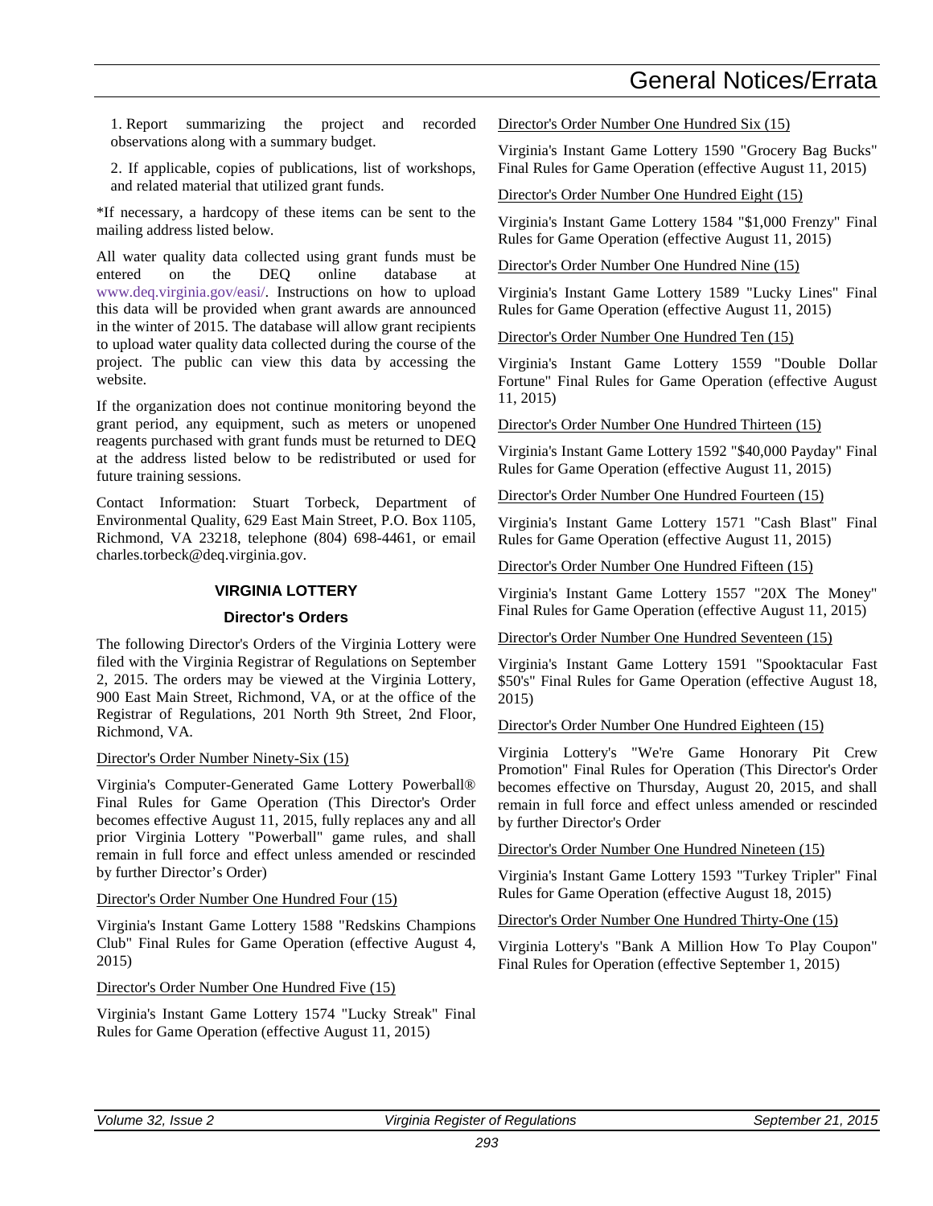1. Report summarizing the project and recorded observations along with a summary budget.

2. If applicable, copies of publications, list of workshops, and related material that utilized grant funds.

*If necessary, a hardcopy of these items can be sent to the mailing address listed below.

All water quality data collected using grant funds must be entered on the DEQ online database at www.deq.virginia.gov/easi/. Instructions on how to upload this data will be provided when grant awards are announced in the winter of 2015. The database will allow grant recipients to upload water quality data collected during the course of the project. The public can view this data by accessing the website.

If the organization does not continue monitoring beyond the grant period, any equipment, such as meters or unopened reagents purchased with grant funds must be returned to DEQ at the address listed below to be redistributed or used for future training sessions.

Contact Information: Stuart Torbeck, Department of Environmental Quality, 629 East Main Street, P.O. Box 1105, Richmond, VA 23218, telephone (804) 698-4461, or email charles.torbeck@deq.virginia.gov.

## VIRGINIA LOTTERY

### Director's Orders

The following Director's Orders of the Virginia Lottery were filed with the Virginia Registrar of Regulations on September 2, 2015. The orders may be viewed at the Virginia Lottery, 900 East Main Street, Richmond, VA, or at the office of the Registrar of Regulations, 201 North 9th Street, 2nd Floor, Richmond, VA.

Director's Order Number Ninety-Six (15)

Virginia's Computer-Generated Game Lottery Powerball® Final Rules for Game Operation (This Director's Order becomes effective August 11, 2015, fully replaces any and all prior Virginia Lottery "Powerball" game rules, and shall remain in full force and effect unless amended or rescinded by further Director's Order)

Director's Order Number One Hundred Four (15)

Virginia's Instant Game Lottery 1588 "Redskins Champions Club" Final Rules for Game Operation (effective August 4, 2015)

Director's Order Number One Hundred Five (15)

Virginia's Instant Game Lottery 1574 "Lucky Streak" Final Rules for Game Operation (effective August 11, 2015)

Director's Order Number One Hundred Six (15)

Virginia's Instant Game Lottery 1590 "Grocery Bag Bucks" Final Rules for Game Operation (effective August 11, 2015)

Director's Order Number One Hundred Eight (15)

Virginia's Instant Game Lottery 1584 "$1,000 Frenzy" Final Rules for Game Operation (effective August 11, 2015)

Director's Order Number One Hundred Nine (15)

Virginia's Instant Game Lottery 1589 "Lucky Lines" Final Rules for Game Operation (effective August 11, 2015)

Director's Order Number One Hundred Ten (15)

Virginia's Instant Game Lottery 1559 "Double Dollar Fortune" Final Rules for Game Operation (effective August 11, 2015)

Director's Order Number One Hundred Thirteen (15)

Virginia's Instant Game Lottery 1592 "$40,000 Payday" Final Rules for Game Operation (effective August 11, 2015)

Director's Order Number One Hundred Fourteen (15)

Virginia's Instant Game Lottery 1571 "Cash Blast" Final Rules for Game Operation (effective August 11, 2015)

Director's Order Number One Hundred Fifteen (15)

Virginia's Instant Game Lottery 1557 "20X The Money" Final Rules for Game Operation (effective August 11, 2015)

Director's Order Number One Hundred Seventeen (15)

Virginia's Instant Game Lottery 1591 "Spooktacular Fast $50's" Final Rules for Game Operation (effective August 18, 2015)

Director's Order Number One Hundred Eighteen (15)

Virginia Lottery's "We're Game Honorary Pit Crew Promotion" Final Rules for Operation (This Director's Order becomes effective on Thursday, August 20, 2015, and shall remain in full force and effect unless amended or rescinded by further Director's Order

Director's Order Number One Hundred Nineteen (15)

Virginia's Instant Game Lottery 1593 "Turkey Tripler" Final Rules for Game Operation (effective August 18, 2015)

Director's Order Number One Hundred Thirty-One (15)

Virginia Lottery's "Bank A Million How To Play Coupon" Final Rules for Operation (effective September 1, 2015)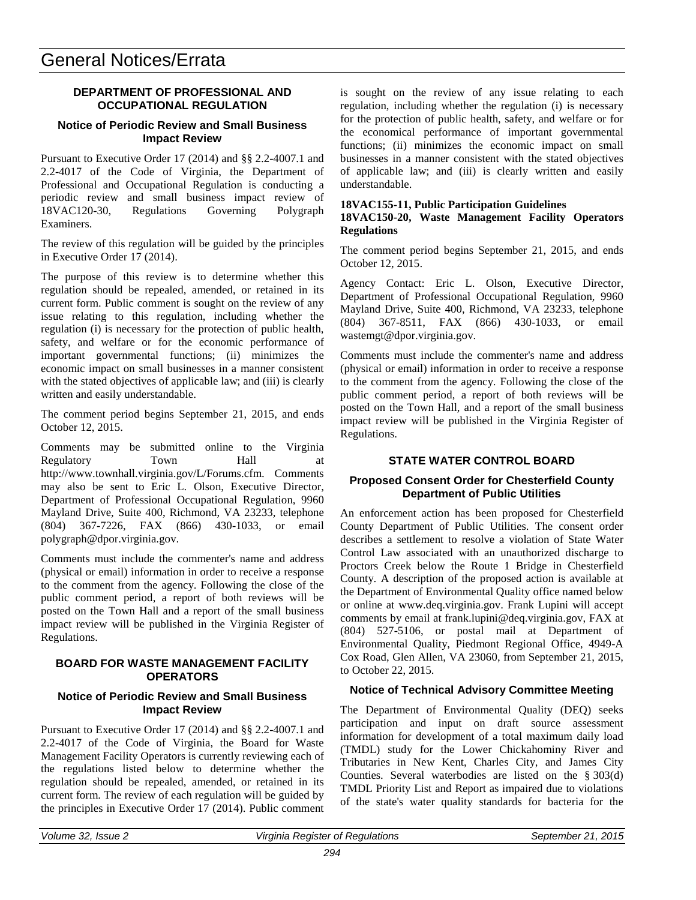# General Notices/Errata

## DEPARTMENT OF PROFESSIONAL AND OCCUPATIONAL REGULATION

### Notice of Periodic Review and Small Business Impact Review

Pursuant to Executive Order 17 (2014) and §§ 2.2-4007.1 and 2.2-4017 of the Code of Virginia, the Department of Professional and Occupational Regulation is conducting a periodic review and small business impact review of 18VAC120-30, Regulations Governing Polygraph Examiners.

The review of this regulation will be guided by the principles in Executive Order 17 (2014).

The purpose of this review is to determine whether this regulation should be repealed, amended, or retained in its current form. Public comment is sought on the review of any issue relating to this regulation, including whether the regulation (i) is necessary for the protection of public health, safety, and welfare or for the economic performance of important governmental functions; (ii) minimizes the economic impact on small businesses in a manner consistent with the stated objectives of applicable law; and (iii) is clearly written and easily understandable.

The comment period begins September 21, 2015, and ends October 12, 2015.

Comments may be submitted online to the Virginia Regulatory Town Hall at http://www.townhall.virginia.gov/L/Forums.cfm. Comments may also be sent to Eric L. Olson, Executive Director, Department of Professional Occupational Regulation, 9960 Mayland Drive, Suite 400, Richmond, VA 23233, telephone (804) 367-7226, FAX (866) 430-1033, or email polygraph@dpor.virginia.gov.

Comments must include the commenter's name and address (physical or email) information in order to receive a response to the comment from the agency. Following the close of the public comment period, a report of both reviews will be posted on the Town Hall and a report of the small business impact review will be published in the Virginia Register of Regulations.

## BOARD FOR WASTE MANAGEMENT FACILITY OPERATORS

### Notice of Periodic Review and Small Business Impact Review

Pursuant to Executive Order 17 (2014) and §§ 2.2-4007.1 and 2.2-4017 of the Code of Virginia, the Board for Waste Management Facility Operators is currently reviewing each of the regulations listed below to determine whether the regulation should be repealed, amended, or retained in its current form. The review of each regulation will be guided by the principles in Executive Order 17 (2014). Public comment is sought on the review of any issue relating to each regulation, including whether the regulation (i) is necessary for the protection of public health, safety, and welfare or for the economical performance of important governmental functions; (ii) minimizes the economic impact on small businesses in a manner consistent with the stated objectives of applicable law; and (iii) is clearly written and easily understandable.

**18VAC155-11, Public Participation Guidelines**
**18VAC150-20, Waste Management Facility Operators Regulations**

The comment period begins September 21, 2015, and ends October 12, 2015.

Agency Contact: Eric L. Olson, Executive Director, Department of Professional Occupational Regulation, 9960 Mayland Drive, Suite 400, Richmond, VA 23233, telephone (804) 367-8511, FAX (866) 430-1033, or email wastemgt@dpor.virginia.gov.

Comments must include the commenter's name and address (physical or email) information in order to receive a response to the comment from the agency. Following the close of the public comment period, a report of both reviews will be posted on the Town Hall, and a report of the small business impact review will be published in the Virginia Register of Regulations.

## STATE WATER CONTROL BOARD

### Proposed Consent Order for Chesterfield County Department of Public Utilities

An enforcement action has been proposed for Chesterfield County Department of Public Utilities. The consent order describes a settlement to resolve a violation of State Water Control Law associated with an unauthorized discharge to Proctors Creek below the Route 1 Bridge in Chesterfield County. A description of the proposed action is available at the Department of Environmental Quality office named below or online at www.deq.virginia.gov. Frank Lupini will accept comments by email at frank.lupini@deq.virginia.gov, FAX at (804) 527-5106, or postal mail at Department of Environmental Quality, Piedmont Regional Office, 4949-A Cox Road, Glen Allen, VA 23060, from September 21, 2015, to October 22, 2015.

### Notice of Technical Advisory Committee Meeting

The Department of Environmental Quality (DEQ) seeks participation and input on draft source assessment information for development of a total maximum daily load (TMDL) study for the Lower Chickahominy River and Tributaries in New Kent, Charles City, and James City Counties. Several waterbodies are listed on the § 303(d) TMDL Priority List and Report as impaired due to violations of the state's water quality standards for bacteria for the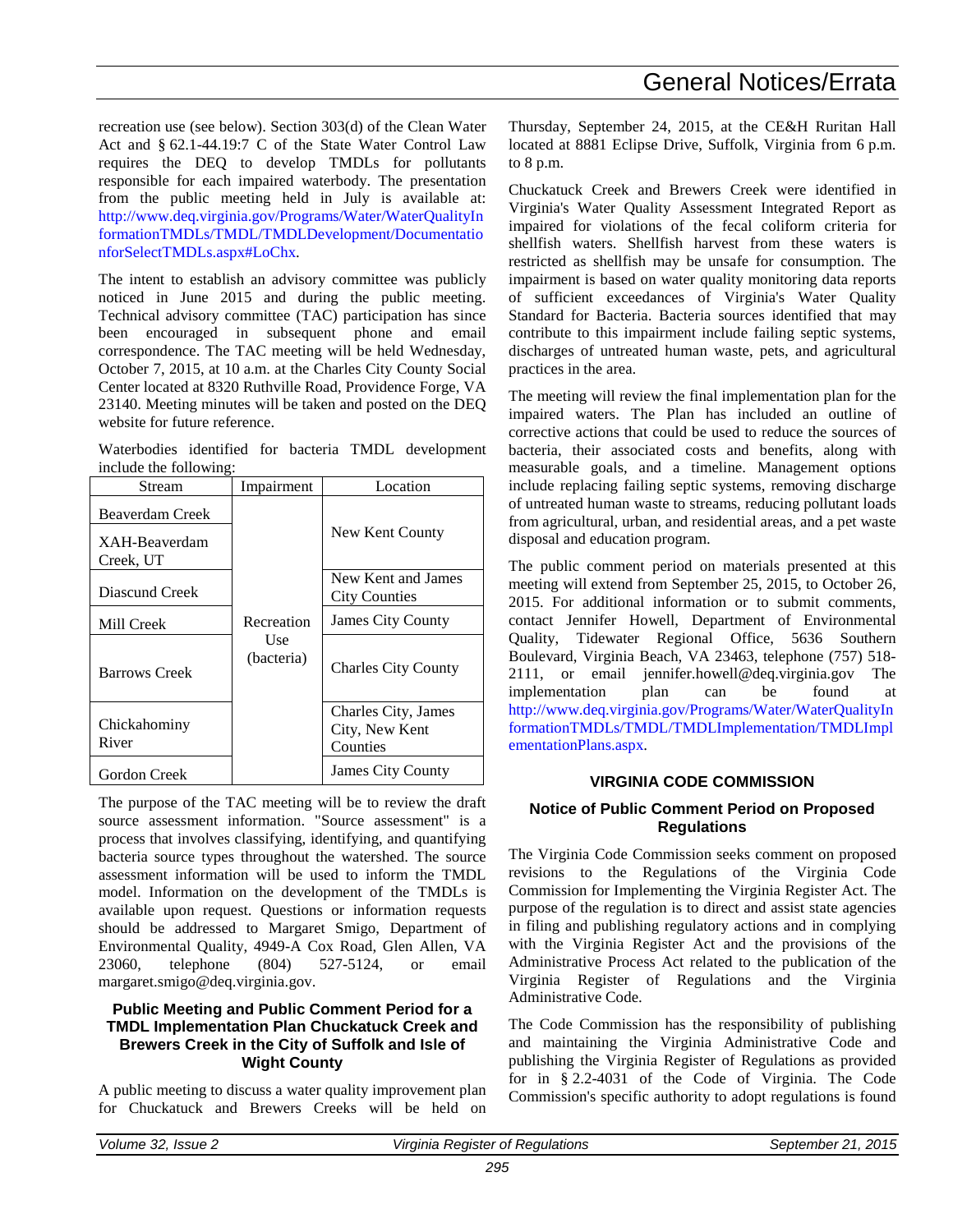recreation use (see below). Section 303(d) of the Clean Water Act and § 62.1-44.19:7 C of the State Water Control Law requires the DEQ to develop TMDLs for pollutants responsible for each impaired waterbody. The presentation from the public meeting held in July is available at: http://www.deq.virginia.gov/Programs/Water/WaterQualityInformationTMDLs/TMDL/TMDLDevelopment/DocumentationforSelectTMDLs.aspx#LoChx.

The intent to establish an advisory committee was publicly noticed in June 2015 and during the public meeting. Technical advisory committee (TAC) participation has since been encouraged in subsequent phone and email correspondence. The TAC meeting will be held Wednesday, October 7, 2015, at 10 a.m. at the Charles City County Social Center located at 8320 Ruthville Road, Providence Forge, VA 23140. Meeting minutes will be taken and posted on the DEQ website for future reference.

Waterbodies identified for bacteria TMDL development include the following:

| Stream | Impairment | Location |
|---|---|---|
| Beaverdam Creek | Recreation Use (bacteria) | New Kent County |
| XAH-Beaverdam Creek, UT | | |
| Diascund Creek | | New Kent and James City Counties |
| Mill Creek | | James City County |
| Barrows Creek | | Charles City County |
| Chickahominy River | | Charles City, James City, New Kent Counties |
| Gordon Creek | | James City County |

The purpose of the TAC meeting will be to review the draft source assessment information. "Source assessment" is a process that involves classifying, identifying, and quantifying bacteria source types throughout the watershed. The source assessment information will be used to inform the TMDL model. Information on the development of the TMDLs is available upon request. Questions or information requests should be addressed to Margaret Smigo, Department of Environmental Quality, 4949-A Cox Road, Glen Allen, VA 23060, telephone (804) 527-5124, or email margaret.smigo@deq.virginia.gov.

### Public Meeting and Public Comment Period for a TMDL Implementation Plan Chuckatuck Creek and Brewers Creek in the City of Suffolk and Isle of Wight County

A public meeting to discuss a water quality improvement plan for Chuckatuck and Brewers Creeks will be held on Thursday, September 24, 2015, at the CE&H Ruritan Hall located at 8881 Eclipse Drive, Suffolk, Virginia from 6 p.m. to 8 p.m.

Chuckatuck Creek and Brewers Creek were identified in Virginia's Water Quality Assessment Integrated Report as impaired for violations of the fecal coliform criteria for shellfish waters. Shellfish harvest from these waters is restricted as shellfish may be unsafe for consumption. The impairment is based on water quality monitoring data reports of sufficient exceedances of Virginia's Water Quality Standard for Bacteria. Bacteria sources identified that may contribute to this impairment include failing septic systems, discharges of untreated human waste, pets, and agricultural practices in the area.

The meeting will review the final implementation plan for the impaired waters. The Plan has included an outline of corrective actions that could be used to reduce the sources of bacteria, their associated costs and benefits, along with measurable goals, and a timeline. Management options include replacing failing septic systems, removing discharge of untreated human waste to streams, reducing pollutant loads from agricultural, urban, and residential areas, and a pet waste disposal and education program.

The public comment period on materials presented at this meeting will extend from September 25, 2015, to October 26, 2015. For additional information or to submit comments, contact Jennifer Howell, Department of Environmental Quality, Tidewater Regional Office, 5636 Southern Boulevard, Virginia Beach, VA 23463, telephone (757) 518-2111, or email jennifer.howell@deq.virginia.gov The implementation plan can be found at http://www.deq.virginia.gov/Programs/Water/WaterQualityInformationTMDLs/TMDL/TMDLImplementation/TMDLImplementationPlans.aspx.

## VIRGINIA CODE COMMISSION

### Notice of Public Comment Period on Proposed Regulations

The Virginia Code Commission seeks comment on proposed revisions to the Regulations of the Virginia Code Commission for Implementing the Virginia Register Act. The purpose of the regulation is to direct and assist state agencies in filing and publishing regulatory actions and in complying with the Virginia Register Act and the provisions of the Administrative Process Act related to the publication of the Virginia Register of Regulations and the Virginia Administrative Code.

The Code Commission has the responsibility of publishing and maintaining the Virginia Administrative Code and publishing the Virginia Register of Regulations as provided for in § 2.2-4031 of the Code of Virginia. The Code Commission's specific authority to adopt regulations is found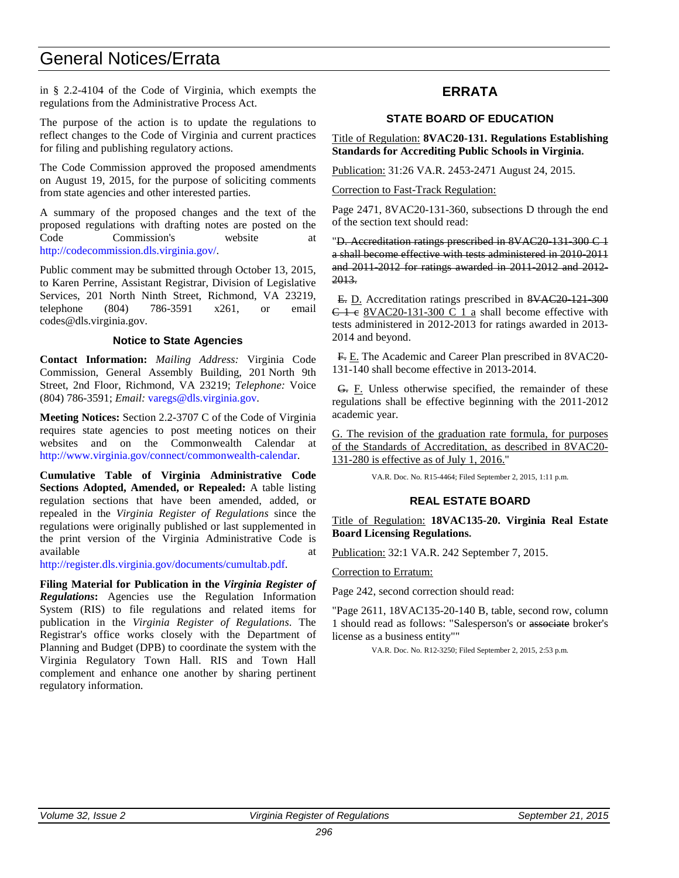in § 2.2-4104 of the Code of Virginia, which exempts the regulations from the Administrative Process Act.

The purpose of the action is to update the regulations to reflect changes to the Code of Virginia and current practices for filing and publishing regulatory actions.

The Code Commission approved the proposed amendments on August 19, 2015, for the purpose of soliciting comments from state agencies and other interested parties.

A summary of the proposed changes and the text of the proposed regulations with drafting notes are posted on the Code Commission's website at http://codecommission.dls.virginia.gov/.

Public comment may be submitted through October 13, 2015, to Karen Perrine, Assistant Registrar, Division of Legislative Services, 201 North Ninth Street, Richmond, VA 23219, telephone (804) 786-3591 x261, or email codes@dls.virginia.gov.

### Notice to State Agencies

**Contact Information:** *Mailing Address:* Virginia Code Commission, General Assembly Building, 201 North 9th Street, 2nd Floor, Richmond, VA 23219; *Telephone:* Voice (804) 786-3591; *Email:* varegs@dls.virginia.gov.

**Meeting Notices:** Section 2.2-3707 C of the Code of Virginia requires state agencies to post meeting notices on their websites and on the Commonwealth Calendar at http://www.virginia.gov/connect/commonwealth-calendar.

**Cumulative Table of Virginia Administrative Code Sections Adopted, Amended, or Repealed:** A table listing regulation sections that have been amended, added, or repealed in the *Virginia Register of Regulations* since the regulations were originally published or last supplemented in the print version of the Virginia Administrative Code is available at http://register.dls.virginia.gov/documents/cumultab.pdf.

**Filing Material for Publication in the *Virginia Register of Regulations*:** Agencies use the Regulation Information System (RIS) to file regulations and related items for publication in the *Virginia Register of Regulations*. The Registrar's office works closely with the Department of Planning and Budget (DPB) to coordinate the system with the Virginia Regulatory Town Hall. RIS and Town Hall complement and enhance one another by sharing pertinent regulatory information.

## ERRATA

### STATE BOARD OF EDUCATION

Title of Regulation: **8VAC20-131. Regulations Establishing Standards for Accrediting Public Schools in Virginia.**

Publication: 31:26 VA.R. 2453-2471 August 24, 2015.

Correction to Fast-Track Regulation:

Page 2471, 8VAC20-131-360, subsections D through the end of the section text should read:

"~~D. Accreditation ratings prescribed in 8VAC20-131-300 C 1 a shall become effective with tests administered in 2010-2011 and 2011-2012 for ratings awarded in 2011-2012 and 2012-2013.~~

~~E.~~ D. Accreditation ratings prescribed in ~~8VAC20-121-300 C 1 c~~ 8VAC20-131-300 C 1 a shall become effective with tests administered in 2012-2013 for ratings awarded in 2013-2014 and beyond.

~~F.~~ E. The Academic and Career Plan prescribed in 8VAC20-131-140 shall become effective in 2013-2014.

~~G.~~ F. Unless otherwise specified, the remainder of these regulations shall be effective beginning with the 2011-2012 academic year.

G. The revision of the graduation rate formula, for purposes of the Standards of Accreditation, as described in 8VAC20-131-280 is effective as of July 1, 2016."

VA.R. Doc. No. R15-4464; Filed September 2, 2015, 1:11 p.m.

### REAL ESTATE BOARD

Title of Regulation: **18VAC135-20. Virginia Real Estate Board Licensing Regulations.**

Publication: 32:1 VA.R. 242 September 7, 2015.

Correction to Erratum:

Page 242, second correction should read:

"Page 2611, 18VAC135-20-140 B, table, second row, column 1 should read as follows: "Salesperson's or ~~associate~~ broker's license as a business entity""

VA.R. Doc. No. R12-3250; Filed September 2, 2015, 2:53 p.m.